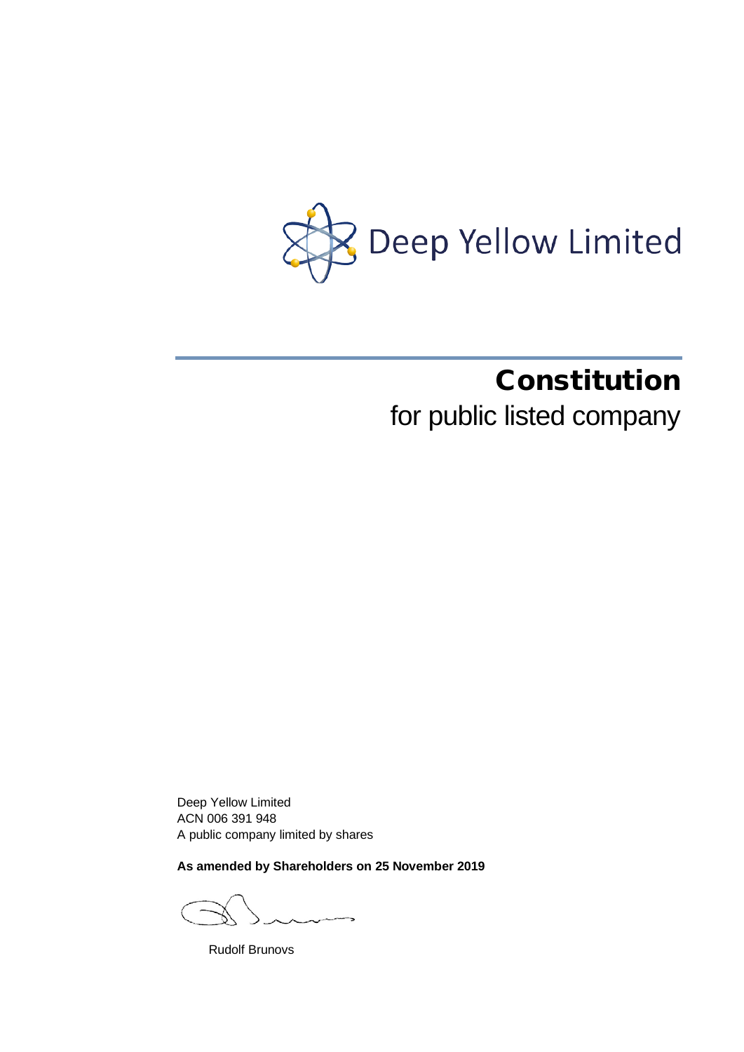Deep Yellow Limited

# Constitution

for public listed company

Deep Yellow Limited
ACN 006 391 948
A public company limited by shares

**As amended by Shareholders on 25 November 2019**

Rudolf Brunovs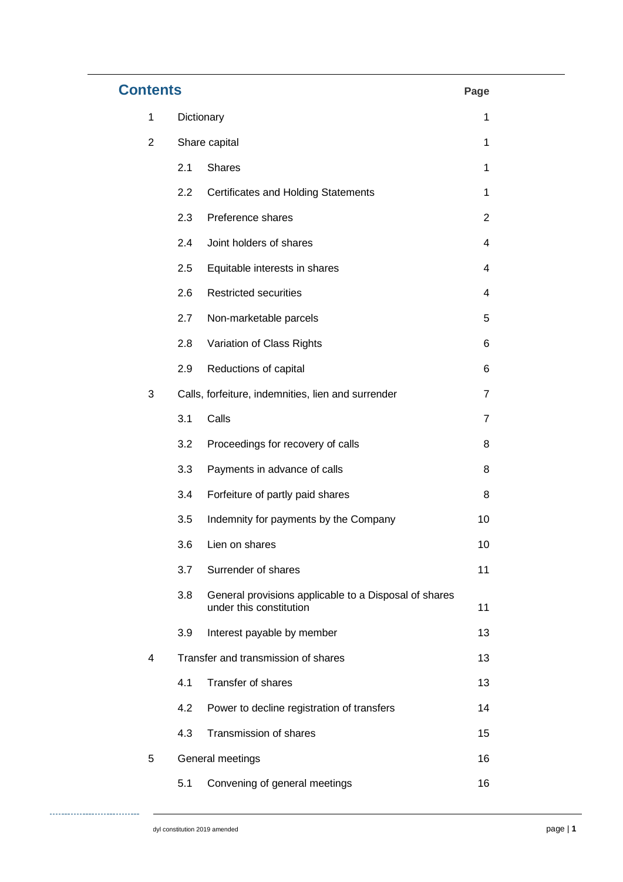# Contents

| | | Page |
|---|---|---|
| 1 | Dictionary | 1 |
| 2 | Share capital | 1 |
| | 2.1 Shares | 1 |
| | 2.2 Certificates and Holding Statements | 1 |
| | 2.3 Preference shares | 2 |
| | 2.4 Joint holders of shares | 4 |
| | 2.5 Equitable interests in shares | 4 |
| | 2.6 Restricted securities | 4 |
| | 2.7 Non-marketable parcels | 5 |
| | 2.8 Variation of Class Rights | 6 |
| | 2.9 Reductions of capital | 6 |
| 3 | Calls, forfeiture, indemnities, lien and surrender | 7 |
| | 3.1 Calls | 7 |
| | 3.2 Proceedings for recovery of calls | 8 |
| | 3.3 Payments in advance of calls | 8 |
| | 3.4 Forfeiture of partly paid shares | 8 |
| | 3.5 Indemnity for payments by the Company | 10 |
| | 3.6 Lien on shares | 10 |
| | 3.7 Surrender of shares | 11 |
| | 3.8 General provisions applicable to a Disposal of shares under this constitution | 11 |
| | 3.9 Interest payable by member | 13 |
| 4 | Transfer and transmission of shares | 13 |
| | 4.1 Transfer of shares | 13 |
| | 4.2 Power to decline registration of transfers | 14 |
| | 4.3 Transmission of shares | 15 |
| 5 | General meetings | 16 |
| | 5.1 Convening of general meetings | 16 |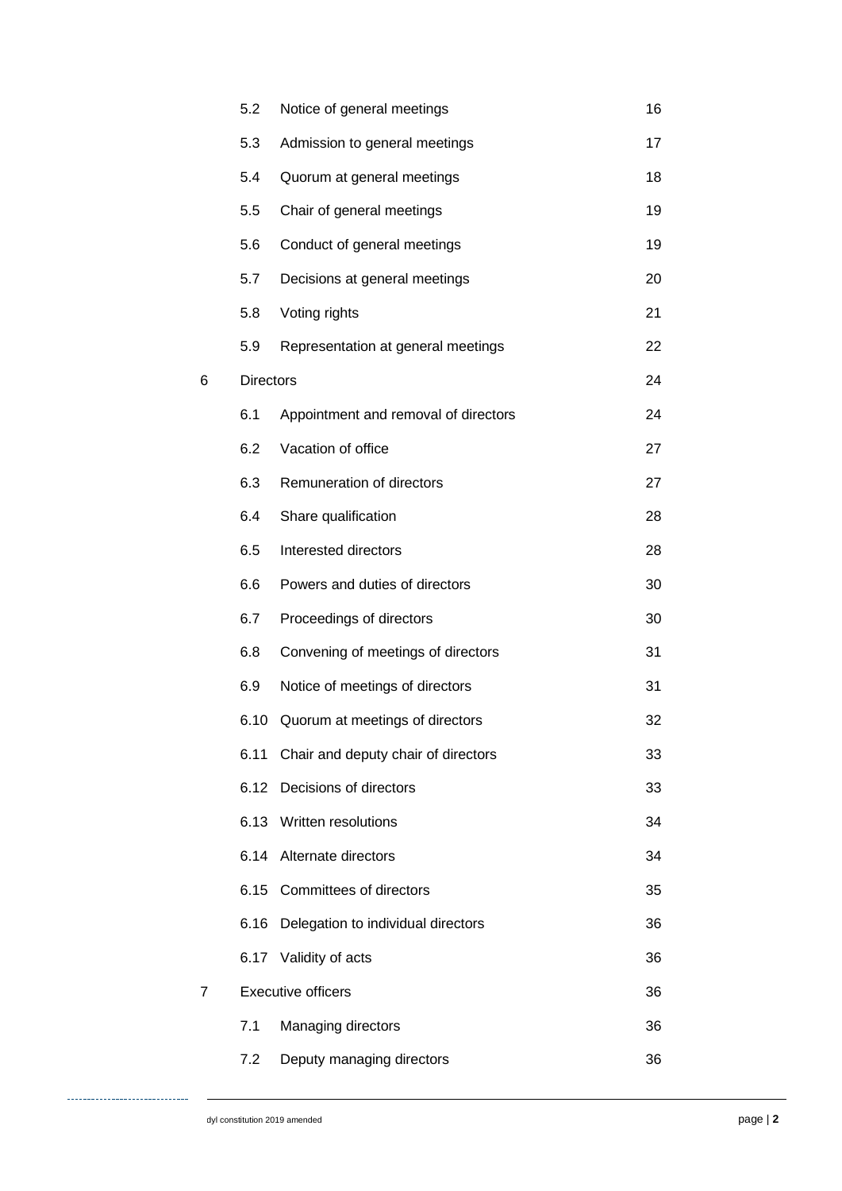| | | | |
|---|---|---|---|
| | 5.2 | Notice of general meetings | 16 |
| | 5.3 | Admission to general meetings | 17 |
| | 5.4 | Quorum at general meetings | 18 |
| | 5.5 | Chair of general meetings | 19 |
| | 5.6 | Conduct of general meetings | 19 |
| | 5.7 | Decisions at general meetings | 20 |
| | 5.8 | Voting rights | 21 |
| | 5.9 | Representation at general meetings | 22 |
| 6 | Directors | | 24 |
| | 6.1 | Appointment and removal of directors | 24 |
| | 6.2 | Vacation of office | 27 |
| | 6.3 | Remuneration of directors | 27 |
| | 6.4 | Share qualification | 28 |
| | 6.5 | Interested directors | 28 |
| | 6.6 | Powers and duties of directors | 30 |
| | 6.7 | Proceedings of directors | 30 |
| | 6.8 | Convening of meetings of directors | 31 |
| | 6.9 | Notice of meetings of directors | 31 |
| | 6.10 | Quorum at meetings of directors | 32 |
| | 6.11 | Chair and deputy chair of directors | 33 |
| | 6.12 | Decisions of directors | 33 |
| | 6.13 | Written resolutions | 34 |
| | 6.14 | Alternate directors | 34 |
| | 6.15 | Committees of directors | 35 |
| | 6.16 | Delegation to individual directors | 36 |
| | 6.17 | Validity of acts | 36 |
| 7 | Executive officers | | 36 |
| | 7.1 | Managing directors | 36 |
| | 7.2 | Deputy managing directors | 36 |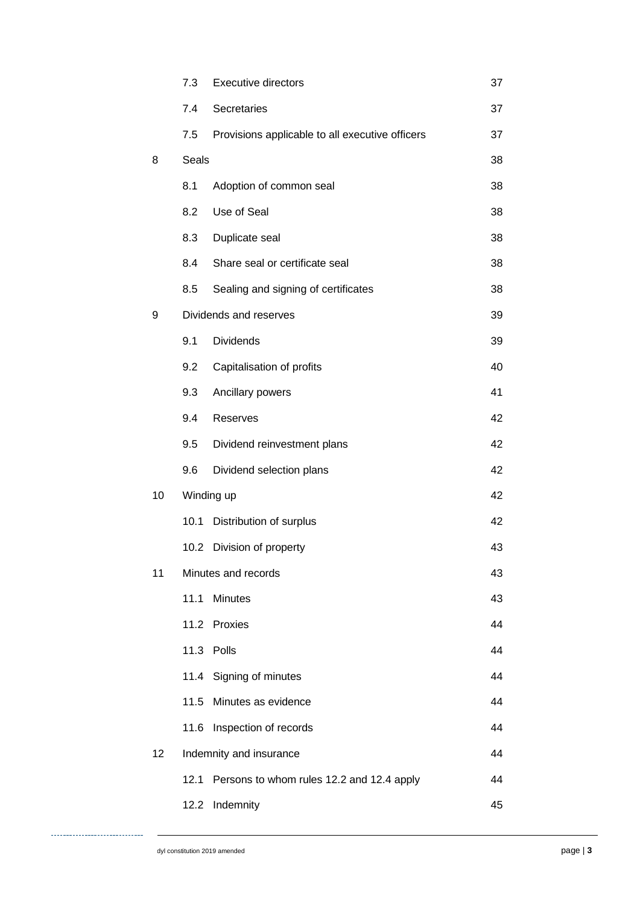| | | | |
|---|---|---|---|
| | 7.3 | Executive directors | 37 |
| | 7.4 | Secretaries | 37 |
| | 7.5 | Provisions applicable to all executive officers | 37 |
| 8 | Seals | | 38 |
| | 8.1 | Adoption of common seal | 38 |
| | 8.2 | Use of Seal | 38 |
| | 8.3 | Duplicate seal | 38 |
| | 8.4 | Share seal or certificate seal | 38 |
| | 8.5 | Sealing and signing of certificates | 38 |
| 9 | Dividends and reserves | | 39 |
| | 9.1 | Dividends | 39 |
| | 9.2 | Capitalisation of profits | 40 |
| | 9.3 | Ancillary powers | 41 |
| | 9.4 | Reserves | 42 |
| | 9.5 | Dividend reinvestment plans | 42 |
| | 9.6 | Dividend selection plans | 42 |
| 10 | Winding up | | 42 |
| | 10.1 | Distribution of surplus | 42 |
| | 10.2 | Division of property | 43 |
| 11 | Minutes and records | | 43 |
| | 11.1 | Minutes | 43 |
| | 11.2 | Proxies | 44 |
| | 11.3 | Polls | 44 |
| | 11.4 | Signing of minutes | 44 |
| | 11.5 | Minutes as evidence | 44 |
| | 11.6 | Inspection of records | 44 |
| 12 | Indemnity and insurance | | 44 |
| | 12.1 | Persons to whom rules 12.2 and 12.4 apply | 44 |
| | 12.2 | Indemnity | 45 |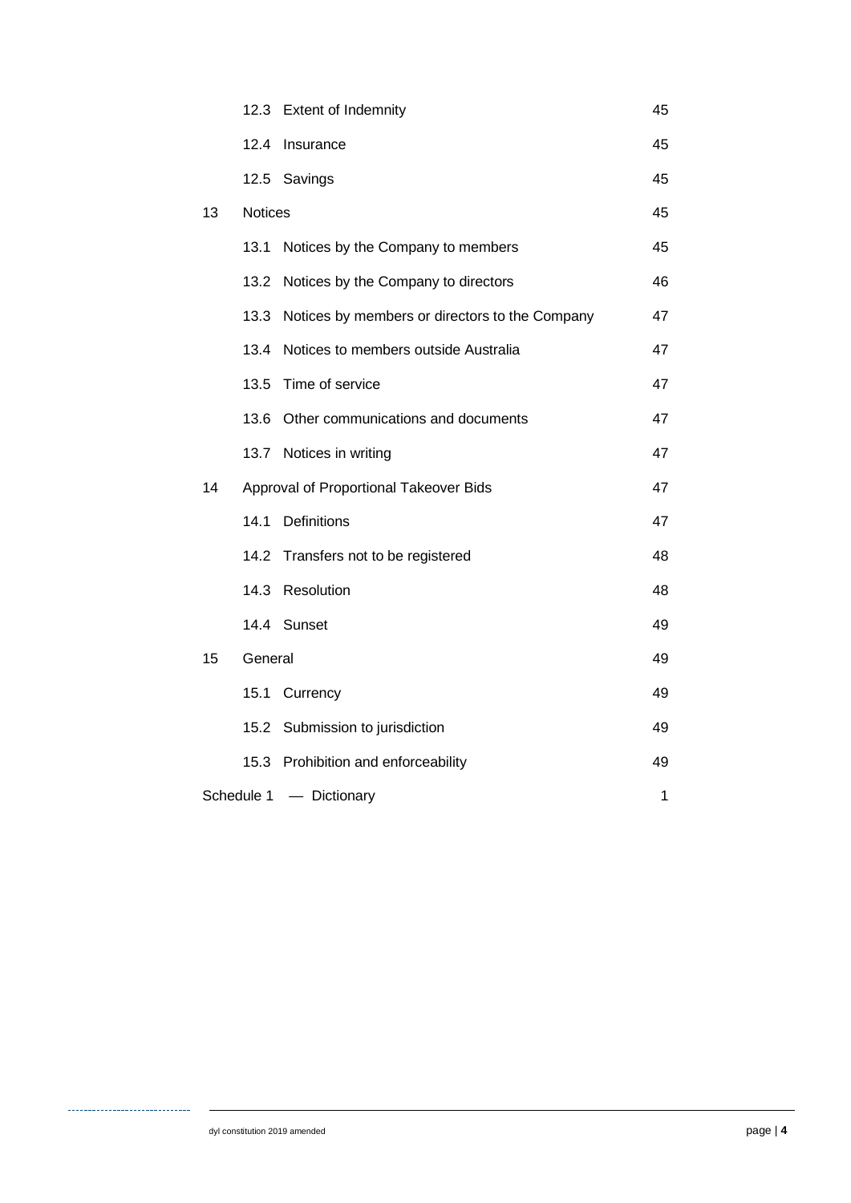| | | |
|---|---|---|
| | 12.3 Extent of Indemnity | 45 |
| | 12.4 Insurance | 45 |
| | 12.5 Savings | 45 |
| 13 | Notices | 45 |
| | 13.1 Notices by the Company to members | 45 |
| | 13.2 Notices by the Company to directors | 46 |
| | 13.3 Notices by members or directors to the Company | 47 |
| | 13.4 Notices to members outside Australia | 47 |
| | 13.5 Time of service | 47 |
| | 13.6 Other communications and documents | 47 |
| | 13.7 Notices in writing | 47 |
| 14 | Approval of Proportional Takeover Bids | 47 |
| | 14.1 Definitions | 47 |
| | 14.2 Transfers not to be registered | 48 |
| | 14.3 Resolution | 48 |
| | 14.4 Sunset | 49 |
| 15 | General | 49 |
| | 15.1 Currency | 49 |
| | 15.2 Submission to jurisdiction | 49 |
| | 15.3 Prohibition and enforceability | 49 |
| Schedule 1 | — Dictionary | 1 |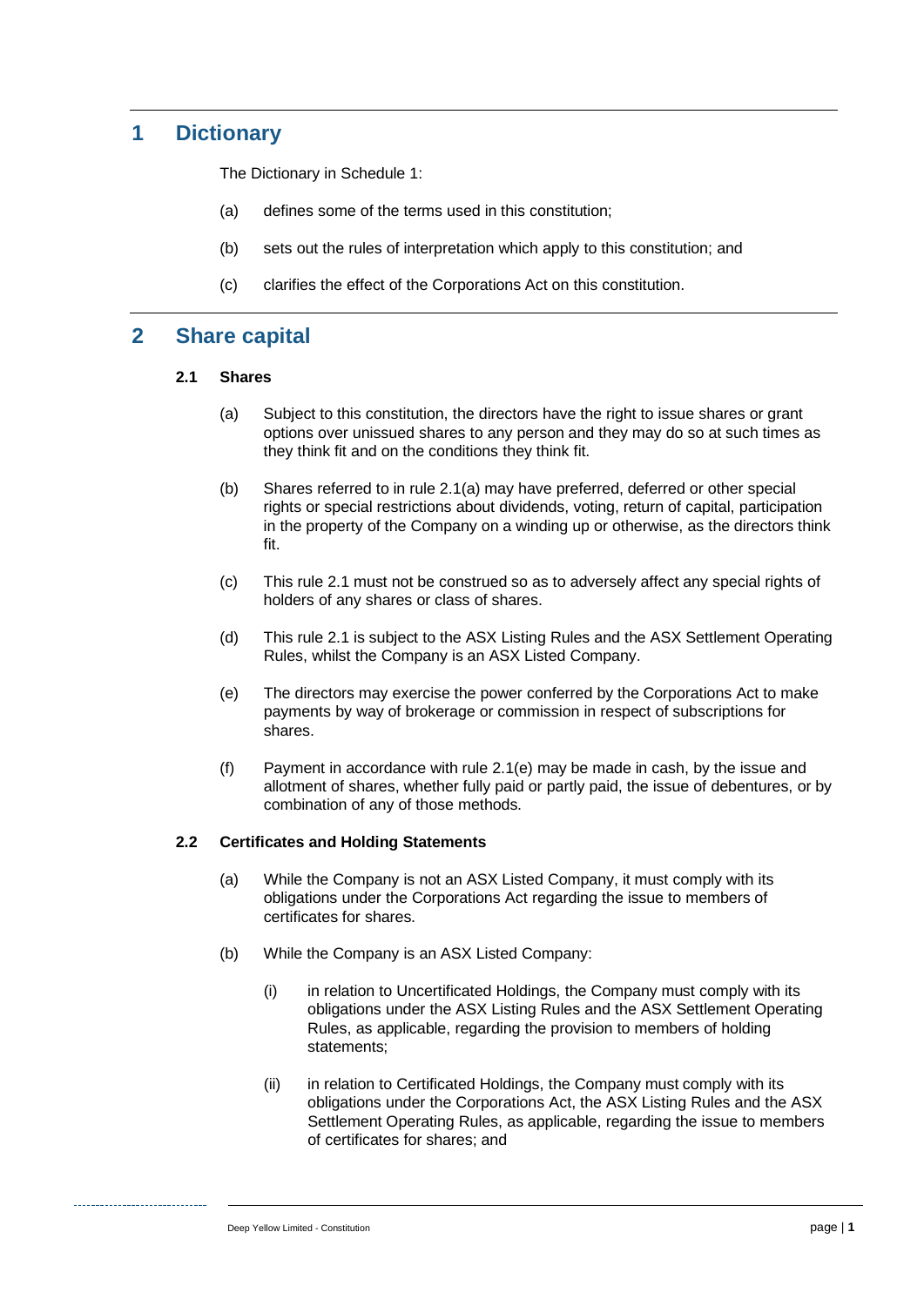# 1 Dictionary

The Dictionary in Schedule 1:

(a) defines some of the terms used in this constitution;

(b) sets out the rules of interpretation which apply to this constitution; and

(c) clarifies the effect of the Corporations Act on this constitution.

# 2 Share capital

### 2.1 Shares

(a) Subject to this constitution, the directors have the right to issue shares or grant options over unissued shares to any person and they may do so at such times as they think fit and on the conditions they think fit.

(b) Shares referred to in rule 2.1(a) may have preferred, deferred or other special rights or special restrictions about dividends, voting, return of capital, participation in the property of the Company on a winding up or otherwise, as the directors think fit.

(c) This rule 2.1 must not be construed so as to adversely affect any special rights of holders of any shares or class of shares.

(d) This rule 2.1 is subject to the ASX Listing Rules and the ASX Settlement Operating Rules, whilst the Company is an ASX Listed Company.

(e) The directors may exercise the power conferred by the Corporations Act to make payments by way of brokerage or commission in respect of subscriptions for shares.

(f) Payment in accordance with rule 2.1(e) may be made in cash, by the issue and allotment of shares, whether fully paid or partly paid, the issue of debentures, or by combination of any of those methods.

### 2.2 Certificates and Holding Statements

(a) While the Company is not an ASX Listed Company, it must comply with its obligations under the Corporations Act regarding the issue to members of certificates for shares.

(b) While the Company is an ASX Listed Company:

(i) in relation to Uncertificated Holdings, the Company must comply with its obligations under the ASX Listing Rules and the ASX Settlement Operating Rules, as applicable, regarding the provision to members of holding statements;

(ii) in relation to Certificated Holdings, the Company must comply with its obligations under the Corporations Act, the ASX Listing Rules and the ASX Settlement Operating Rules, as applicable, regarding the issue to members of certificates for shares; and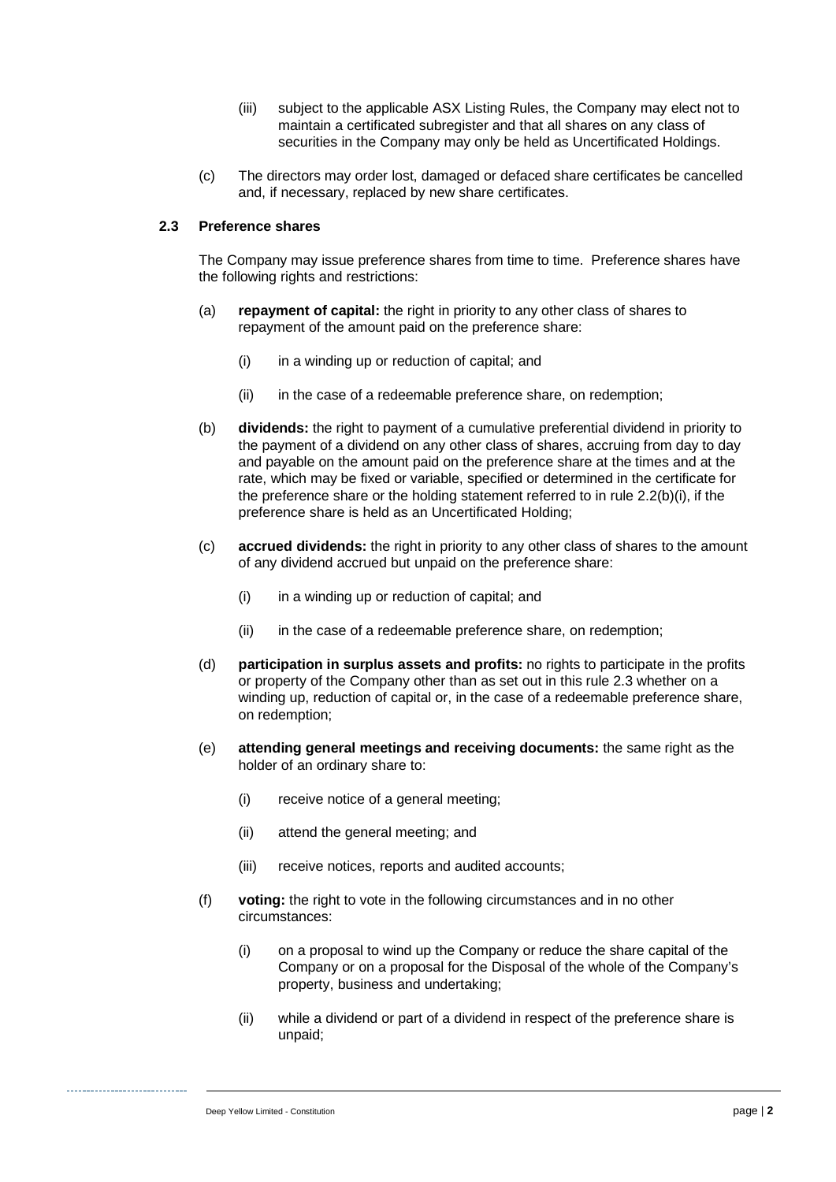(iii) subject to the applicable ASX Listing Rules, the Company may elect not to maintain a certificated subregister and that all shares on any class of securities in the Company may only be held as Uncertificated Holdings.

(c) The directors may order lost, damaged or defaced share certificates be cancelled and, if necessary, replaced by new share certificates.

### 2.3 Preference shares

The Company may issue preference shares from time to time. Preference shares have the following rights and restrictions:

(a) **repayment of capital:** the right in priority to any other class of shares to repayment of the amount paid on the preference share:

(i) in a winding up or reduction of capital; and

(ii) in the case of a redeemable preference share, on redemption;

(b) **dividends:** the right to payment of a cumulative preferential dividend in priority to the payment of a dividend on any other class of shares, accruing from day to day and payable on the amount paid on the preference share at the times and at the rate, which may be fixed or variable, specified or determined in the certificate for the preference share or the holding statement referred to in rule 2.2(b)(i), if the preference share is held as an Uncertificated Holding;

(c) **accrued dividends:** the right in priority to any other class of shares to the amount of any dividend accrued but unpaid on the preference share:

(i) in a winding up or reduction of capital; and

(ii) in the case of a redeemable preference share, on redemption;

(d) **participation in surplus assets and profits:** no rights to participate in the profits or property of the Company other than as set out in this rule 2.3 whether on a winding up, reduction of capital or, in the case of a redeemable preference share, on redemption;

(e) **attending general meetings and receiving documents:** the same right as the holder of an ordinary share to:

(i) receive notice of a general meeting;

(ii) attend the general meeting; and

(iii) receive notices, reports and audited accounts;

(f) **voting:** the right to vote in the following circumstances and in no other circumstances:

(i) on a proposal to wind up the Company or reduce the share capital of the Company or on a proposal for the Disposal of the whole of the Company's property, business and undertaking;

(ii) while a dividend or part of a dividend in respect of the preference share is unpaid;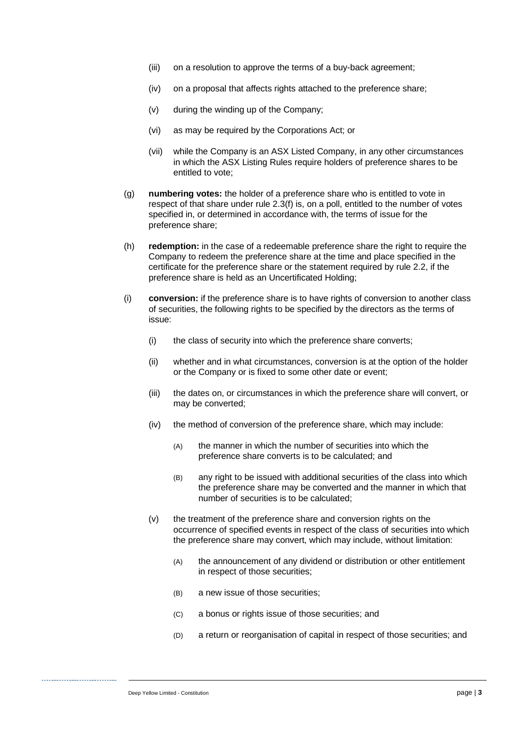- (iii) on a resolution to approve the terms of a buy-back agreement;
- (iv) on a proposal that affects rights attached to the preference share;
- (v) during the winding up of the Company;
- (vi) as may be required by the Corporations Act; or
- (vii) while the Company is an ASX Listed Company, in any other circumstances in which the ASX Listing Rules require holders of preference shares to be entitled to vote;

(g) **numbering votes:** the holder of a preference share who is entitled to vote in respect of that share under rule 2.3(f) is, on a poll, entitled to the number of votes specified in, or determined in accordance with, the terms of issue for the preference share;

(h) **redemption:** in the case of a redeemable preference share the right to require the Company to redeem the preference share at the time and place specified in the certificate for the preference share or the statement required by rule 2.2, if the preference share is held as an Uncertificated Holding;

(i) **conversion:** if the preference share is to have rights of conversion to another class of securities, the following rights to be specified by the directors as the terms of issue:

- (i) the class of security into which the preference share converts;
- (ii) whether and in what circumstances, conversion is at the option of the holder or the Company or is fixed to some other date or event;
- (iii) the dates on, or circumstances in which the preference share will convert, or may be converted;
- (iv) the method of conversion of the preference share, which may include:
  - (A) the manner in which the number of securities into which the preference share converts is to be calculated; and
  - (B) any right to be issued with additional securities of the class into which the preference share may be converted and the manner in which that number of securities is to be calculated;
- (v) the treatment of the preference share and conversion rights on the occurrence of specified events in respect of the class of securities into which the preference share may convert, which may include, without limitation:
  - (A) the announcement of any dividend or distribution or other entitlement in respect of those securities;
  - (B) a new issue of those securities;
  - (C) a bonus or rights issue of those securities; and
  - (D) a return or reorganisation of capital in respect of those securities; and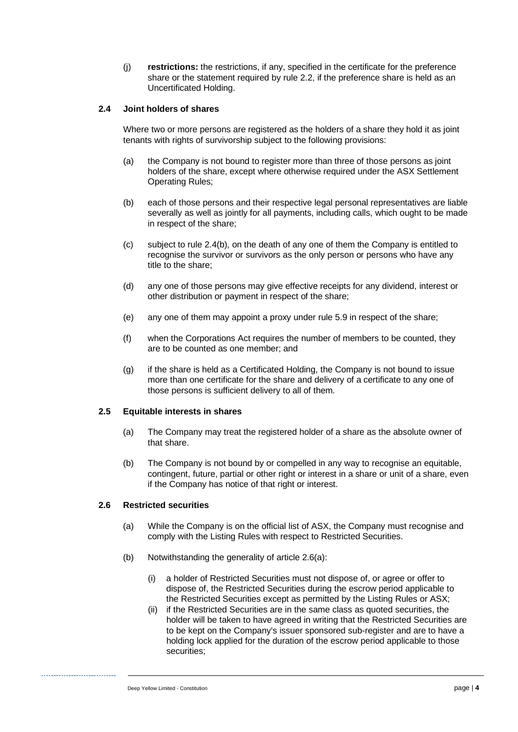(j) **restrictions:** the restrictions, if any, specified in the certificate for the preference share or the statement required by rule 2.2, if the preference share is held as an Uncertificated Holding.

### 2.4 Joint holders of shares

Where two or more persons are registered as the holders of a share they hold it as joint tenants with rights of survivorship subject to the following provisions:

(a) the Company is not bound to register more than three of those persons as joint holders of the share, except where otherwise required under the ASX Settlement Operating Rules;

(b) each of those persons and their respective legal personal representatives are liable severally as well as jointly for all payments, including calls, which ought to be made in respect of the share;

(c) subject to rule 2.4(b), on the death of any one of them the Company is entitled to recognise the survivor or survivors as the only person or persons who have any title to the share;

(d) any one of those persons may give effective receipts for any dividend, interest or other distribution or payment in respect of the share;

(e) any one of them may appoint a proxy under rule 5.9 in respect of the share;

(f) when the Corporations Act requires the number of members to be counted, they are to be counted as one member; and

(g) if the share is held as a Certificated Holding, the Company is not bound to issue more than one certificate for the share and delivery of a certificate to any one of those persons is sufficient delivery to all of them.

### 2.5 Equitable interests in shares

(a) The Company may treat the registered holder of a share as the absolute owner of that share.

(b) The Company is not bound by or compelled in any way to recognise an equitable, contingent, future, partial or other right or interest in a share or unit of a share, even if the Company has notice of that right or interest.

### 2.6 Restricted securities

(a) While the Company is on the official list of ASX, the Company must recognise and comply with the Listing Rules with respect to Restricted Securities.

(b) Notwithstanding the generality of article 2.6(a):

(i) a holder of Restricted Securities must not dispose of, or agree or offer to dispose of, the Restricted Securities during the escrow period applicable to the Restricted Securities except as permitted by the Listing Rules or ASX;

(ii) if the Restricted Securities are in the same class as quoted securities, the holder will be taken to have agreed in writing that the Restricted Securities are to be kept on the Company's issuer sponsored sub-register and are to have a holding lock applied for the duration of the escrow period applicable to those securities;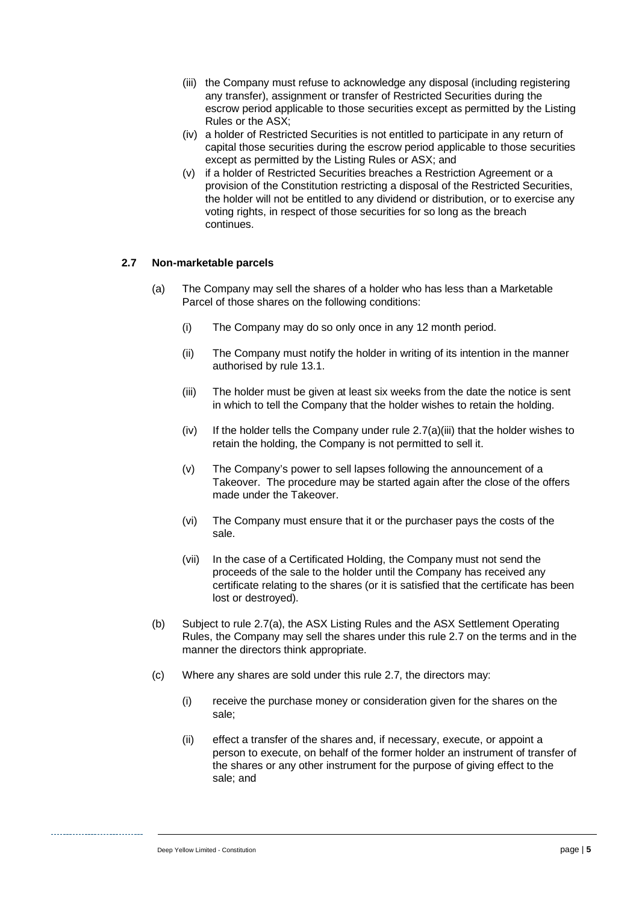(iii) the Company must refuse to acknowledge any disposal (including registering any transfer), assignment or transfer of Restricted Securities during the escrow period applicable to those securities except as permitted by the Listing Rules or the ASX;

(iv) a holder of Restricted Securities is not entitled to participate in any return of capital those securities during the escrow period applicable to those securities except as permitted by the Listing Rules or ASX; and

(v) if a holder of Restricted Securities breaches a Restriction Agreement or a provision of the Constitution restricting a disposal of the Restricted Securities, the holder will not be entitled to any dividend or distribution, or to exercise any voting rights, in respect of those securities for so long as the breach continues.

### 2.7 Non-marketable parcels

(a) The Company may sell the shares of a holder who has less than a Marketable Parcel of those shares on the following conditions:

(i) The Company may do so only once in any 12 month period.

(ii) The Company must notify the holder in writing of its intention in the manner authorised by rule 13.1.

(iii) The holder must be given at least six weeks from the date the notice is sent in which to tell the Company that the holder wishes to retain the holding.

(iv) If the holder tells the Company under rule 2.7(a)(iii) that the holder wishes to retain the holding, the Company is not permitted to sell it.

(v) The Company's power to sell lapses following the announcement of a Takeover. The procedure may be started again after the close of the offers made under the Takeover.

(vi) The Company must ensure that it or the purchaser pays the costs of the sale.

(vii) In the case of a Certificated Holding, the Company must not send the proceeds of the sale to the holder until the Company has received any certificate relating to the shares (or it is satisfied that the certificate has been lost or destroyed).

(b) Subject to rule 2.7(a), the ASX Listing Rules and the ASX Settlement Operating Rules, the Company may sell the shares under this rule 2.7 on the terms and in the manner the directors think appropriate.

(c) Where any shares are sold under this rule 2.7, the directors may:

(i) receive the purchase money or consideration given for the shares on the sale;

(ii) effect a transfer of the shares and, if necessary, execute, or appoint a person to execute, on behalf of the former holder an instrument of transfer of the shares or any other instrument for the purpose of giving effect to the sale; and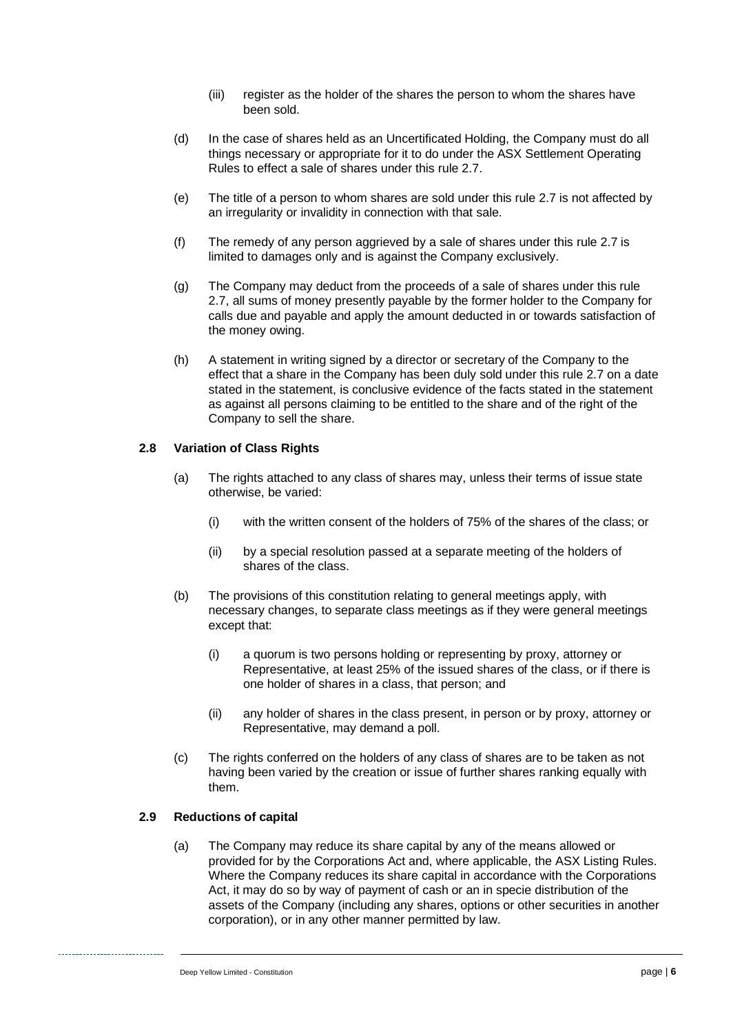(iii) register as the holder of the shares the person to whom the shares have been sold.

(d) In the case of shares held as an Uncertificated Holding, the Company must do all things necessary or appropriate for it to do under the ASX Settlement Operating Rules to effect a sale of shares under this rule 2.7.

(e) The title of a person to whom shares are sold under this rule 2.7 is not affected by an irregularity or invalidity in connection with that sale.

(f) The remedy of any person aggrieved by a sale of shares under this rule 2.7 is limited to damages only and is against the Company exclusively.

(g) The Company may deduct from the proceeds of a sale of shares under this rule 2.7, all sums of money presently payable by the former holder to the Company for calls due and payable and apply the amount deducted in or towards satisfaction of the money owing.

(h) A statement in writing signed by a director or secretary of the Company to the effect that a share in the Company has been duly sold under this rule 2.7 on a date stated in the statement, is conclusive evidence of the facts stated in the statement as against all persons claiming to be entitled to the share and of the right of the Company to sell the share.

### 2.8 Variation of Class Rights

(a) The rights attached to any class of shares may, unless their terms of issue state otherwise, be varied:

(i) with the written consent of the holders of 75% of the shares of the class; or

(ii) by a special resolution passed at a separate meeting of the holders of shares of the class.

(b) The provisions of this constitution relating to general meetings apply, with necessary changes, to separate class meetings as if they were general meetings except that:

(i) a quorum is two persons holding or representing by proxy, attorney or Representative, at least 25% of the issued shares of the class, or if there is one holder of shares in a class, that person; and

(ii) any holder of shares in the class present, in person or by proxy, attorney or Representative, may demand a poll.

(c) The rights conferred on the holders of any class of shares are to be taken as not having been varied by the creation or issue of further shares ranking equally with them.

### 2.9 Reductions of capital

(a) The Company may reduce its share capital by any of the means allowed or provided for by the Corporations Act and, where applicable, the ASX Listing Rules. Where the Company reduces its share capital in accordance with the Corporations Act, it may do so by way of payment of cash or an in specie distribution of the assets of the Company (including any shares, options or other securities in another corporation), or in any other manner permitted by law.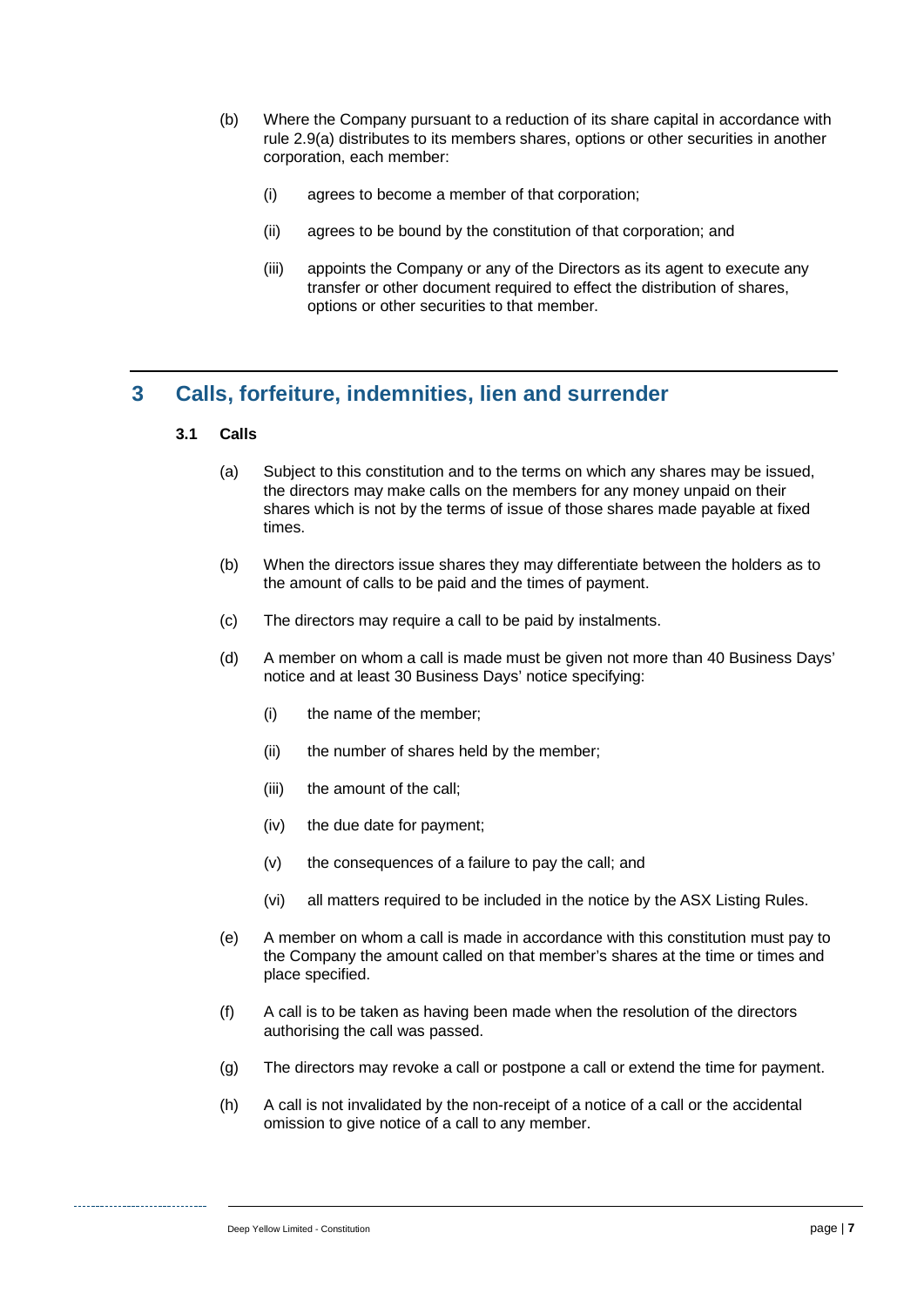(b) Where the Company pursuant to a reduction of its share capital in accordance with rule 2.9(a) distributes to its members shares, options or other securities in another corporation, each member:

  (i) agrees to become a member of that corporation;

  (ii) agrees to be bound by the constitution of that corporation; and

  (iii) appoints the Company or any of the Directors as its agent to execute any transfer or other document required to effect the distribution of shares, options or other securities to that member.

## 3 Calls, forfeiture, indemnities, lien and surrender

### 3.1 Calls

(a) Subject to this constitution and to the terms on which any shares may be issued, the directors may make calls on the members for any money unpaid on their shares which is not by the terms of issue of those shares made payable at fixed times.

(b) When the directors issue shares they may differentiate between the holders as to the amount of calls to be paid and the times of payment.

(c) The directors may require a call to be paid by instalments.

(d) A member on whom a call is made must be given not more than 40 Business Days' notice and at least 30 Business Days' notice specifying:

  (i) the name of the member;

  (ii) the number of shares held by the member;

  (iii) the amount of the call;

  (iv) the due date for payment;

  (v) the consequences of a failure to pay the call; and

  (vi) all matters required to be included in the notice by the ASX Listing Rules.

(e) A member on whom a call is made in accordance with this constitution must pay to the Company the amount called on that member's shares at the time or times and place specified.

(f) A call is to be taken as having been made when the resolution of the directors authorising the call was passed.

(g) The directors may revoke a call or postpone a call or extend the time for payment.

(h) A call is not invalidated by the non-receipt of a notice of a call or the accidental omission to give notice of a call to any member.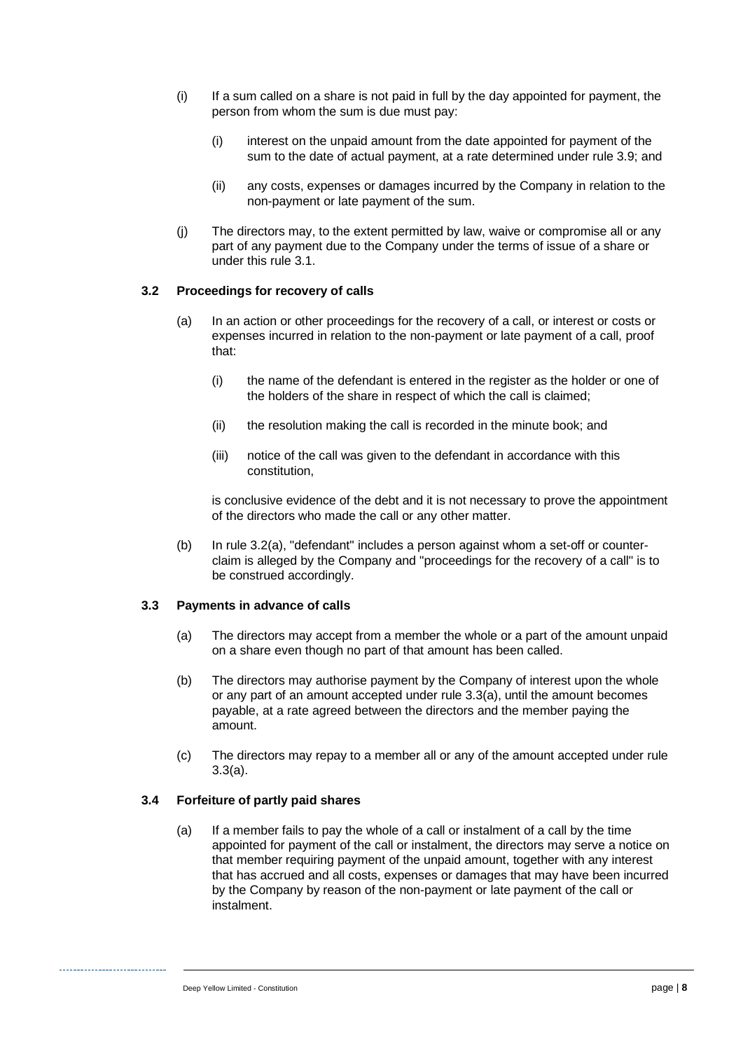(i) If a sum called on a share is not paid in full by the day appointed for payment, the person from whom the sum is due must pay:

    (i) interest on the unpaid amount from the date appointed for payment of the sum to the date of actual payment, at a rate determined under rule 3.9; and

    (ii) any costs, expenses or damages incurred by the Company in relation to the non-payment or late payment of the sum.

(j) The directors may, to the extent permitted by law, waive or compromise all or any part of any payment due to the Company under the terms of issue of a share or under this rule 3.1.

### 3.2 Proceedings for recovery of calls

(a) In an action or other proceedings for the recovery of a call, or interest or costs or expenses incurred in relation to the non-payment or late payment of a call, proof that:

    (i) the name of the defendant is entered in the register as the holder or one of the holders of the share in respect of which the call is claimed;

    (ii) the resolution making the call is recorded in the minute book; and

    (iii) notice of the call was given to the defendant in accordance with this constitution,

    is conclusive evidence of the debt and it is not necessary to prove the appointment of the directors who made the call or any other matter.

(b) In rule 3.2(a), "defendant" includes a person against whom a set-off or counter-claim is alleged by the Company and "proceedings for the recovery of a call" is to be construed accordingly.

### 3.3 Payments in advance of calls

(a) The directors may accept from a member the whole or a part of the amount unpaid on a share even though no part of that amount has been called.

(b) The directors may authorise payment by the Company of interest upon the whole or any part of an amount accepted under rule 3.3(a), until the amount becomes payable, at a rate agreed between the directors and the member paying the amount.

(c) The directors may repay to a member all or any of the amount accepted under rule 3.3(a).

### 3.4 Forfeiture of partly paid shares

(a) If a member fails to pay the whole of a call or instalment of a call by the time appointed for payment of the call or instalment, the directors may serve a notice on that member requiring payment of the unpaid amount, together with any interest that has accrued and all costs, expenses or damages that may have been incurred by the Company by reason of the non-payment or late payment of the call or instalment.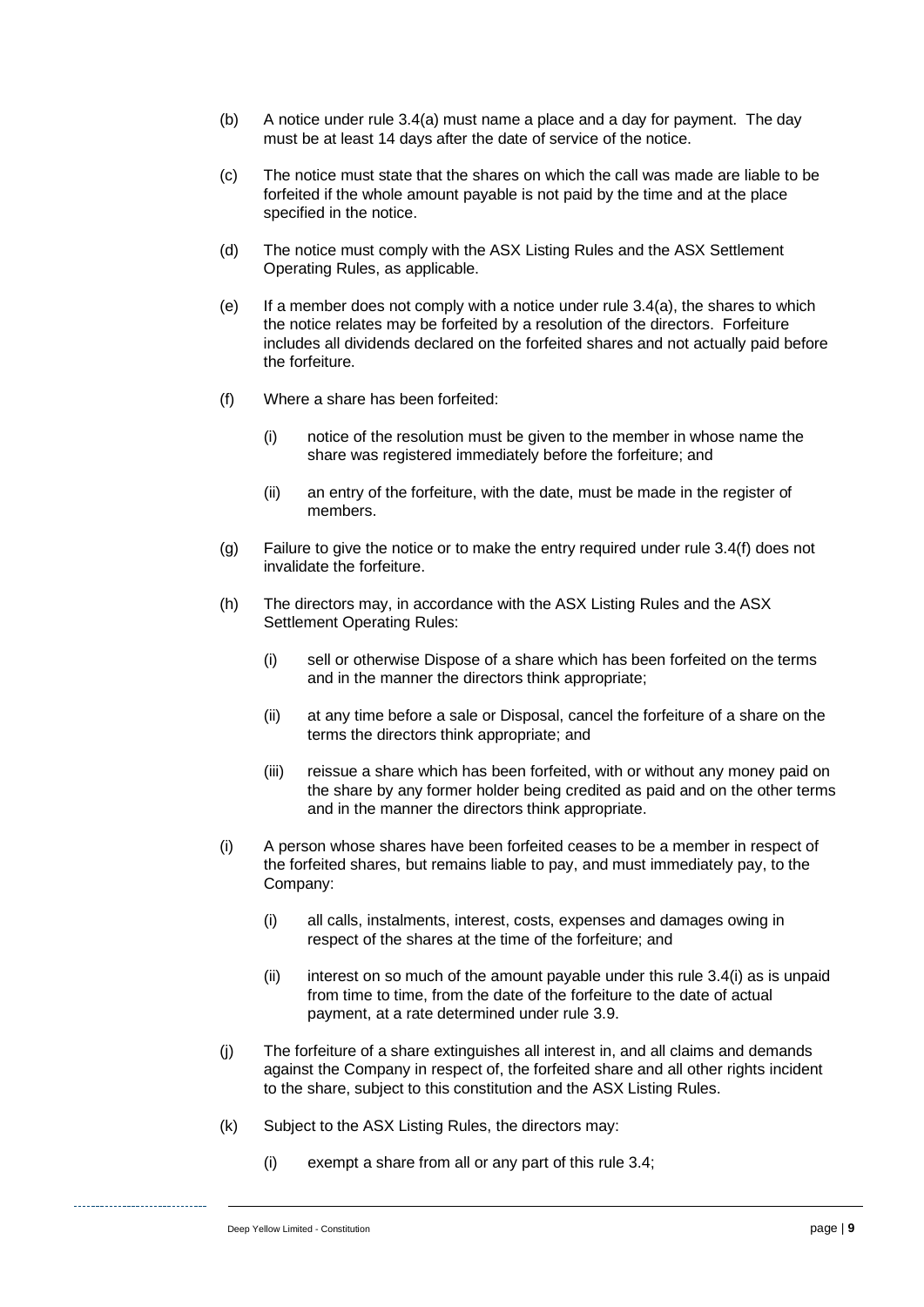(b) A notice under rule 3.4(a) must name a place and a day for payment. The day must be at least 14 days after the date of service of the notice.

(c) The notice must state that the shares on which the call was made are liable to be forfeited if the whole amount payable is not paid by the time and at the place specified in the notice.

(d) The notice must comply with the ASX Listing Rules and the ASX Settlement Operating Rules, as applicable.

(e) If a member does not comply with a notice under rule 3.4(a), the shares to which the notice relates may be forfeited by a resolution of the directors. Forfeiture includes all dividends declared on the forfeited shares and not actually paid before the forfeiture.

(f) Where a share has been forfeited:

  (i) notice of the resolution must be given to the member in whose name the share was registered immediately before the forfeiture; and

  (ii) an entry of the forfeiture, with the date, must be made in the register of members.

(g) Failure to give the notice or to make the entry required under rule 3.4(f) does not invalidate the forfeiture.

(h) The directors may, in accordance with the ASX Listing Rules and the ASX Settlement Operating Rules:

  (i) sell or otherwise Dispose of a share which has been forfeited on the terms and in the manner the directors think appropriate;

  (ii) at any time before a sale or Disposal, cancel the forfeiture of a share on the terms the directors think appropriate; and

  (iii) reissue a share which has been forfeited, with or without any money paid on the share by any former holder being credited as paid and on the other terms and in the manner the directors think appropriate.

(i) A person whose shares have been forfeited ceases to be a member in respect of the forfeited shares, but remains liable to pay, and must immediately pay, to the Company:

  (i) all calls, instalments, interest, costs, expenses and damages owing in respect of the shares at the time of the forfeiture; and

  (ii) interest on so much of the amount payable under this rule 3.4(i) as is unpaid from time to time, from the date of the forfeiture to the date of actual payment, at a rate determined under rule 3.9.

(j) The forfeiture of a share extinguishes all interest in, and all claims and demands against the Company in respect of, the forfeited share and all other rights incident to the share, subject to this constitution and the ASX Listing Rules.

(k) Subject to the ASX Listing Rules, the directors may:

  (i) exempt a share from all or any part of this rule 3.4;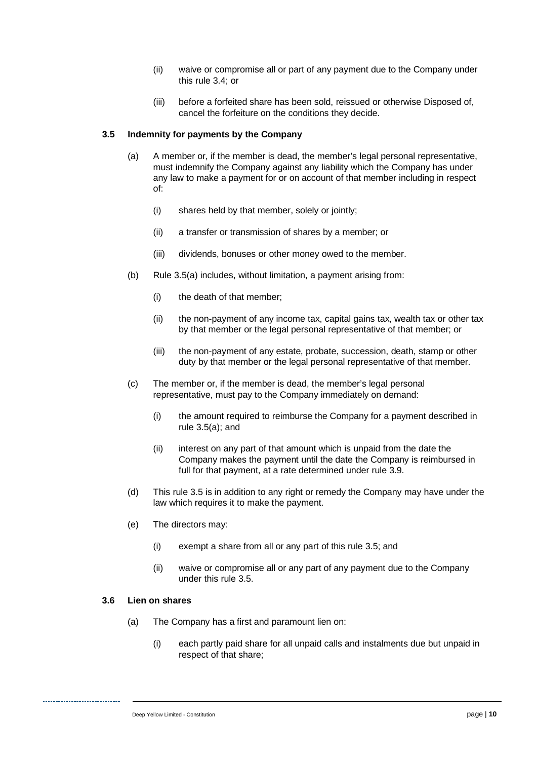(ii) waive or compromise all or part of any payment due to the Company under this rule 3.4; or

(iii) before a forfeited share has been sold, reissued or otherwise Disposed of, cancel the forfeiture on the conditions they decide.

### 3.5 Indemnity for payments by the Company

(a) A member or, if the member is dead, the member's legal personal representative, must indemnify the Company against any liability which the Company has under any law to make a payment for or on account of that member including in respect of:

   (i) shares held by that member, solely or jointly;

   (ii) a transfer or transmission of shares by a member; or

   (iii) dividends, bonuses or other money owed to the member.

(b) Rule 3.5(a) includes, without limitation, a payment arising from:

   (i) the death of that member;

   (ii) the non-payment of any income tax, capital gains tax, wealth tax or other tax by that member or the legal personal representative of that member; or

   (iii) the non-payment of any estate, probate, succession, death, stamp or other duty by that member or the legal personal representative of that member.

(c) The member or, if the member is dead, the member's legal personal representative, must pay to the Company immediately on demand:

   (i) the amount required to reimburse the Company for a payment described in rule 3.5(a); and

   (ii) interest on any part of that amount which is unpaid from the date the Company makes the payment until the date the Company is reimbursed in full for that payment, at a rate determined under rule 3.9.

(d) This rule 3.5 is in addition to any right or remedy the Company may have under the law which requires it to make the payment.

(e) The directors may:

   (i) exempt a share from all or any part of this rule 3.5; and

   (ii) waive or compromise all or any part of any payment due to the Company under this rule 3.5.

### 3.6 Lien on shares

(a) The Company has a first and paramount lien on:

   (i) each partly paid share for all unpaid calls and instalments due but unpaid in respect of that share;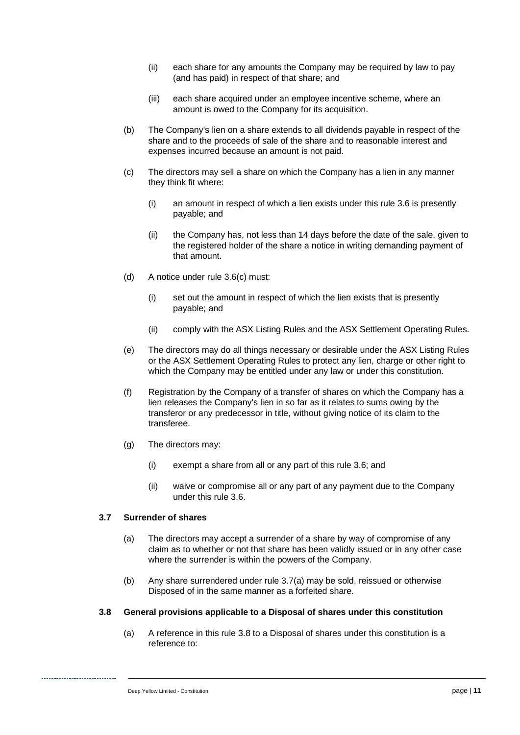(ii) each share for any amounts the Company may be required by law to pay (and has paid) in respect of that share; and

(iii) each share acquired under an employee incentive scheme, where an amount is owed to the Company for its acquisition.

(b) The Company's lien on a share extends to all dividends payable in respect of the share and to the proceeds of sale of the share and to reasonable interest and expenses incurred because an amount is not paid.

(c) The directors may sell a share on which the Company has a lien in any manner they think fit where:

(i) an amount in respect of which a lien exists under this rule 3.6 is presently payable; and

(ii) the Company has, not less than 14 days before the date of the sale, given to the registered holder of the share a notice in writing demanding payment of that amount.

(d) A notice under rule 3.6(c) must:

(i) set out the amount in respect of which the lien exists that is presently payable; and

(ii) comply with the ASX Listing Rules and the ASX Settlement Operating Rules.

(e) The directors may do all things necessary or desirable under the ASX Listing Rules or the ASX Settlement Operating Rules to protect any lien, charge or other right to which the Company may be entitled under any law or under this constitution.

(f) Registration by the Company of a transfer of shares on which the Company has a lien releases the Company's lien in so far as it relates to sums owing by the transferor or any predecessor in title, without giving notice of its claim to the transferee.

(g) The directors may:

(i) exempt a share from all or any part of this rule 3.6; and

(ii) waive or compromise all or any part of any payment due to the Company under this rule 3.6.

### 3.7 Surrender of shares

(a) The directors may accept a surrender of a share by way of compromise of any claim as to whether or not that share has been validly issued or in any other case where the surrender is within the powers of the Company.

(b) Any share surrendered under rule 3.7(a) may be sold, reissued or otherwise Disposed of in the same manner as a forfeited share.

### 3.8 General provisions applicable to a Disposal of shares under this constitution

(a) A reference in this rule 3.8 to a Disposal of shares under this constitution is a reference to: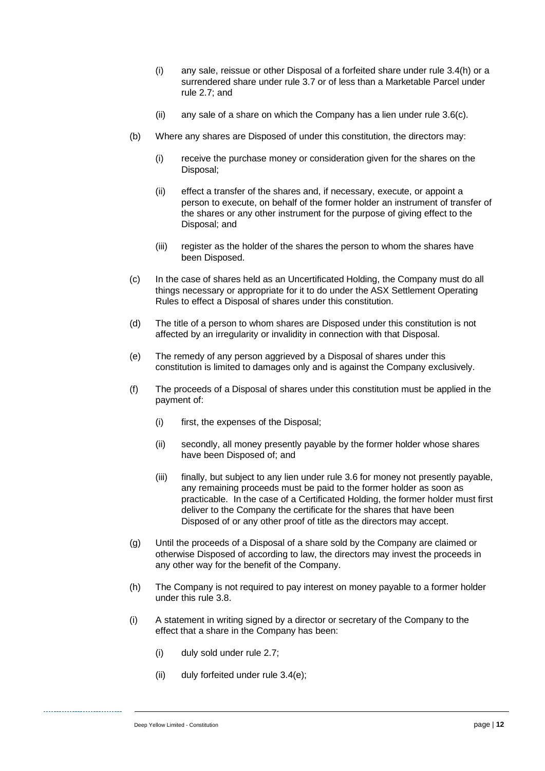- (i) any sale, reissue or other Disposal of a forfeited share under rule 3.4(h) or a surrendered share under rule 3.7 or of less than a Marketable Parcel under rule 2.7; and
- (ii) any sale of a share on which the Company has a lien under rule 3.6(c).

(b) Where any shares are Disposed of under this constitution, the directors may:

- (i) receive the purchase money or consideration given for the shares on the Disposal;
- (ii) effect a transfer of the shares and, if necessary, execute, or appoint a person to execute, on behalf of the former holder an instrument of transfer of the shares or any other instrument for the purpose of giving effect to the Disposal; and
- (iii) register as the holder of the shares the person to whom the shares have been Disposed.

(c) In the case of shares held as an Uncertificated Holding, the Company must do all things necessary or appropriate for it to do under the ASX Settlement Operating Rules to effect a Disposal of shares under this constitution.

(d) The title of a person to whom shares are Disposed under this constitution is not affected by an irregularity or invalidity in connection with that Disposal.

(e) The remedy of any person aggrieved by a Disposal of shares under this constitution is limited to damages only and is against the Company exclusively.

(f) The proceeds of a Disposal of shares under this constitution must be applied in the payment of:

- (i) first, the expenses of the Disposal;
- (ii) secondly, all money presently payable by the former holder whose shares have been Disposed of; and
- (iii) finally, but subject to any lien under rule 3.6 for money not presently payable, any remaining proceeds must be paid to the former holder as soon as practicable. In the case of a Certificated Holding, the former holder must first deliver to the Company the certificate for the shares that have been Disposed of or any other proof of title as the directors may accept.

(g) Until the proceeds of a Disposal of a share sold by the Company are claimed or otherwise Disposed of according to law, the directors may invest the proceeds in any other way for the benefit of the Company.

(h) The Company is not required to pay interest on money payable to a former holder under this rule 3.8.

(i) A statement in writing signed by a director or secretary of the Company to the effect that a share in the Company has been:

- (i) duly sold under rule 2.7;
- (ii) duly forfeited under rule 3.4(e);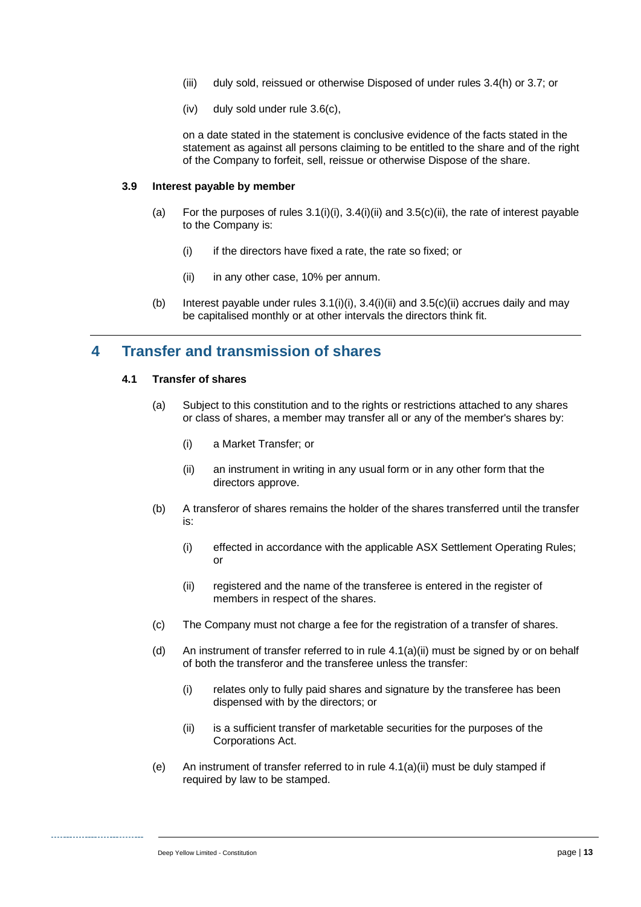(iii) duly sold, reissued or otherwise Disposed of under rules 3.4(h) or 3.7; or

(iv) duly sold under rule 3.6(c),

on a date stated in the statement is conclusive evidence of the facts stated in the statement as against all persons claiming to be entitled to the share and of the right of the Company to forfeit, sell, reissue or otherwise Dispose of the share.

### 3.9 Interest payable by member

(a) For the purposes of rules 3.1(i)(i), 3.4(i)(ii) and 3.5(c)(ii), the rate of interest payable to the Company is:

(i) if the directors have fixed a rate, the rate so fixed; or

(ii) in any other case, 10% per annum.

(b) Interest payable under rules 3.1(i)(i), 3.4(i)(ii) and 3.5(c)(ii) accrues daily and may be capitalised monthly or at other intervals the directors think fit.

## 4 Transfer and transmission of shares

### 4.1 Transfer of shares

(a) Subject to this constitution and to the rights or restrictions attached to any shares or class of shares, a member may transfer all or any of the member's shares by:

(i) a Market Transfer; or

(ii) an instrument in writing in any usual form or in any other form that the directors approve.

(b) A transferor of shares remains the holder of the shares transferred until the transfer is:

(i) effected in accordance with the applicable ASX Settlement Operating Rules; or

(ii) registered and the name of the transferee is entered in the register of members in respect of the shares.

(c) The Company must not charge a fee for the registration of a transfer of shares.

(d) An instrument of transfer referred to in rule 4.1(a)(ii) must be signed by or on behalf of both the transferor and the transferee unless the transfer:

(i) relates only to fully paid shares and signature by the transferee has been dispensed with by the directors; or

(ii) is a sufficient transfer of marketable securities for the purposes of the Corporations Act.

(e) An instrument of transfer referred to in rule 4.1(a)(ii) must be duly stamped if required by law to be stamped.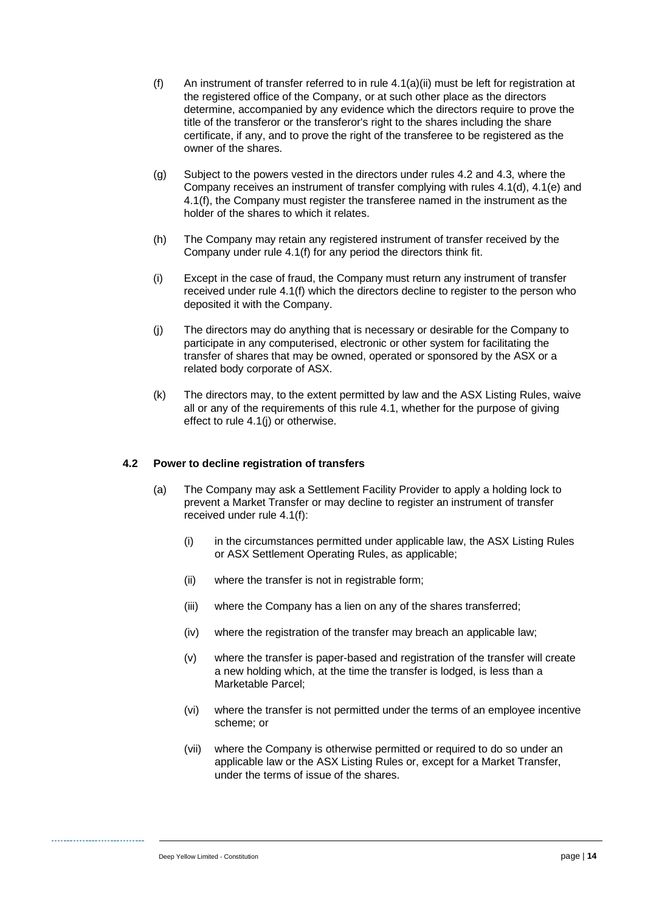(f) An instrument of transfer referred to in rule 4.1(a)(ii) must be left for registration at the registered office of the Company, or at such other place as the directors determine, accompanied by any evidence which the directors require to prove the title of the transferor or the transferor's right to the shares including the share certificate, if any, and to prove the right of the transferee to be registered as the owner of the shares.

(g) Subject to the powers vested in the directors under rules 4.2 and 4.3, where the Company receives an instrument of transfer complying with rules 4.1(d), 4.1(e) and 4.1(f), the Company must register the transferee named in the instrument as the holder of the shares to which it relates.

(h) The Company may retain any registered instrument of transfer received by the Company under rule 4.1(f) for any period the directors think fit.

(i) Except in the case of fraud, the Company must return any instrument of transfer received under rule 4.1(f) which the directors decline to register to the person who deposited it with the Company.

(j) The directors may do anything that is necessary or desirable for the Company to participate in any computerised, electronic or other system for facilitating the transfer of shares that may be owned, operated or sponsored by the ASX or a related body corporate of ASX.

(k) The directors may, to the extent permitted by law and the ASX Listing Rules, waive all or any of the requirements of this rule 4.1, whether for the purpose of giving effect to rule 4.1(j) or otherwise.

### 4.2 Power to decline registration of transfers

(a) The Company may ask a Settlement Facility Provider to apply a holding lock to prevent a Market Transfer or may decline to register an instrument of transfer received under rule 4.1(f):

(i) in the circumstances permitted under applicable law, the ASX Listing Rules or ASX Settlement Operating Rules, as applicable;

(ii) where the transfer is not in registrable form;

(iii) where the Company has a lien on any of the shares transferred;

(iv) where the registration of the transfer may breach an applicable law;

(v) where the transfer is paper-based and registration of the transfer will create a new holding which, at the time the transfer is lodged, is less than a Marketable Parcel;

(vi) where the transfer is not permitted under the terms of an employee incentive scheme; or

(vii) where the Company is otherwise permitted or required to do so under an applicable law or the ASX Listing Rules or, except for a Market Transfer, under the terms of issue of the shares.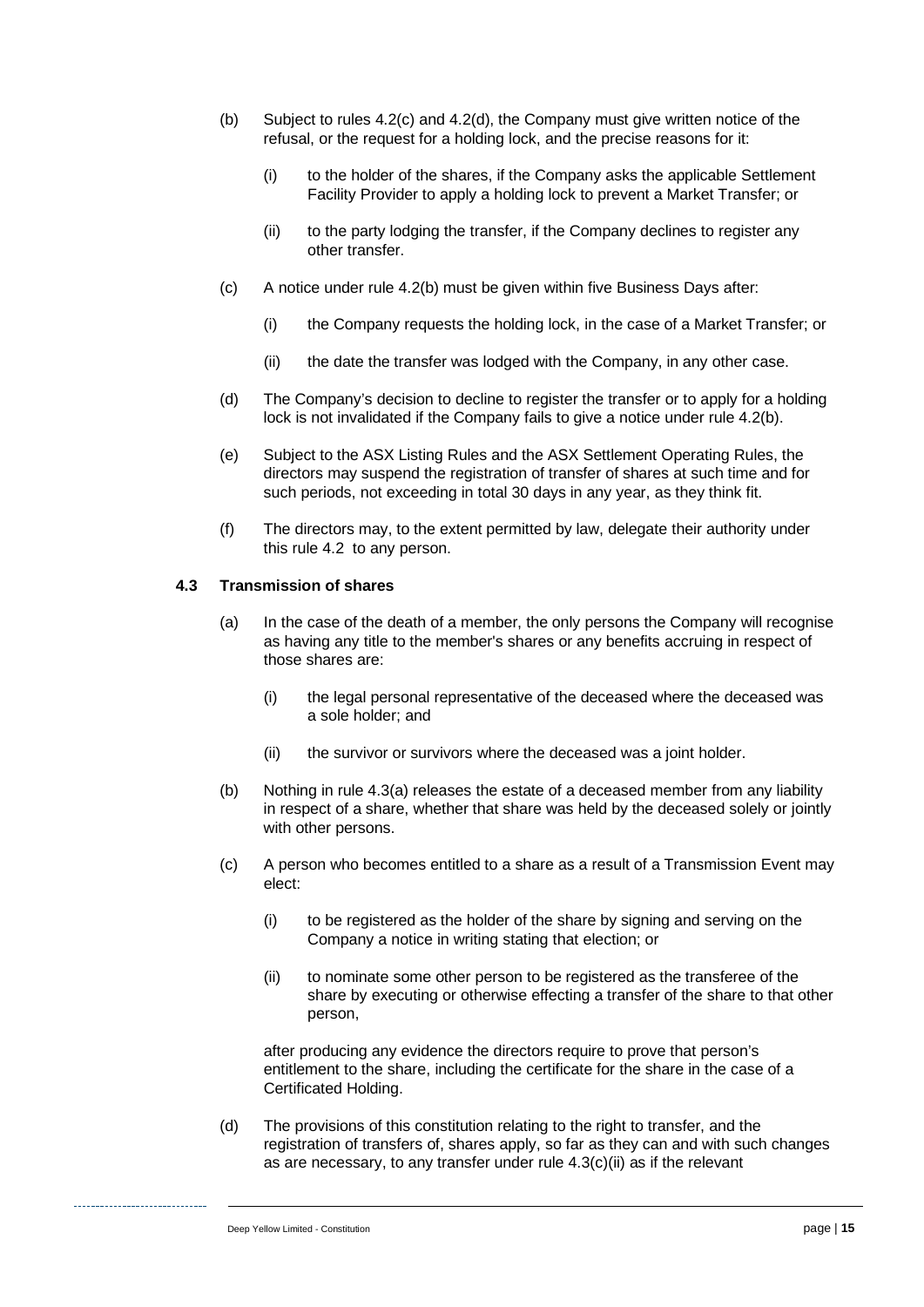(b) Subject to rules 4.2(c) and 4.2(d), the Company must give written notice of the refusal, or the request for a holding lock, and the precise reasons for it:

   (i) to the holder of the shares, if the Company asks the applicable Settlement Facility Provider to apply a holding lock to prevent a Market Transfer; or

   (ii) to the party lodging the transfer, if the Company declines to register any other transfer.

(c) A notice under rule 4.2(b) must be given within five Business Days after:

   (i) the Company requests the holding lock, in the case of a Market Transfer; or

   (ii) the date the transfer was lodged with the Company, in any other case.

(d) The Company's decision to decline to register the transfer or to apply for a holding lock is not invalidated if the Company fails to give a notice under rule 4.2(b).

(e) Subject to the ASX Listing Rules and the ASX Settlement Operating Rules, the directors may suspend the registration of transfer of shares at such time and for such periods, not exceeding in total 30 days in any year, as they think fit.

(f) The directors may, to the extent permitted by law, delegate their authority under this rule 4.2 to any person.

### 4.3 Transmission of shares

(a) In the case of the death of a member, the only persons the Company will recognise as having any title to the member's shares or any benefits accruing in respect of those shares are:

   (i) the legal personal representative of the deceased where the deceased was a sole holder; and

   (ii) the survivor or survivors where the deceased was a joint holder.

(b) Nothing in rule 4.3(a) releases the estate of a deceased member from any liability in respect of a share, whether that share was held by the deceased solely or jointly with other persons.

(c) A person who becomes entitled to a share as a result of a Transmission Event may elect:

   (i) to be registered as the holder of the share by signing and serving on the Company a notice in writing stating that election; or

   (ii) to nominate some other person to be registered as the transferee of the share by executing or otherwise effecting a transfer of the share to that other person,

   after producing any evidence the directors require to prove that person's entitlement to the share, including the certificate for the share in the case of a Certificated Holding.

(d) The provisions of this constitution relating to the right to transfer, and the registration of transfers of, shares apply, so far as they can and with such changes as are necessary, to any transfer under rule 4.3(c)(ii) as if the relevant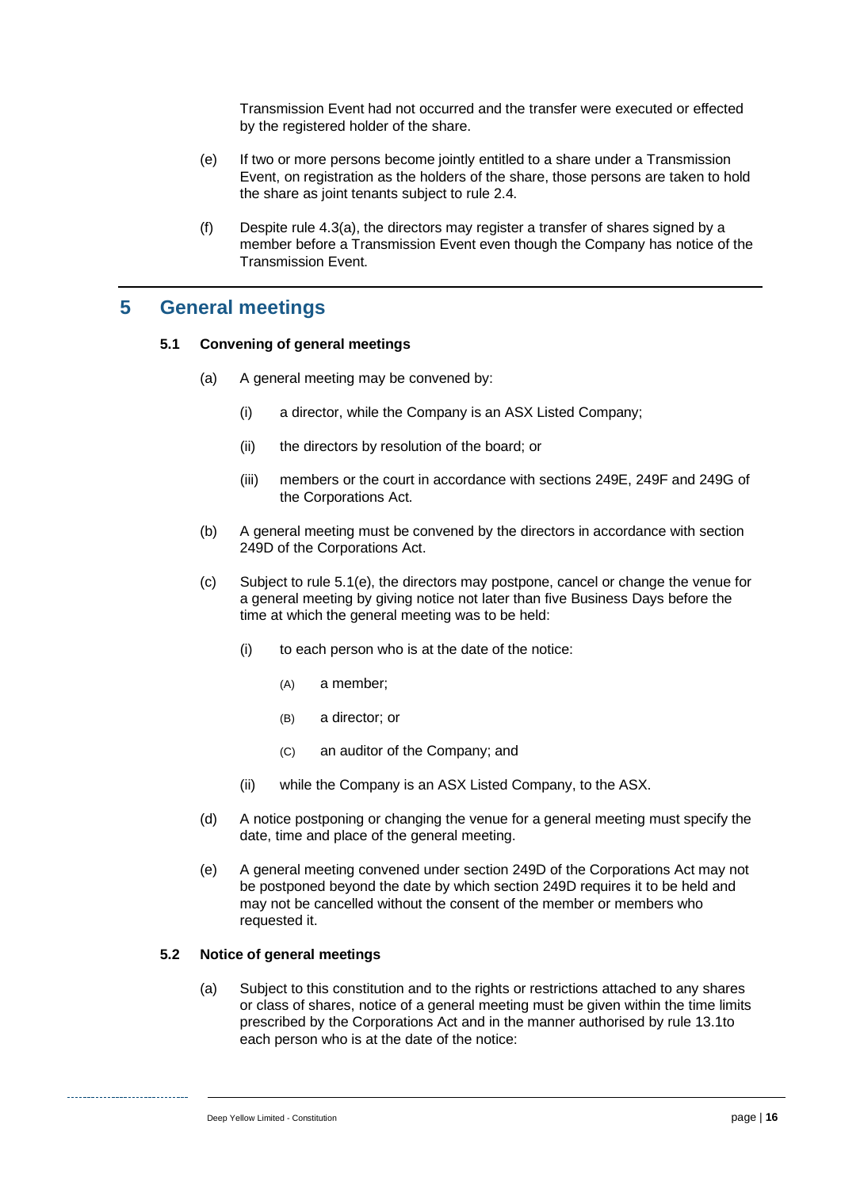Transmission Event had not occurred and the transfer were executed or effected by the registered holder of the share.

(e) If two or more persons become jointly entitled to a share under a Transmission Event, on registration as the holders of the share, those persons are taken to hold the share as joint tenants subject to rule 2.4.

(f) Despite rule 4.3(a), the directors may register a transfer of shares signed by a member before a Transmission Event even though the Company has notice of the Transmission Event.

# 5 General meetings

### 5.1 Convening of general meetings

(a) A general meeting may be convened by:

   (i) a director, while the Company is an ASX Listed Company;

   (ii) the directors by resolution of the board; or

   (iii) members or the court in accordance with sections 249E, 249F and 249G of the Corporations Act.

(b) A general meeting must be convened by the directors in accordance with section 249D of the Corporations Act.

(c) Subject to rule 5.1(e), the directors may postpone, cancel or change the venue for a general meeting by giving notice not later than five Business Days before the time at which the general meeting was to be held:

   (i) to each person who is at the date of the notice:

      (A) a member;

      (B) a director; or

      (C) an auditor of the Company; and

   (ii) while the Company is an ASX Listed Company, to the ASX.

(d) A notice postponing or changing the venue for a general meeting must specify the date, time and place of the general meeting.

(e) A general meeting convened under section 249D of the Corporations Act may not be postponed beyond the date by which section 249D requires it to be held and may not be cancelled without the consent of the member or members who requested it.

### 5.2 Notice of general meetings

(a) Subject to this constitution and to the rights or restrictions attached to any shares or class of shares, notice of a general meeting must be given within the time limits prescribed by the Corporations Act and in the manner authorised by rule 13.1to each person who is at the date of the notice: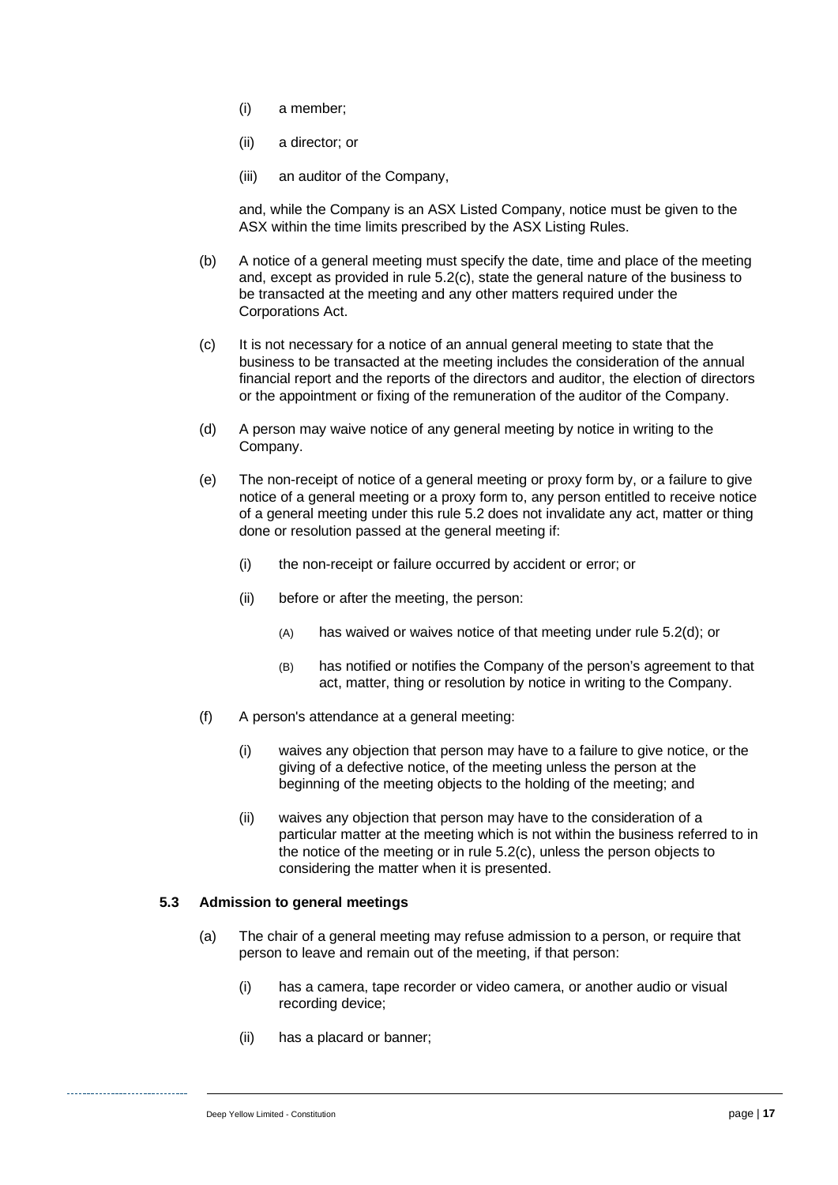(i) a member;

(ii) a director; or

(iii) an auditor of the Company,

and, while the Company is an ASX Listed Company, notice must be given to the ASX within the time limits prescribed by the ASX Listing Rules.

(b) A notice of a general meeting must specify the date, time and place of the meeting and, except as provided in rule 5.2(c), state the general nature of the business to be transacted at the meeting and any other matters required under the Corporations Act.

(c) It is not necessary for a notice of an annual general meeting to state that the business to be transacted at the meeting includes the consideration of the annual financial report and the reports of the directors and auditor, the election of directors or the appointment or fixing of the remuneration of the auditor of the Company.

(d) A person may waive notice of any general meeting by notice in writing to the Company.

(e) The non-receipt of notice of a general meeting or proxy form by, or a failure to give notice of a general meeting or a proxy form to, any person entitled to receive notice of a general meeting under this rule 5.2 does not invalidate any act, matter or thing done or resolution passed at the general meeting if:

(i) the non-receipt or failure occurred by accident or error; or

(ii) before or after the meeting, the person:

(A) has waived or waives notice of that meeting under rule 5.2(d); or

(B) has notified or notifies the Company of the person's agreement to that act, matter, thing or resolution by notice in writing to the Company.

(f) A person's attendance at a general meeting:

(i) waives any objection that person may have to a failure to give notice, or the giving of a defective notice, of the meeting unless the person at the beginning of the meeting objects to the holding of the meeting; and

(ii) waives any objection that person may have to the consideration of a particular matter at the meeting which is not within the business referred to in the notice of the meeting or in rule 5.2(c), unless the person objects to considering the matter when it is presented.

### 5.3 Admission to general meetings

(a) The chair of a general meeting may refuse admission to a person, or require that person to leave and remain out of the meeting, if that person:

(i) has a camera, tape recorder or video camera, or another audio or visual recording device;

(ii) has a placard or banner;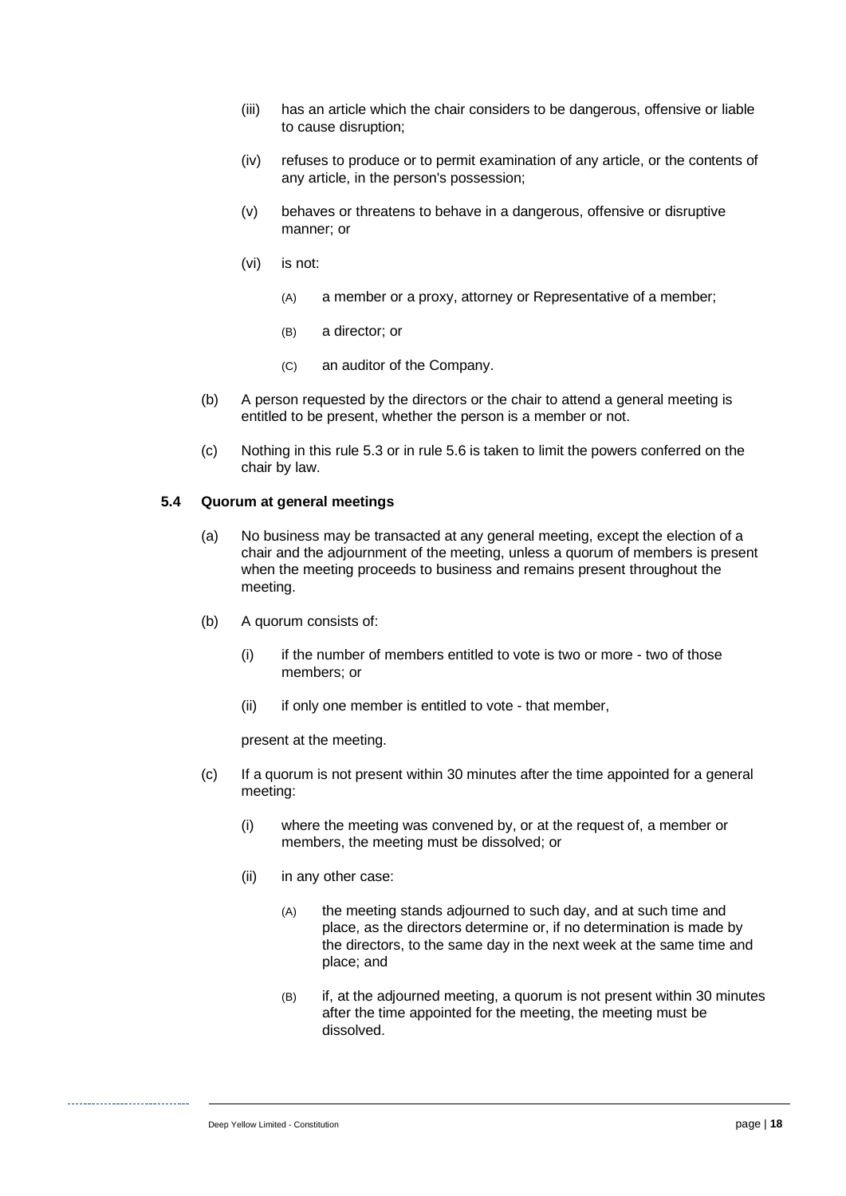(iii) has an article which the chair considers to be dangerous, offensive or liable to cause disruption;

(iv) refuses to produce or to permit examination of any article, or the contents of any article, in the person's possession;

(v) behaves or threatens to behave in a dangerous, offensive or disruptive manner; or

(vi) is not:

(A) a member or a proxy, attorney or Representative of a member;

(B) a director; or

(C) an auditor of the Company.

(b) A person requested by the directors or the chair to attend a general meeting is entitled to be present, whether the person is a member or not.

(c) Nothing in this rule 5.3 or in rule 5.6 is taken to limit the powers conferred on the chair by law.

### 5.4 Quorum at general meetings

(a) No business may be transacted at any general meeting, except the election of a chair and the adjournment of the meeting, unless a quorum of members is present when the meeting proceeds to business and remains present throughout the meeting.

(b) A quorum consists of:

(i) if the number of members entitled to vote is two or more - two of those members; or

(ii) if only one member is entitled to vote - that member,

present at the meeting.

(c) If a quorum is not present within 30 minutes after the time appointed for a general meeting:

(i) where the meeting was convened by, or at the request of, a member or members, the meeting must be dissolved; or

(ii) in any other case:

(A) the meeting stands adjourned to such day, and at such time and place, as the directors determine or, if no determination is made by the directors, to the same day in the next week at the same time and place; and

(B) if, at the adjourned meeting, a quorum is not present within 30 minutes after the time appointed for the meeting, the meeting must be dissolved.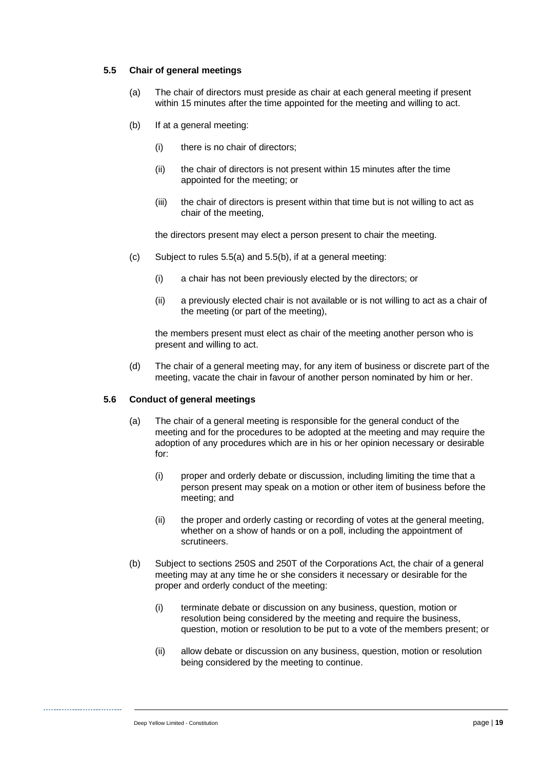### 5.5 Chair of general meetings

(a) The chair of directors must preside as chair at each general meeting if present within 15 minutes after the time appointed for the meeting and willing to act.

(b) If at a general meeting:

(i) there is no chair of directors;

(ii) the chair of directors is not present within 15 minutes after the time appointed for the meeting; or

(iii) the chair of directors is present within that time but is not willing to act as chair of the meeting,

the directors present may elect a person present to chair the meeting.

(c) Subject to rules 5.5(a) and 5.5(b), if at a general meeting:

(i) a chair has not been previously elected by the directors; or

(ii) a previously elected chair is not available or is not willing to act as a chair of the meeting (or part of the meeting),

the members present must elect as chair of the meeting another person who is present and willing to act.

(d) The chair of a general meeting may, for any item of business or discrete part of the meeting, vacate the chair in favour of another person nominated by him or her.

### 5.6 Conduct of general meetings

(a) The chair of a general meeting is responsible for the general conduct of the meeting and for the procedures to be adopted at the meeting and may require the adoption of any procedures which are in his or her opinion necessary or desirable for:

(i) proper and orderly debate or discussion, including limiting the time that a person present may speak on a motion or other item of business before the meeting; and

(ii) the proper and orderly casting or recording of votes at the general meeting, whether on a show of hands or on a poll, including the appointment of scrutineers.

(b) Subject to sections 250S and 250T of the Corporations Act, the chair of a general meeting may at any time he or she considers it necessary or desirable for the proper and orderly conduct of the meeting:

(i) terminate debate or discussion on any business, question, motion or resolution being considered by the meeting and require the business, question, motion or resolution to be put to a vote of the members present; or

(ii) allow debate or discussion on any business, question, motion or resolution being considered by the meeting to continue.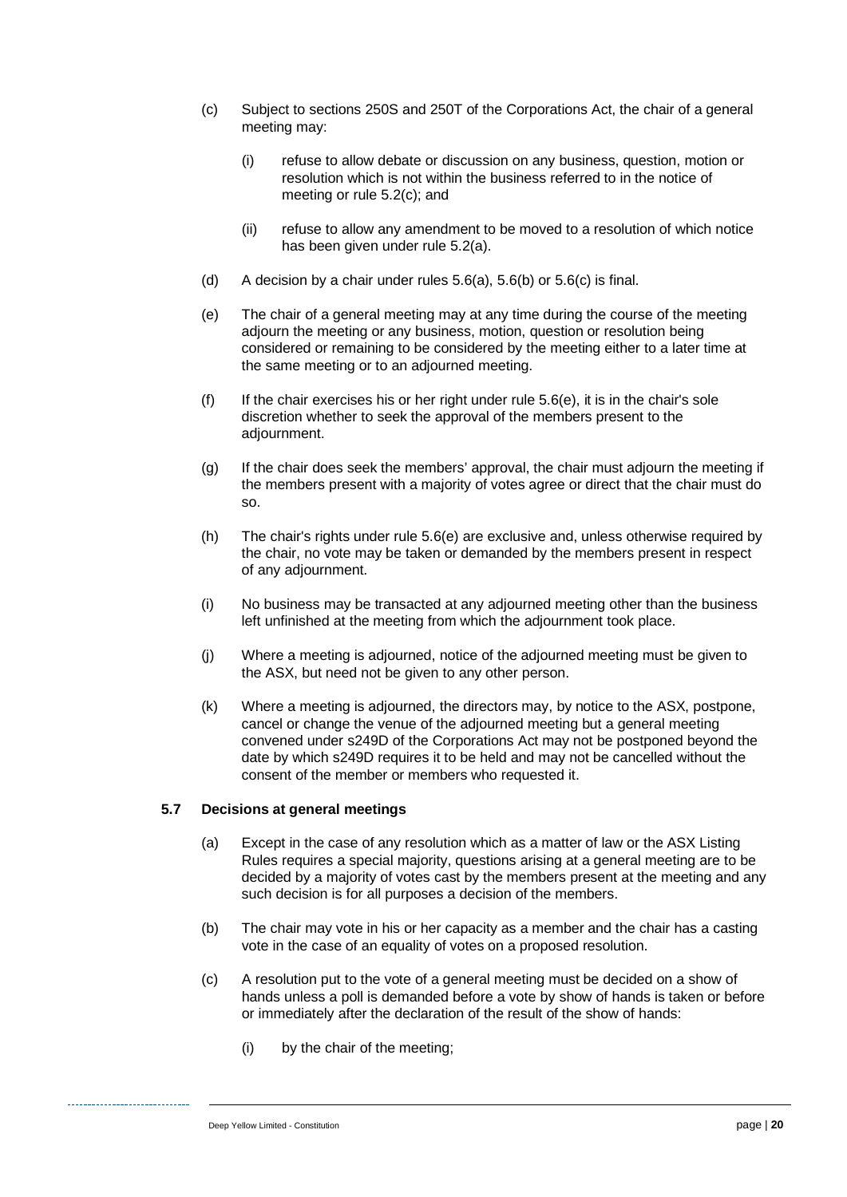(c) Subject to sections 250S and 250T of the Corporations Act, the chair of a general meeting may:

  (i) refuse to allow debate or discussion on any business, question, motion or resolution which is not within the business referred to in the notice of meeting or rule 5.2(c); and

  (ii) refuse to allow any amendment to be moved to a resolution of which notice has been given under rule 5.2(a).

(d) A decision by a chair under rules 5.6(a), 5.6(b) or 5.6(c) is final.

(e) The chair of a general meeting may at any time during the course of the meeting adjourn the meeting or any business, motion, question or resolution being considered or remaining to be considered by the meeting either to a later time at the same meeting or to an adjourned meeting.

(f) If the chair exercises his or her right under rule 5.6(e), it is in the chair's sole discretion whether to seek the approval of the members present to the adjournment.

(g) If the chair does seek the members' approval, the chair must adjourn the meeting if the members present with a majority of votes agree or direct that the chair must do so.

(h) The chair's rights under rule 5.6(e) are exclusive and, unless otherwise required by the chair, no vote may be taken or demanded by the members present in respect of any adjournment.

(i) No business may be transacted at any adjourned meeting other than the business left unfinished at the meeting from which the adjournment took place.

(j) Where a meeting is adjourned, notice of the adjourned meeting must be given to the ASX, but need not be given to any other person.

(k) Where a meeting is adjourned, the directors may, by notice to the ASX, postpone, cancel or change the venue of the adjourned meeting but a general meeting convened under s249D of the Corporations Act may not be postponed beyond the date by which s249D requires it to be held and may not be cancelled without the consent of the member or members who requested it.

### 5.7 Decisions at general meetings

(a) Except in the case of any resolution which as a matter of law or the ASX Listing Rules requires a special majority, questions arising at a general meeting are to be decided by a majority of votes cast by the members present at the meeting and any such decision is for all purposes a decision of the members.

(b) The chair may vote in his or her capacity as a member and the chair has a casting vote in the case of an equality of votes on a proposed resolution.

(c) A resolution put to the vote of a general meeting must be decided on a show of hands unless a poll is demanded before a vote by show of hands is taken or before or immediately after the declaration of the result of the show of hands:

  (i) by the chair of the meeting;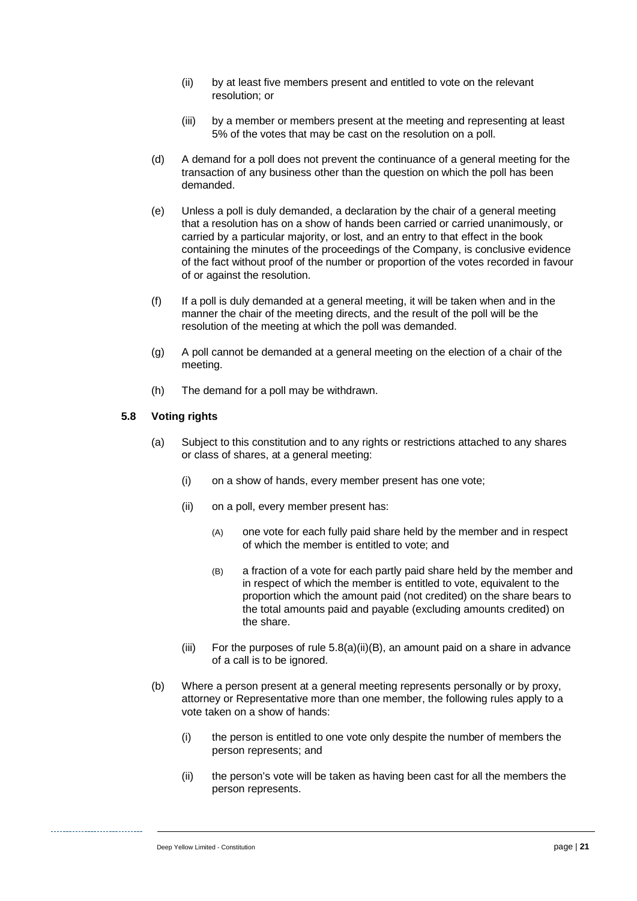(ii) by at least five members present and entitled to vote on the relevant resolution; or

(iii) by a member or members present at the meeting and representing at least 5% of the votes that may be cast on the resolution on a poll.

(d) A demand for a poll does not prevent the continuance of a general meeting for the transaction of any business other than the question on which the poll has been demanded.

(e) Unless a poll is duly demanded, a declaration by the chair of a general meeting that a resolution has on a show of hands been carried or carried unanimously, or carried by a particular majority, or lost, and an entry to that effect in the book containing the minutes of the proceedings of the Company, is conclusive evidence of the fact without proof of the number or proportion of the votes recorded in favour of or against the resolution.

(f) If a poll is duly demanded at a general meeting, it will be taken when and in the manner the chair of the meeting directs, and the result of the poll will be the resolution of the meeting at which the poll was demanded.

(g) A poll cannot be demanded at a general meeting on the election of a chair of the meeting.

(h) The demand for a poll may be withdrawn.

### 5.8 Voting rights

(a) Subject to this constitution and to any rights or restrictions attached to any shares or class of shares, at a general meeting:

(i) on a show of hands, every member present has one vote;

(ii) on a poll, every member present has:

(A) one vote for each fully paid share held by the member and in respect of which the member is entitled to vote; and

(B) a fraction of a vote for each partly paid share held by the member and in respect of which the member is entitled to vote, equivalent to the proportion which the amount paid (not credited) on the share bears to the total amounts paid and payable (excluding amounts credited) on the share.

(iii) For the purposes of rule 5.8(a)(ii)(B), an amount paid on a share in advance of a call is to be ignored.

(b) Where a person present at a general meeting represents personally or by proxy, attorney or Representative more than one member, the following rules apply to a vote taken on a show of hands:

(i) the person is entitled to one vote only despite the number of members the person represents; and

(ii) the person's vote will be taken as having been cast for all the members the person represents.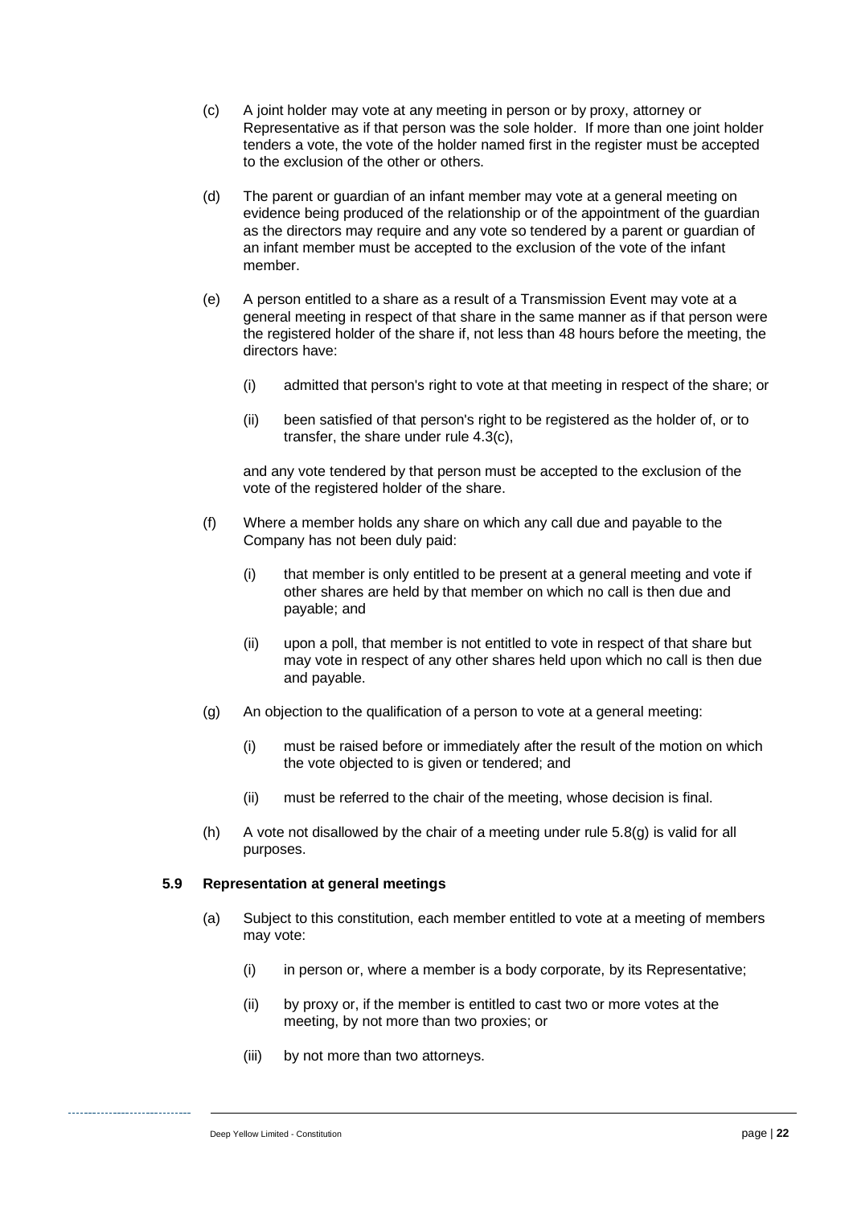(c) A joint holder may vote at any meeting in person or by proxy, attorney or Representative as if that person was the sole holder. If more than one joint holder tenders a vote, the vote of the holder named first in the register must be accepted to the exclusion of the other or others.

(d) The parent or guardian of an infant member may vote at a general meeting on evidence being produced of the relationship or of the appointment of the guardian as the directors may require and any vote so tendered by a parent or guardian of an infant member must be accepted to the exclusion of the vote of the infant member.

(e) A person entitled to a share as a result of a Transmission Event may vote at a general meeting in respect of that share in the same manner as if that person were the registered holder of the share if, not less than 48 hours before the meeting, the directors have:

   (i) admitted that person's right to vote at that meeting in respect of the share; or

   (ii) been satisfied of that person's right to be registered as the holder of, or to transfer, the share under rule 4.3(c),

   and any vote tendered by that person must be accepted to the exclusion of the vote of the registered holder of the share.

(f) Where a member holds any share on which any call due and payable to the Company has not been duly paid:

   (i) that member is only entitled to be present at a general meeting and vote if other shares are held by that member on which no call is then due and payable; and

   (ii) upon a poll, that member is not entitled to vote in respect of that share but may vote in respect of any other shares held upon which no call is then due and payable.

(g) An objection to the qualification of a person to vote at a general meeting:

   (i) must be raised before or immediately after the result of the motion on which the vote objected to is given or tendered; and

   (ii) must be referred to the chair of the meeting, whose decision is final.

(h) A vote not disallowed by the chair of a meeting under rule 5.8(g) is valid for all purposes.

### 5.9 Representation at general meetings

(a) Subject to this constitution, each member entitled to vote at a meeting of members may vote:

   (i) in person or, where a member is a body corporate, by its Representative;

   (ii) by proxy or, if the member is entitled to cast two or more votes at the meeting, by not more than two proxies; or

   (iii) by not more than two attorneys.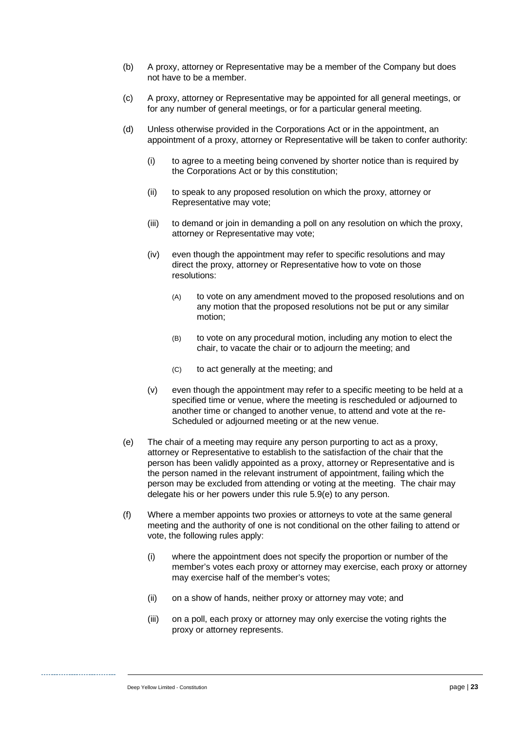(b) A proxy, attorney or Representative may be a member of the Company but does not have to be a member.

(c) A proxy, attorney or Representative may be appointed for all general meetings, or for any number of general meetings, or for a particular general meeting.

(d) Unless otherwise provided in the Corporations Act or in the appointment, an appointment of a proxy, attorney or Representative will be taken to confer authority:

  (i) to agree to a meeting being convened by shorter notice than is required by the Corporations Act or by this constitution;

  (ii) to speak to any proposed resolution on which the proxy, attorney or Representative may vote;

  (iii) to demand or join in demanding a poll on any resolution on which the proxy, attorney or Representative may vote;

  (iv) even though the appointment may refer to specific resolutions and may direct the proxy, attorney or Representative how to vote on those resolutions:

    (A) to vote on any amendment moved to the proposed resolutions and on any motion that the proposed resolutions not be put or any similar motion;

    (B) to vote on any procedural motion, including any motion to elect the chair, to vacate the chair or to adjourn the meeting; and

    (C) to act generally at the meeting; and

  (v) even though the appointment may refer to a specific meeting to be held at a specified time or venue, where the meeting is rescheduled or adjourned to another time or changed to another venue, to attend and vote at the re-Scheduled or adjourned meeting or at the new venue.

(e) The chair of a meeting may require any person purporting to act as a proxy, attorney or Representative to establish to the satisfaction of the chair that the person has been validly appointed as a proxy, attorney or Representative and is the person named in the relevant instrument of appointment, failing which the person may be excluded from attending or voting at the meeting. The chair may delegate his or her powers under this rule 5.9(e) to any person.

(f) Where a member appoints two proxies or attorneys to vote at the same general meeting and the authority of one is not conditional on the other failing to attend or vote, the following rules apply:

  (i) where the appointment does not specify the proportion or number of the member's votes each proxy or attorney may exercise, each proxy or attorney may exercise half of the member's votes;

  (ii) on a show of hands, neither proxy or attorney may vote; and

  (iii) on a poll, each proxy or attorney may only exercise the voting rights the proxy or attorney represents.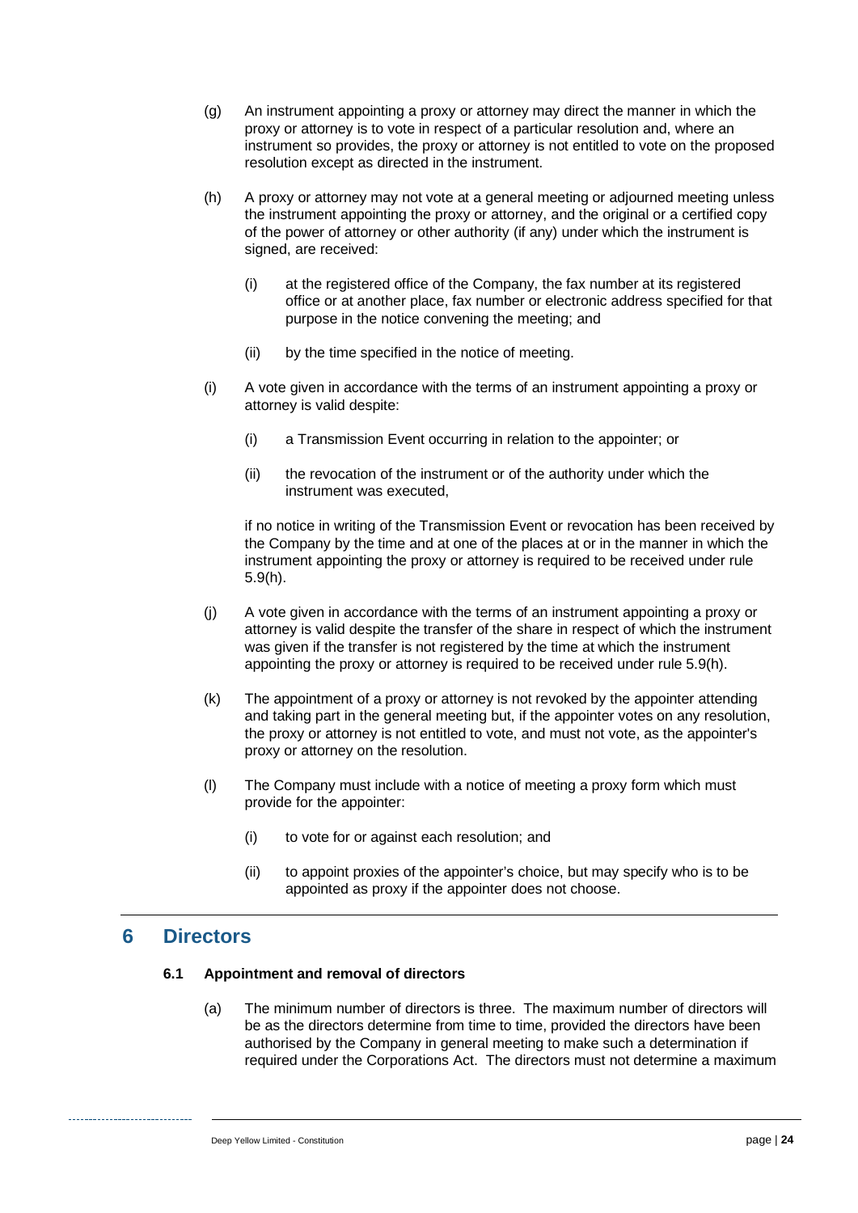(g) An instrument appointing a proxy or attorney may direct the manner in which the proxy or attorney is to vote in respect of a particular resolution and, where an instrument so provides, the proxy or attorney is not entitled to vote on the proposed resolution except as directed in the instrument.

(h) A proxy or attorney may not vote at a general meeting or adjourned meeting unless the instrument appointing the proxy or attorney, and the original or a certified copy of the power of attorney or other authority (if any) under which the instrument is signed, are received:

    (i) at the registered office of the Company, the fax number at its registered office or at another place, fax number or electronic address specified for that purpose in the notice convening the meeting; and

    (ii) by the time specified in the notice of meeting.

(i) A vote given in accordance with the terms of an instrument appointing a proxy or attorney is valid despite:

    (i) a Transmission Event occurring in relation to the appointer; or

    (ii) the revocation of the instrument or of the authority under which the instrument was executed,

    if no notice in writing of the Transmission Event or revocation has been received by the Company by the time and at one of the places at or in the manner in which the instrument appointing the proxy or attorney is required to be received under rule 5.9(h).

(j) A vote given in accordance with the terms of an instrument appointing a proxy or attorney is valid despite the transfer of the share in respect of which the instrument was given if the transfer is not registered by the time at which the instrument appointing the proxy or attorney is required to be received under rule 5.9(h).

(k) The appointment of a proxy or attorney is not revoked by the appointer attending and taking part in the general meeting but, if the appointer votes on any resolution, the proxy or attorney is not entitled to vote, and must not vote, as the appointer's proxy or attorney on the resolution.

(l) The Company must include with a notice of meeting a proxy form which must provide for the appointer:

    (i) to vote for or against each resolution; and

    (ii) to appoint proxies of the appointer's choice, but may specify who is to be appointed as proxy if the appointer does not choose.

# 6 Directors

### 6.1 Appointment and removal of directors

(a) The minimum number of directors is three. The maximum number of directors will be as the directors determine from time to time, provided the directors have been authorised by the Company in general meeting to make such a determination if required under the Corporations Act. The directors must not determine a maximum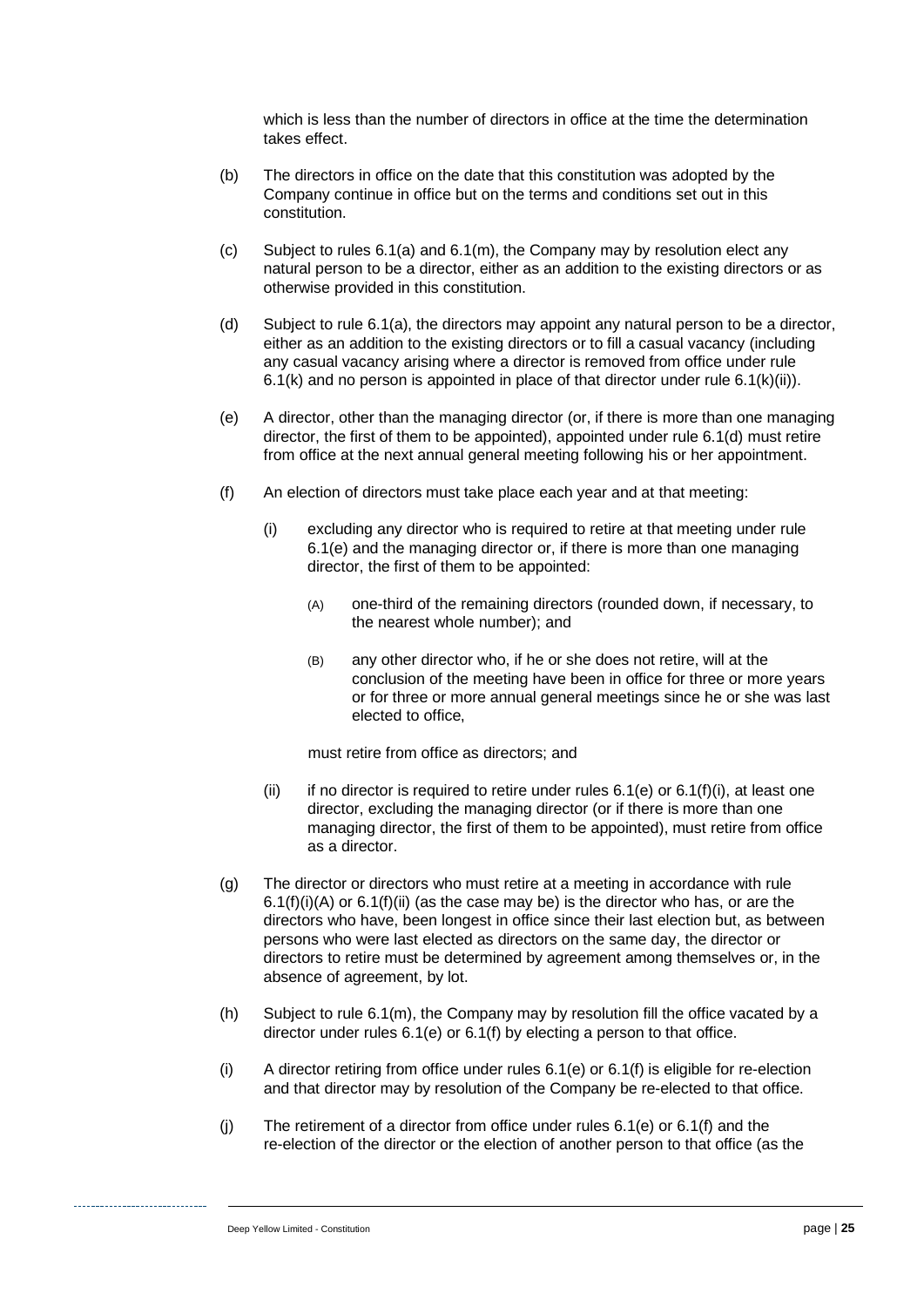which is less than the number of directors in office at the time the determination takes effect.

(b) The directors in office on the date that this constitution was adopted by the Company continue in office but on the terms and conditions set out in this constitution.

(c) Subject to rules 6.1(a) and 6.1(m), the Company may by resolution elect any natural person to be a director, either as an addition to the existing directors or as otherwise provided in this constitution.

(d) Subject to rule 6.1(a), the directors may appoint any natural person to be a director, either as an addition to the existing directors or to fill a casual vacancy (including any casual vacancy arising where a director is removed from office under rule 6.1(k) and no person is appointed in place of that director under rule 6.1(k)(ii)).

(e) A director, other than the managing director (or, if there is more than one managing director, the first of them to be appointed), appointed under rule 6.1(d) must retire from office at the next annual general meeting following his or her appointment.

(f) An election of directors must take place each year and at that meeting:

   (i) excluding any director who is required to retire at that meeting under rule 6.1(e) and the managing director or, if there is more than one managing director, the first of them to be appointed:

      (A) one-third of the remaining directors (rounded down, if necessary, to the nearest whole number); and

      (B) any other director who, if he or she does not retire, will at the conclusion of the meeting have been in office for three or more years or for three or more annual general meetings since he or she was last elected to office,

   must retire from office as directors; and

   (ii) if no director is required to retire under rules 6.1(e) or 6.1(f)(i), at least one director, excluding the managing director (or if there is more than one managing director, the first of them to be appointed), must retire from office as a director.

(g) The director or directors who must retire at a meeting in accordance with rule 6.1(f)(i)(A) or 6.1(f)(ii) (as the case may be) is the director who has, or are the directors who have, been longest in office since their last election but, as between persons who were last elected as directors on the same day, the director or directors to retire must be determined by agreement among themselves or, in the absence of agreement, by lot.

(h) Subject to rule 6.1(m), the Company may by resolution fill the office vacated by a director under rules 6.1(e) or 6.1(f) by electing a person to that office.

(i) A director retiring from office under rules 6.1(e) or 6.1(f) is eligible for re-election and that director may by resolution of the Company be re-elected to that office.

(j) The retirement of a director from office under rules 6.1(e) or 6.1(f) and the re-election of the director or the election of another person to that office (as the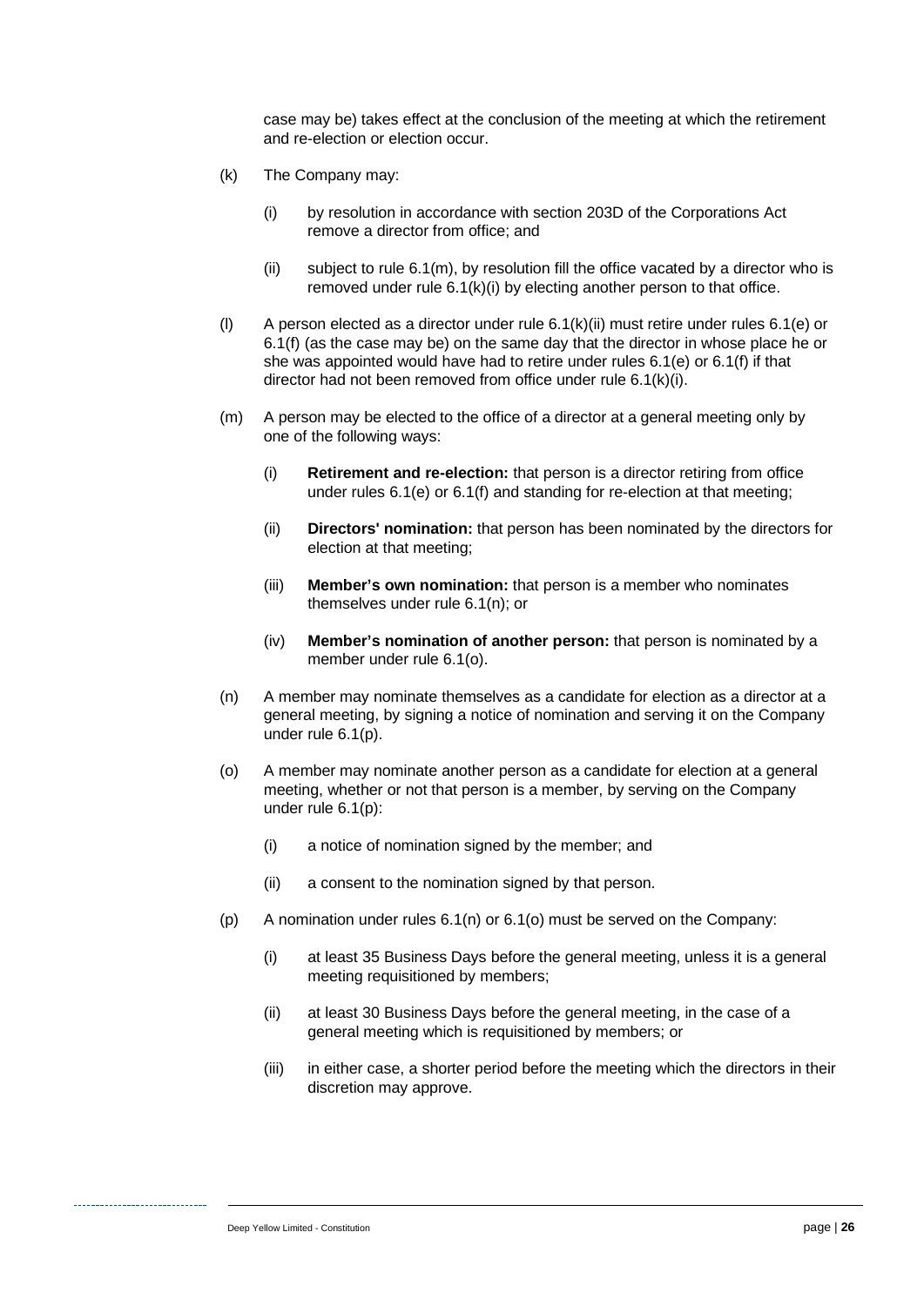case may be) takes effect at the conclusion of the meeting at which the retirement and re-election or election occur.

(k) The Company may:

  (i) by resolution in accordance with section 203D of the Corporations Act remove a director from office; and

  (ii) subject to rule 6.1(m), by resolution fill the office vacated by a director who is removed under rule 6.1(k)(i) by electing another person to that office.

(l) A person elected as a director under rule 6.1(k)(ii) must retire under rules 6.1(e) or 6.1(f) (as the case may be) on the same day that the director in whose place he or she was appointed would have had to retire under rules 6.1(e) or 6.1(f) if that director had not been removed from office under rule 6.1(k)(i).

(m) A person may be elected to the office of a director at a general meeting only by one of the following ways:

  (i) **Retirement and re-election:** that person is a director retiring from office under rules 6.1(e) or 6.1(f) and standing for re-election at that meeting;

  (ii) **Directors' nomination:** that person has been nominated by the directors for election at that meeting;

  (iii) **Member's own nomination:** that person is a member who nominates themselves under rule 6.1(n); or

  (iv) **Member's nomination of another person:** that person is nominated by a member under rule 6.1(o).

(n) A member may nominate themselves as a candidate for election as a director at a general meeting, by signing a notice of nomination and serving it on the Company under rule 6.1(p).

(o) A member may nominate another person as a candidate for election at a general meeting, whether or not that person is a member, by serving on the Company under rule 6.1(p):

  (i) a notice of nomination signed by the member; and

  (ii) a consent to the nomination signed by that person.

(p) A nomination under rules 6.1(n) or 6.1(o) must be served on the Company:

  (i) at least 35 Business Days before the general meeting, unless it is a general meeting requisitioned by members;

  (ii) at least 30 Business Days before the general meeting, in the case of a general meeting which is requisitioned by members; or

  (iii) in either case, a shorter period before the meeting which the directors in their discretion may approve.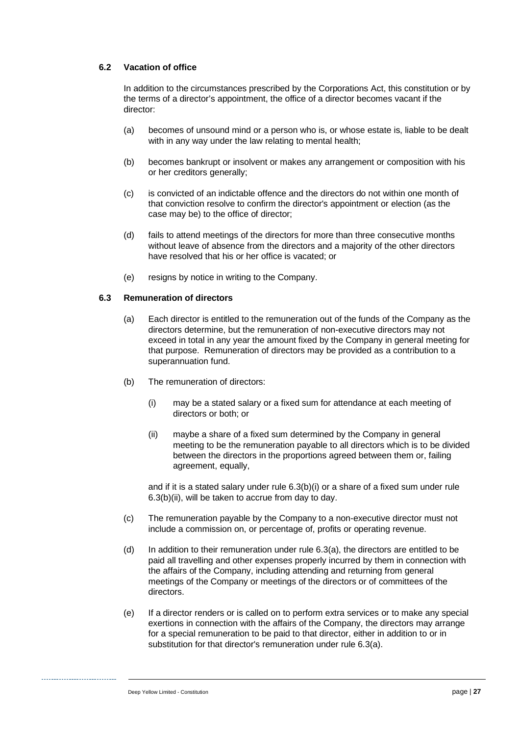### 6.2 Vacation of office

In addition to the circumstances prescribed by the Corporations Act, this constitution or by the terms of a director's appointment, the office of a director becomes vacant if the director:

(a) becomes of unsound mind or a person who is, or whose estate is, liable to be dealt with in any way under the law relating to mental health;

(b) becomes bankrupt or insolvent or makes any arrangement or composition with his or her creditors generally;

(c) is convicted of an indictable offence and the directors do not within one month of that conviction resolve to confirm the director's appointment or election (as the case may be) to the office of director;

(d) fails to attend meetings of the directors for more than three consecutive months without leave of absence from the directors and a majority of the other directors have resolved that his or her office is vacated; or

(e) resigns by notice in writing to the Company.

### 6.3 Remuneration of directors

(a) Each director is entitled to the remuneration out of the funds of the Company as the directors determine, but the remuneration of non-executive directors may not exceed in total in any year the amount fixed by the Company in general meeting for that purpose. Remuneration of directors may be provided as a contribution to a superannuation fund.

(b) The remuneration of directors:

(i) may be a stated salary or a fixed sum for attendance at each meeting of directors or both; or

(ii) maybe a share of a fixed sum determined by the Company in general meeting to be the remuneration payable to all directors which is to be divided between the directors in the proportions agreed between them or, failing agreement, equally,

and if it is a stated salary under rule 6.3(b)(i) or a share of a fixed sum under rule 6.3(b)(ii), will be taken to accrue from day to day.

(c) The remuneration payable by the Company to a non-executive director must not include a commission on, or percentage of, profits or operating revenue.

(d) In addition to their remuneration under rule 6.3(a), the directors are entitled to be paid all travelling and other expenses properly incurred by them in connection with the affairs of the Company, including attending and returning from general meetings of the Company or meetings of the directors or of committees of the directors.

(e) If a director renders or is called on to perform extra services or to make any special exertions in connection with the affairs of the Company, the directors may arrange for a special remuneration to be paid to that director, either in addition to or in substitution for that director's remuneration under rule 6.3(a).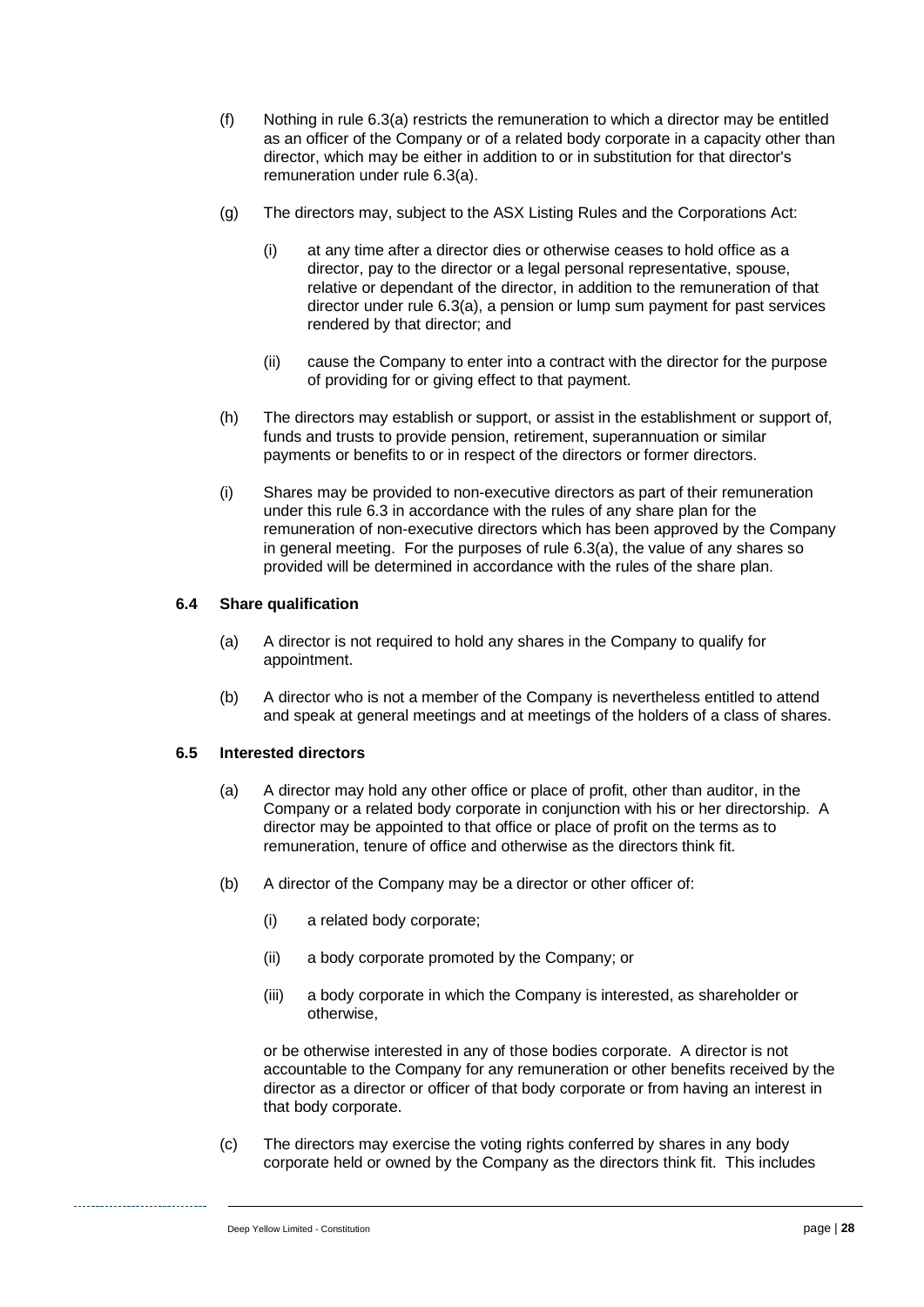(f) Nothing in rule 6.3(a) restricts the remuneration to which a director may be entitled as an officer of the Company or of a related body corporate in a capacity other than director, which may be either in addition to or in substitution for that director's remuneration under rule 6.3(a).

(g) The directors may, subject to the ASX Listing Rules and the Corporations Act:

(i) at any time after a director dies or otherwise ceases to hold office as a director, pay to the director or a legal personal representative, spouse, relative or dependant of the director, in addition to the remuneration of that director under rule 6.3(a), a pension or lump sum payment for past services rendered by that director; and

(ii) cause the Company to enter into a contract with the director for the purpose of providing for or giving effect to that payment.

(h) The directors may establish or support, or assist in the establishment or support of, funds and trusts to provide pension, retirement, superannuation or similar payments or benefits to or in respect of the directors or former directors.

(i) Shares may be provided to non-executive directors as part of their remuneration under this rule 6.3 in accordance with the rules of any share plan for the remuneration of non-executive directors which has been approved by the Company in general meeting. For the purposes of rule 6.3(a), the value of any shares so provided will be determined in accordance with the rules of the share plan.

### 6.4 Share qualification

(a) A director is not required to hold any shares in the Company to qualify for appointment.

(b) A director who is not a member of the Company is nevertheless entitled to attend and speak at general meetings and at meetings of the holders of a class of shares.

### 6.5 Interested directors

(a) A director may hold any other office or place of profit, other than auditor, in the Company or a related body corporate in conjunction with his or her directorship. A director may be appointed to that office or place of profit on the terms as to remuneration, tenure of office and otherwise as the directors think fit.

(b) A director of the Company may be a director or other officer of:

(i) a related body corporate;

(ii) a body corporate promoted by the Company; or

(iii) a body corporate in which the Company is interested, as shareholder or otherwise,

or be otherwise interested in any of those bodies corporate. A director is not accountable to the Company for any remuneration or other benefits received by the director as a director or officer of that body corporate or from having an interest in that body corporate.

(c) The directors may exercise the voting rights conferred by shares in any body corporate held or owned by the Company as the directors think fit. This includes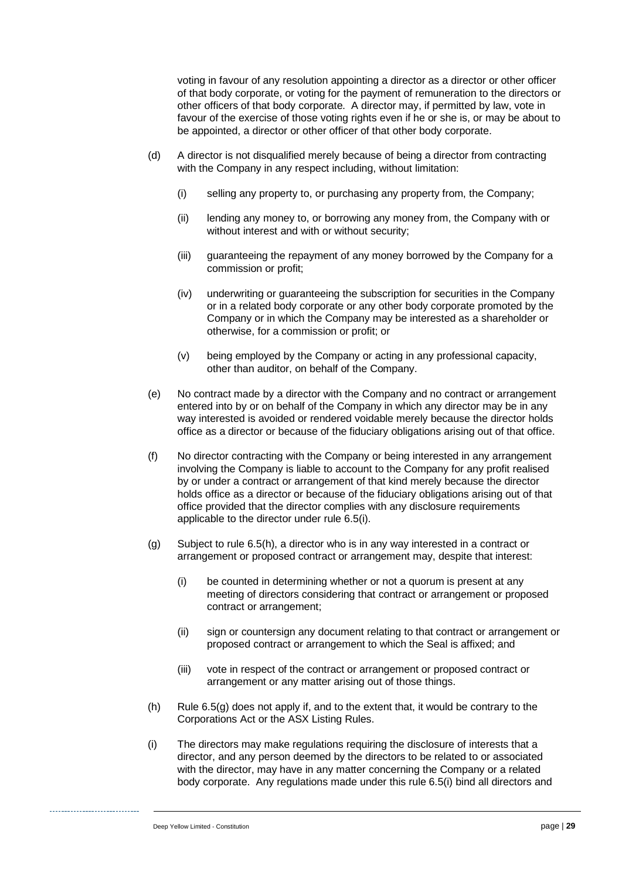voting in favour of any resolution appointing a director as a director or other officer of that body corporate, or voting for the payment of remuneration to the directors or other officers of that body corporate. A director may, if permitted by law, vote in favour of the exercise of those voting rights even if he or she is, or may be about to be appointed, a director or other officer of that other body corporate.

(d) A director is not disqualified merely because of being a director from contracting with the Company in any respect including, without limitation:

  (i) selling any property to, or purchasing any property from, the Company;

  (ii) lending any money to, or borrowing any money from, the Company with or without interest and with or without security;

  (iii) guaranteeing the repayment of any money borrowed by the Company for a commission or profit;

  (iv) underwriting or guaranteeing the subscription for securities in the Company or in a related body corporate or any other body corporate promoted by the Company or in which the Company may be interested as a shareholder or otherwise, for a commission or profit; or

  (v) being employed by the Company or acting in any professional capacity, other than auditor, on behalf of the Company.

(e) No contract made by a director with the Company and no contract or arrangement entered into by or on behalf of the Company in which any director may be in any way interested is avoided or rendered voidable merely because the director holds office as a director or because of the fiduciary obligations arising out of that office.

(f) No director contracting with the Company or being interested in any arrangement involving the Company is liable to account to the Company for any profit realised by or under a contract or arrangement of that kind merely because the director holds office as a director or because of the fiduciary obligations arising out of that office provided that the director complies with any disclosure requirements applicable to the director under rule 6.5(i).

(g) Subject to rule 6.5(h), a director who is in any way interested in a contract or arrangement or proposed contract or arrangement may, despite that interest:

  (i) be counted in determining whether or not a quorum is present at any meeting of directors considering that contract or arrangement or proposed contract or arrangement;

  (ii) sign or countersign any document relating to that contract or arrangement or proposed contract or arrangement to which the Seal is affixed; and

  (iii) vote in respect of the contract or arrangement or proposed contract or arrangement or any matter arising out of those things.

(h) Rule 6.5(g) does not apply if, and to the extent that, it would be contrary to the Corporations Act or the ASX Listing Rules.

(i) The directors may make regulations requiring the disclosure of interests that a director, and any person deemed by the directors to be related to or associated with the director, may have in any matter concerning the Company or a related body corporate. Any regulations made under this rule 6.5(i) bind all directors and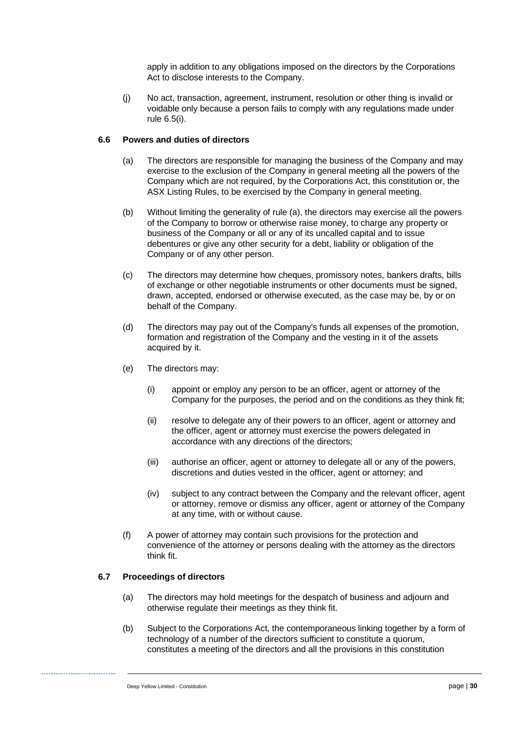apply in addition to any obligations imposed on the directors by the Corporations Act to disclose interests to the Company.

(j) No act, transaction, agreement, instrument, resolution or other thing is invalid or voidable only because a person fails to comply with any regulations made under rule 6.5(i).

### 6.6 Powers and duties of directors

(a) The directors are responsible for managing the business of the Company and may exercise to the exclusion of the Company in general meeting all the powers of the Company which are not required, by the Corporations Act, this constitution or, the ASX Listing Rules, to be exercised by the Company in general meeting.

(b) Without limiting the generality of rule (a), the directors may exercise all the powers of the Company to borrow or otherwise raise money, to charge any property or business of the Company or all or any of its uncalled capital and to issue debentures or give any other security for a debt, liability or obligation of the Company or of any other person.

(c) The directors may determine how cheques, promissory notes, bankers drafts, bills of exchange or other negotiable instruments or other documents must be signed, drawn, accepted, endorsed or otherwise executed, as the case may be, by or on behalf of the Company.

(d) The directors may pay out of the Company's funds all expenses of the promotion, formation and registration of the Company and the vesting in it of the assets acquired by it.

(e) The directors may:

(i) appoint or employ any person to be an officer, agent or attorney of the Company for the purposes, the period and on the conditions as they think fit;

(ii) resolve to delegate any of their powers to an officer, agent or attorney and the officer, agent or attorney must exercise the powers delegated in accordance with any directions of the directors;

(iii) authorise an officer, agent or attorney to delegate all or any of the powers, discretions and duties vested in the officer, agent or attorney; and

(iv) subject to any contract between the Company and the relevant officer, agent or attorney, remove or dismiss any officer, agent or attorney of the Company at any time, with or without cause.

(f) A power of attorney may contain such provisions for the protection and convenience of the attorney or persons dealing with the attorney as the directors think fit.

### 6.7 Proceedings of directors

(a) The directors may hold meetings for the despatch of business and adjourn and otherwise regulate their meetings as they think fit.

(b) Subject to the Corporations Act, the contemporaneous linking together by a form of technology of a number of the directors sufficient to constitute a quorum, constitutes a meeting of the directors and all the provisions in this constitution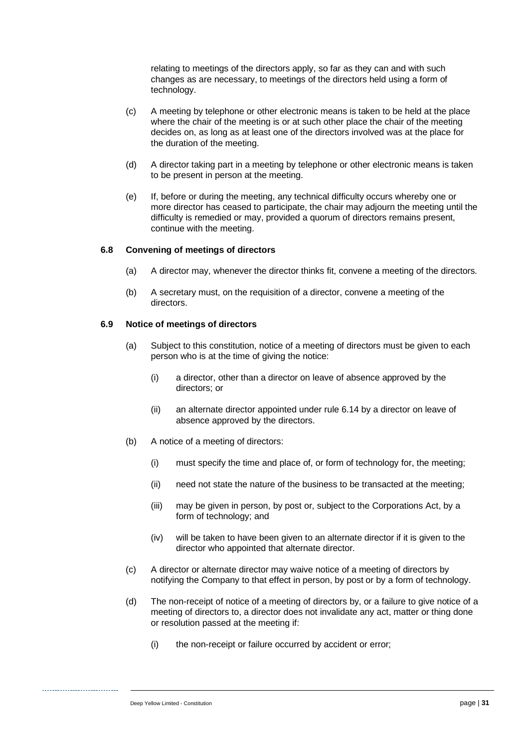relating to meetings of the directors apply, so far as they can and with such changes as are necessary, to meetings of the directors held using a form of technology.

(c) A meeting by telephone or other electronic means is taken to be held at the place where the chair of the meeting is or at such other place the chair of the meeting decides on, as long as at least one of the directors involved was at the place for the duration of the meeting.

(d) A director taking part in a meeting by telephone or other electronic means is taken to be present in person at the meeting.

(e) If, before or during the meeting, any technical difficulty occurs whereby one or more director has ceased to participate, the chair may adjourn the meeting until the difficulty is remedied or may, provided a quorum of directors remains present, continue with the meeting.

### 6.8 Convening of meetings of directors

(a) A director may, whenever the director thinks fit, convene a meeting of the directors.

(b) A secretary must, on the requisition of a director, convene a meeting of the directors.

### 6.9 Notice of meetings of directors

(a) Subject to this constitution, notice of a meeting of directors must be given to each person who is at the time of giving the notice:

(i) a director, other than a director on leave of absence approved by the directors; or

(ii) an alternate director appointed under rule 6.14 by a director on leave of absence approved by the directors.

(b) A notice of a meeting of directors:

(i) must specify the time and place of, or form of technology for, the meeting;

(ii) need not state the nature of the business to be transacted at the meeting;

(iii) may be given in person, by post or, subject to the Corporations Act, by a form of technology; and

(iv) will be taken to have been given to an alternate director if it is given to the director who appointed that alternate director.

(c) A director or alternate director may waive notice of a meeting of directors by notifying the Company to that effect in person, by post or by a form of technology.

(d) The non-receipt of notice of a meeting of directors by, or a failure to give notice of a meeting of directors to, a director does not invalidate any act, matter or thing done or resolution passed at the meeting if:

(i) the non-receipt or failure occurred by accident or error;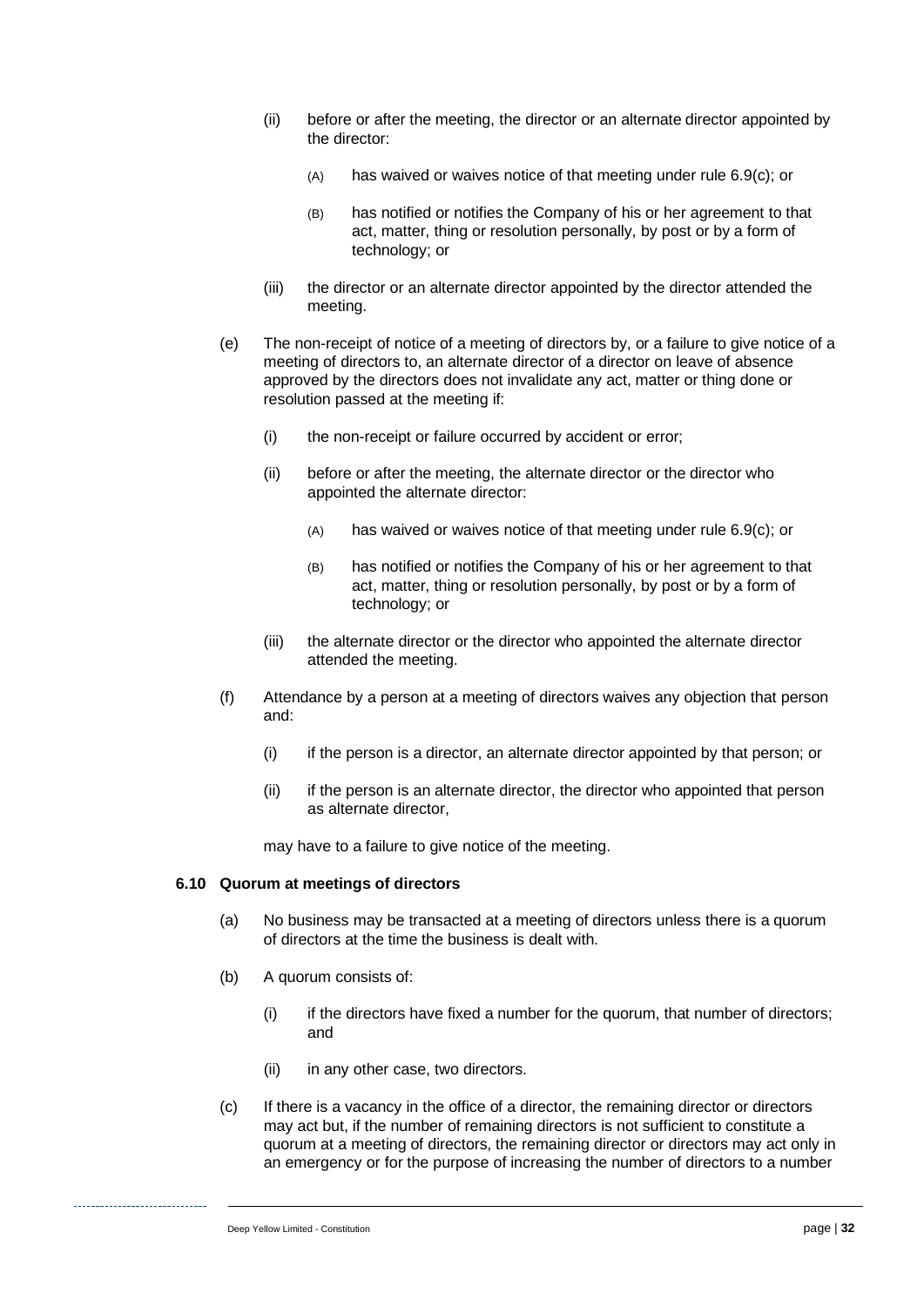(ii) before or after the meeting, the director or an alternate director appointed by the director:

(A) has waived or waives notice of that meeting under rule 6.9(c); or

(B) has notified or notifies the Company of his or her agreement to that act, matter, thing or resolution personally, by post or by a form of technology; or

(iii) the director or an alternate director appointed by the director attended the meeting.

(e) The non-receipt of notice of a meeting of directors by, or a failure to give notice of a meeting of directors to, an alternate director of a director on leave of absence approved by the directors does not invalidate any act, matter or thing done or resolution passed at the meeting if:

(i) the non-receipt or failure occurred by accident or error;

(ii) before or after the meeting, the alternate director or the director who appointed the alternate director:

(A) has waived or waives notice of that meeting under rule 6.9(c); or

(B) has notified or notifies the Company of his or her agreement to that act, matter, thing or resolution personally, by post or by a form of technology; or

(iii) the alternate director or the director who appointed the alternate director attended the meeting.

(f) Attendance by a person at a meeting of directors waives any objection that person and:

(i) if the person is a director, an alternate director appointed by that person; or

(ii) if the person is an alternate director, the director who appointed that person as alternate director,

may have to a failure to give notice of the meeting.

### 6.10 Quorum at meetings of directors

(a) No business may be transacted at a meeting of directors unless there is a quorum of directors at the time the business is dealt with.

(b) A quorum consists of:

(i) if the directors have fixed a number for the quorum, that number of directors; and

(ii) in any other case, two directors.

(c) If there is a vacancy in the office of a director, the remaining director or directors may act but, if the number of remaining directors is not sufficient to constitute a quorum at a meeting of directors, the remaining director or directors may act only in an emergency or for the purpose of increasing the number of directors to a number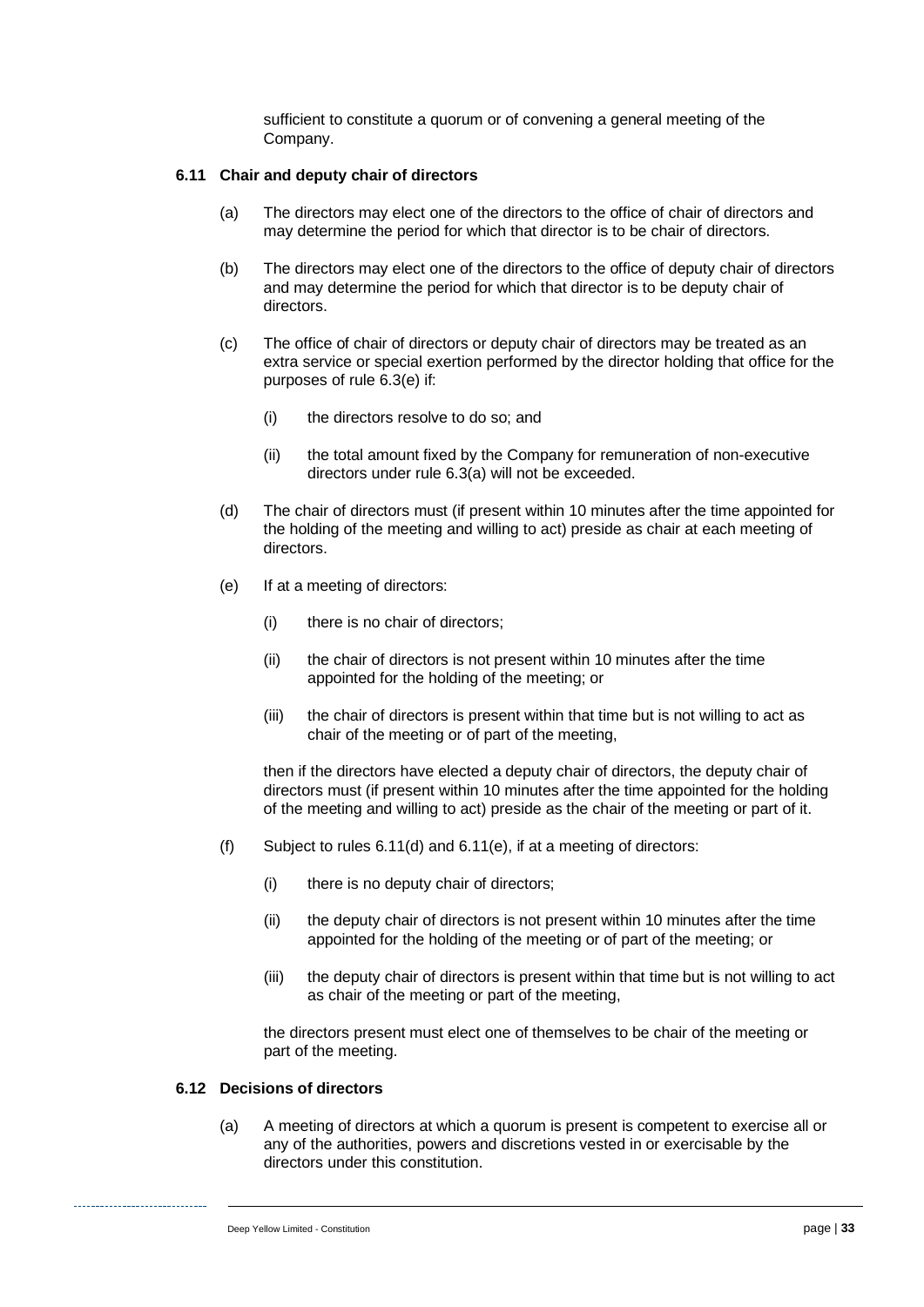sufficient to constitute a quorum or of convening a general meeting of the Company.

### 6.11 Chair and deputy chair of directors

(a) The directors may elect one of the directors to the office of chair of directors and may determine the period for which that director is to be chair of directors.

(b) The directors may elect one of the directors to the office of deputy chair of directors and may determine the period for which that director is to be deputy chair of directors.

(c) The office of chair of directors or deputy chair of directors may be treated as an extra service or special exertion performed by the director holding that office for the purposes of rule 6.3(e) if:

   (i) the directors resolve to do so; and

   (ii) the total amount fixed by the Company for remuneration of non-executive directors under rule 6.3(a) will not be exceeded.

(d) The chair of directors must (if present within 10 minutes after the time appointed for the holding of the meeting and willing to act) preside as chair at each meeting of directors.

(e) If at a meeting of directors:

   (i) there is no chair of directors;

   (ii) the chair of directors is not present within 10 minutes after the time appointed for the holding of the meeting; or

   (iii) the chair of directors is present within that time but is not willing to act as chair of the meeting or of part of the meeting,

   then if the directors have elected a deputy chair of directors, the deputy chair of directors must (if present within 10 minutes after the time appointed for the holding of the meeting and willing to act) preside as the chair of the meeting or part of it.

(f) Subject to rules 6.11(d) and 6.11(e), if at a meeting of directors:

   (i) there is no deputy chair of directors;

   (ii) the deputy chair of directors is not present within 10 minutes after the time appointed for the holding of the meeting or of part of the meeting; or

   (iii) the deputy chair of directors is present within that time but is not willing to act as chair of the meeting or part of the meeting,

   the directors present must elect one of themselves to be chair of the meeting or part of the meeting.

### 6.12 Decisions of directors

(a) A meeting of directors at which a quorum is present is competent to exercise all or any of the authorities, powers and discretions vested in or exercisable by the directors under this constitution.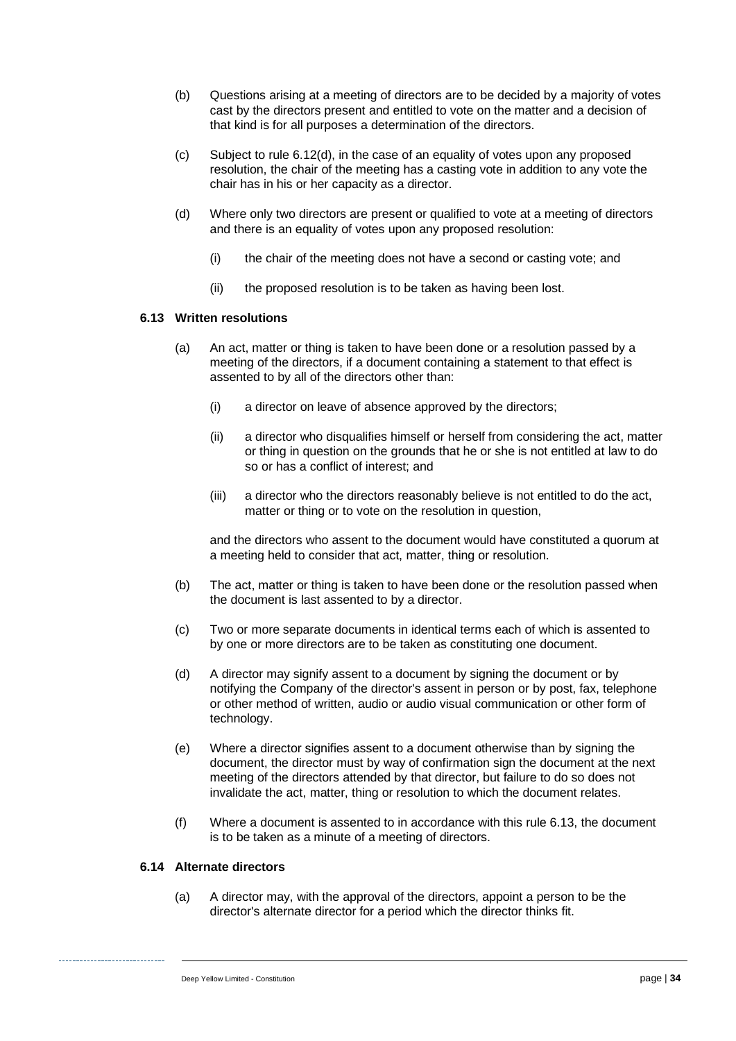(b) Questions arising at a meeting of directors are to be decided by a majority of votes cast by the directors present and entitled to vote on the matter and a decision of that kind is for all purposes a determination of the directors.

(c) Subject to rule 6.12(d), in the case of an equality of votes upon any proposed resolution, the chair of the meeting has a casting vote in addition to any vote the chair has in his or her capacity as a director.

(d) Where only two directors are present or qualified to vote at a meeting of directors and there is an equality of votes upon any proposed resolution:

(i) the chair of the meeting does not have a second or casting vote; and

(ii) the proposed resolution is to be taken as having been lost.

### 6.13 Written resolutions

(a) An act, matter or thing is taken to have been done or a resolution passed by a meeting of the directors, if a document containing a statement to that effect is assented to by all of the directors other than:

(i) a director on leave of absence approved by the directors;

(ii) a director who disqualifies himself or herself from considering the act, matter or thing in question on the grounds that he or she is not entitled at law to do so or has a conflict of interest; and

(iii) a director who the directors reasonably believe is not entitled to do the act, matter or thing or to vote on the resolution in question,

and the directors who assent to the document would have constituted a quorum at a meeting held to consider that act, matter, thing or resolution.

(b) The act, matter or thing is taken to have been done or the resolution passed when the document is last assented to by a director.

(c) Two or more separate documents in identical terms each of which is assented to by one or more directors are to be taken as constituting one document.

(d) A director may signify assent to a document by signing the document or by notifying the Company of the director's assent in person or by post, fax, telephone or other method of written, audio or audio visual communication or other form of technology.

(e) Where a director signifies assent to a document otherwise than by signing the document, the director must by way of confirmation sign the document at the next meeting of the directors attended by that director, but failure to do so does not invalidate the act, matter, thing or resolution to which the document relates.

(f) Where a document is assented to in accordance with this rule 6.13, the document is to be taken as a minute of a meeting of directors.

### 6.14 Alternate directors

(a) A director may, with the approval of the directors, appoint a person to be the director's alternate director for a period which the director thinks fit.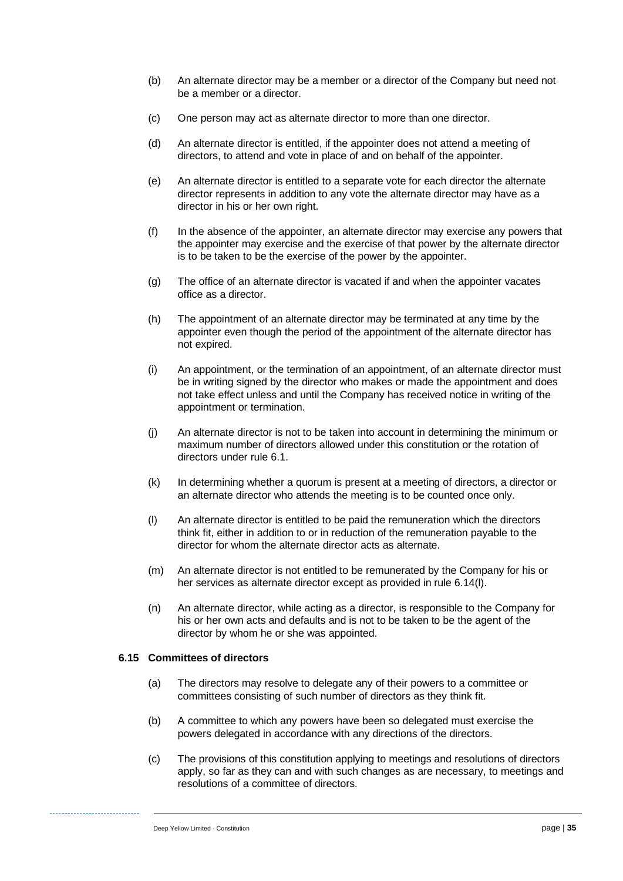(b) An alternate director may be a member or a director of the Company but need not be a member or a director.

(c) One person may act as alternate director to more than one director.

(d) An alternate director is entitled, if the appointer does not attend a meeting of directors, to attend and vote in place of and on behalf of the appointer.

(e) An alternate director is entitled to a separate vote for each director the alternate director represents in addition to any vote the alternate director may have as a director in his or her own right.

(f) In the absence of the appointer, an alternate director may exercise any powers that the appointer may exercise and the exercise of that power by the alternate director is to be taken to be the exercise of the power by the appointer.

(g) The office of an alternate director is vacated if and when the appointer vacates office as a director.

(h) The appointment of an alternate director may be terminated at any time by the appointer even though the period of the appointment of the alternate director has not expired.

(i) An appointment, or the termination of an appointment, of an alternate director must be in writing signed by the director who makes or made the appointment and does not take effect unless and until the Company has received notice in writing of the appointment or termination.

(j) An alternate director is not to be taken into account in determining the minimum or maximum number of directors allowed under this constitution or the rotation of directors under rule 6.1.

(k) In determining whether a quorum is present at a meeting of directors, a director or an alternate director who attends the meeting is to be counted once only.

(l) An alternate director is entitled to be paid the remuneration which the directors think fit, either in addition to or in reduction of the remuneration payable to the director for whom the alternate director acts as alternate.

(m) An alternate director is not entitled to be remunerated by the Company for his or her services as alternate director except as provided in rule 6.14(l).

(n) An alternate director, while acting as a director, is responsible to the Company for his or her own acts and defaults and is not to be taken to be the agent of the director by whom he or she was appointed.

### 6.15 Committees of directors

(a) The directors may resolve to delegate any of their powers to a committee or committees consisting of such number of directors as they think fit.

(b) A committee to which any powers have been so delegated must exercise the powers delegated in accordance with any directions of the directors.

(c) The provisions of this constitution applying to meetings and resolutions of directors apply, so far as they can and with such changes as are necessary, to meetings and resolutions of a committee of directors.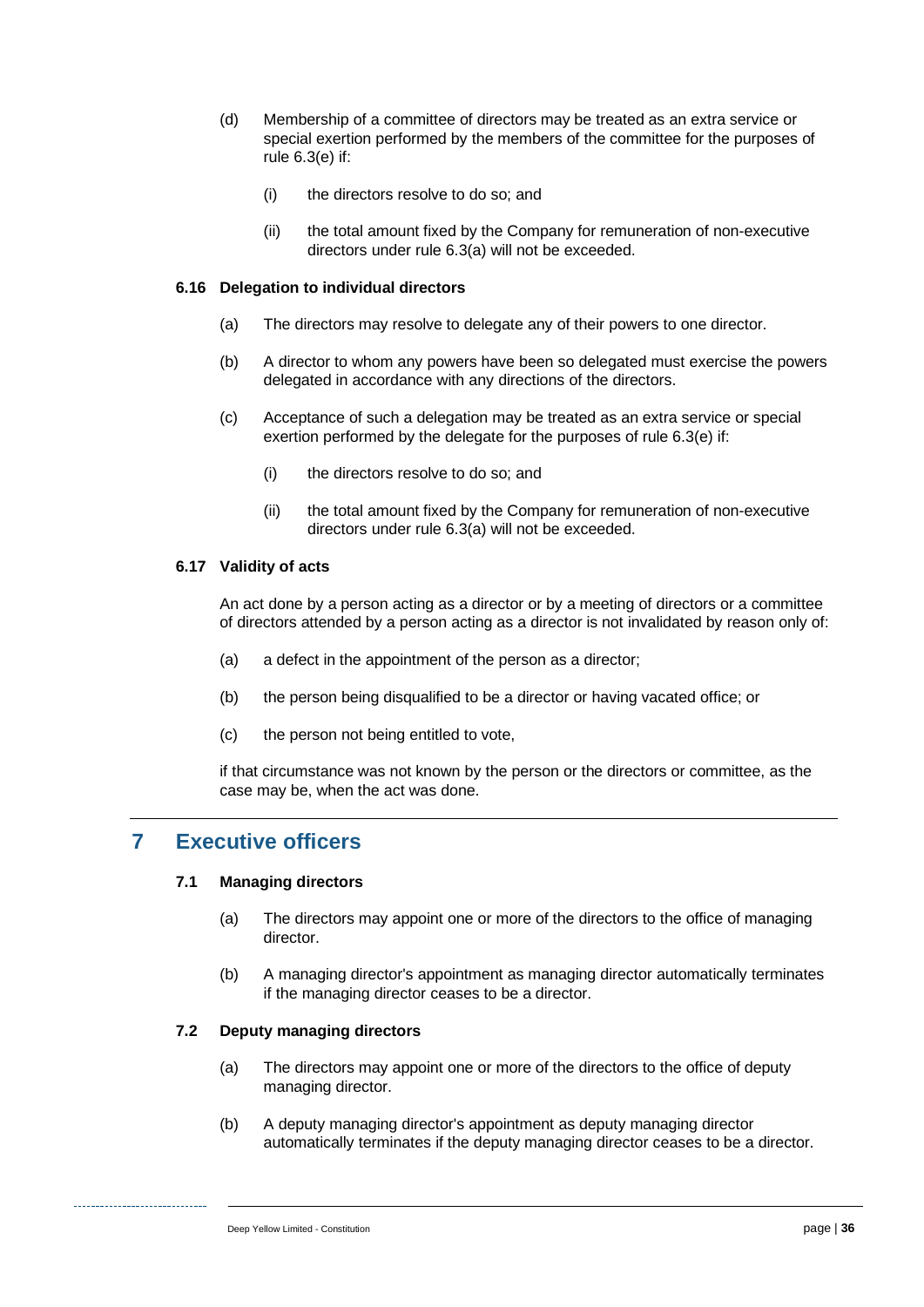(d) Membership of a committee of directors may be treated as an extra service or special exertion performed by the members of the committee for the purposes of rule 6.3(e) if:

   (i) the directors resolve to do so; and

   (ii) the total amount fixed by the Company for remuneration of non-executive directors under rule 6.3(a) will not be exceeded.

### 6.16 Delegation to individual directors

(a) The directors may resolve to delegate any of their powers to one director.

(b) A director to whom any powers have been so delegated must exercise the powers delegated in accordance with any directions of the directors.

(c) Acceptance of such a delegation may be treated as an extra service or special exertion performed by the delegate for the purposes of rule 6.3(e) if:

   (i) the directors resolve to do so; and

   (ii) the total amount fixed by the Company for remuneration of non-executive directors under rule 6.3(a) will not be exceeded.

### 6.17 Validity of acts

An act done by a person acting as a director or by a meeting of directors or a committee of directors attended by a person acting as a director is not invalidated by reason only of:

(a) a defect in the appointment of the person as a director;

(b) the person being disqualified to be a director or having vacated office; or

(c) the person not being entitled to vote,

if that circumstance was not known by the person or the directors or committee, as the case may be, when the act was done.

## 7 Executive officers

### 7.1 Managing directors

(a) The directors may appoint one or more of the directors to the office of managing director.

(b) A managing director's appointment as managing director automatically terminates if the managing director ceases to be a director.

### 7.2 Deputy managing directors

(a) The directors may appoint one or more of the directors to the office of deputy managing director.

(b) A deputy managing director's appointment as deputy managing director automatically terminates if the deputy managing director ceases to be a director.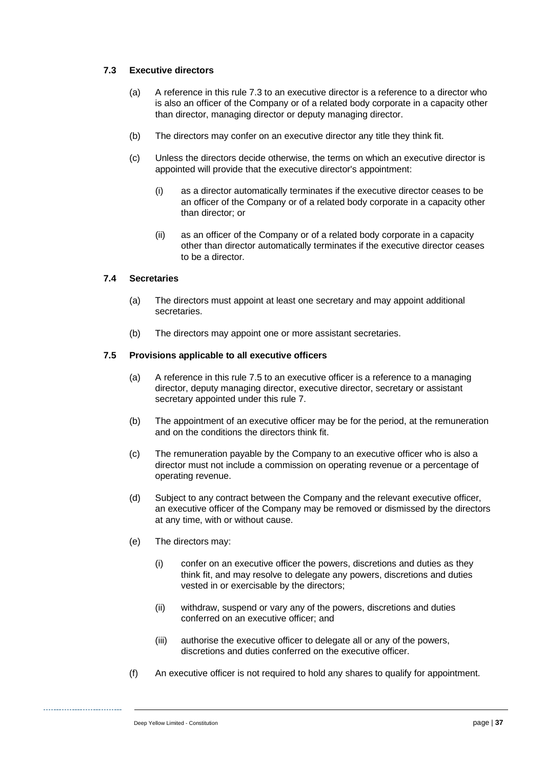### 7.3 Executive directors

(a) A reference in this rule 7.3 to an executive director is a reference to a director who is also an officer of the Company or of a related body corporate in a capacity other than director, managing director or deputy managing director.

(b) The directors may confer on an executive director any title they think fit.

(c) Unless the directors decide otherwise, the terms on which an executive director is appointed will provide that the executive director's appointment:

(i) as a director automatically terminates if the executive director ceases to be an officer of the Company or of a related body corporate in a capacity other than director; or

(ii) as an officer of the Company or of a related body corporate in a capacity other than director automatically terminates if the executive director ceases to be a director.

### 7.4 Secretaries

(a) The directors must appoint at least one secretary and may appoint additional secretaries.

(b) The directors may appoint one or more assistant secretaries.

### 7.5 Provisions applicable to all executive officers

(a) A reference in this rule 7.5 to an executive officer is a reference to a managing director, deputy managing director, executive director, secretary or assistant secretary appointed under this rule 7.

(b) The appointment of an executive officer may be for the period, at the remuneration and on the conditions the directors think fit.

(c) The remuneration payable by the Company to an executive officer who is also a director must not include a commission on operating revenue or a percentage of operating revenue.

(d) Subject to any contract between the Company and the relevant executive officer, an executive officer of the Company may be removed or dismissed by the directors at any time, with or without cause.

(e) The directors may:

(i) confer on an executive officer the powers, discretions and duties as they think fit, and may resolve to delegate any powers, discretions and duties vested in or exercisable by the directors;

(ii) withdraw, suspend or vary any of the powers, discretions and duties conferred on an executive officer; and

(iii) authorise the executive officer to delegate all or any of the powers, discretions and duties conferred on the executive officer.

(f) An executive officer is not required to hold any shares to qualify for appointment.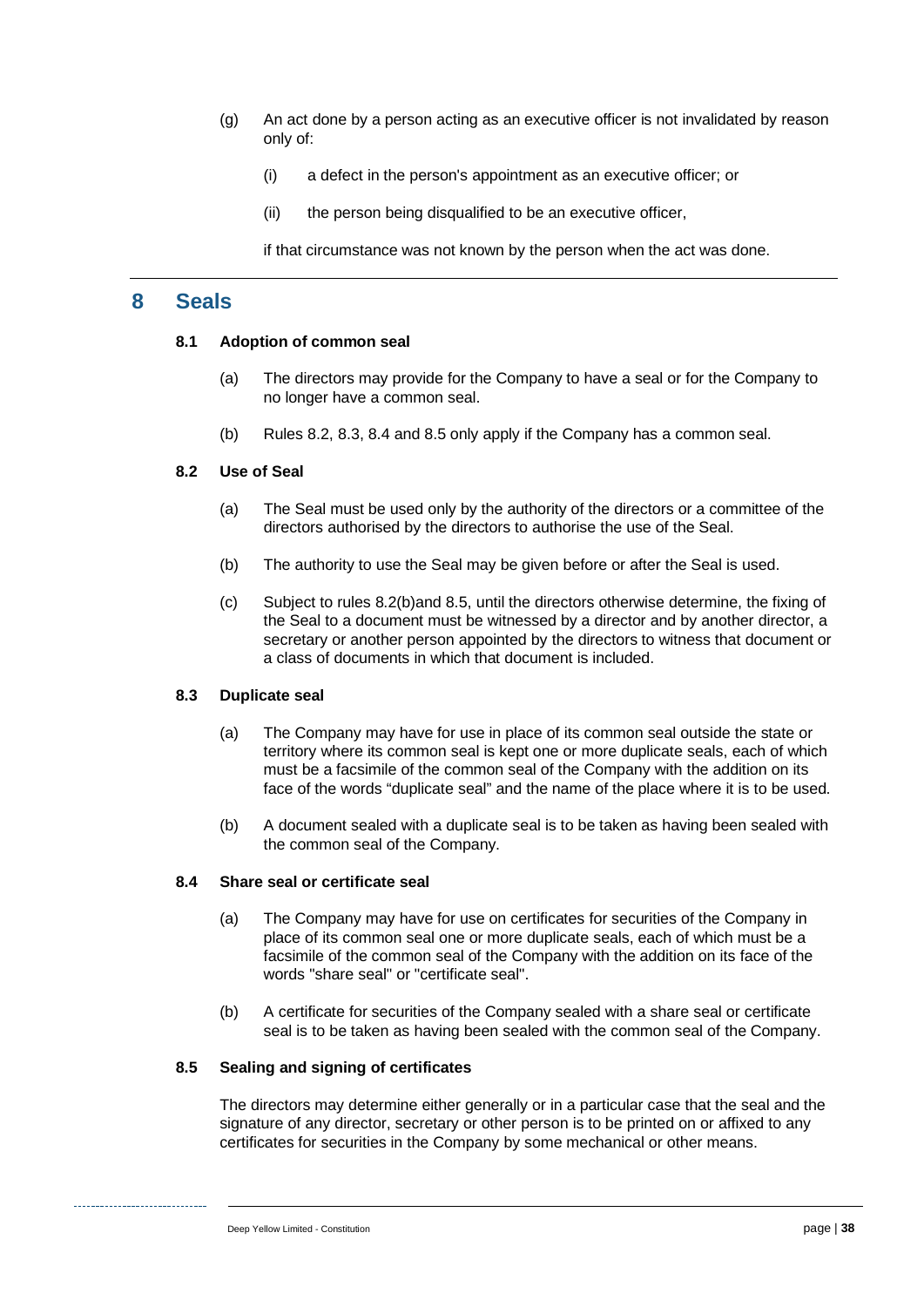(g) An act done by a person acting as an executive officer is not invalidated by reason only of:

(i) a defect in the person's appointment as an executive officer; or

(ii) the person being disqualified to be an executive officer,

if that circumstance was not known by the person when the act was done.

# 8 Seals

### 8.1 Adoption of common seal

(a) The directors may provide for the Company to have a seal or for the Company to no longer have a common seal.

(b) Rules 8.2, 8.3, 8.4 and 8.5 only apply if the Company has a common seal.

### 8.2 Use of Seal

(a) The Seal must be used only by the authority of the directors or a committee of the directors authorised by the directors to authorise the use of the Seal.

(b) The authority to use the Seal may be given before or after the Seal is used.

(c) Subject to rules 8.2(b)and 8.5, until the directors otherwise determine, the fixing of the Seal to a document must be witnessed by a director and by another director, a secretary or another person appointed by the directors to witness that document or a class of documents in which that document is included.

### 8.3 Duplicate seal

(a) The Company may have for use in place of its common seal outside the state or territory where its common seal is kept one or more duplicate seals, each of which must be a facsimile of the common seal of the Company with the addition on its face of the words “duplicate seal” and the name of the place where it is to be used.

(b) A document sealed with a duplicate seal is to be taken as having been sealed with the common seal of the Company.

### 8.4 Share seal or certificate seal

(a) The Company may have for use on certificates for securities of the Company in place of its common seal one or more duplicate seals, each of which must be a facsimile of the common seal of the Company with the addition on its face of the words "share seal" or "certificate seal".

(b) A certificate for securities of the Company sealed with a share seal or certificate seal is to be taken as having been sealed with the common seal of the Company.

### 8.5 Sealing and signing of certificates

The directors may determine either generally or in a particular case that the seal and the signature of any director, secretary or other person is to be printed on or affixed to any certificates for securities in the Company by some mechanical or other means.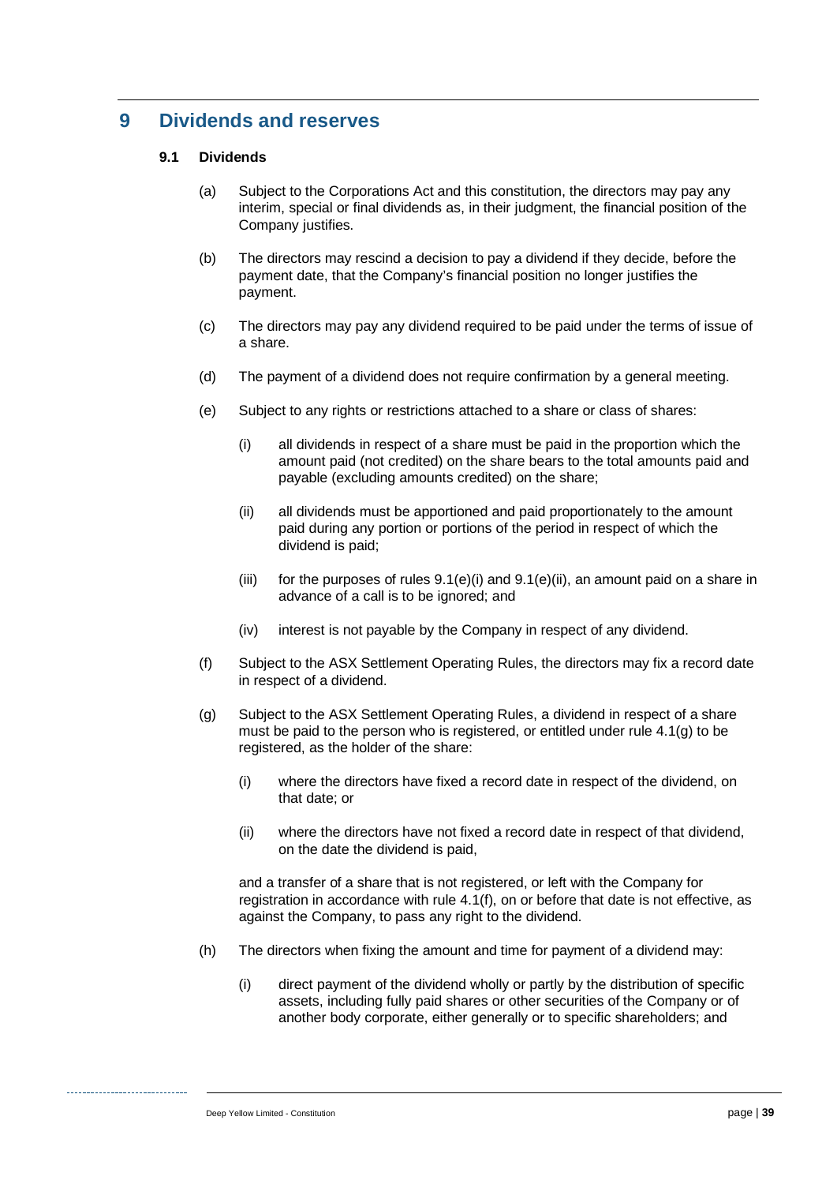# 9 Dividends and reserves

## 9.1 Dividends

(a) Subject to the Corporations Act and this constitution, the directors may pay any interim, special or final dividends as, in their judgment, the financial position of the Company justifies.

(b) The directors may rescind a decision to pay a dividend if they decide, before the payment date, that the Company's financial position no longer justifies the payment.

(c) The directors may pay any dividend required to be paid under the terms of issue of a share.

(d) The payment of a dividend does not require confirmation by a general meeting.

(e) Subject to any rights or restrictions attached to a share or class of shares:

   (i) all dividends in respect of a share must be paid in the proportion which the amount paid (not credited) on the share bears to the total amounts paid and payable (excluding amounts credited) on the share;

   (ii) all dividends must be apportioned and paid proportionately to the amount paid during any portion or portions of the period in respect of which the dividend is paid;

   (iii) for the purposes of rules 9.1(e)(i) and 9.1(e)(ii), an amount paid on a share in advance of a call is to be ignored; and

   (iv) interest is not payable by the Company in respect of any dividend.

(f) Subject to the ASX Settlement Operating Rules, the directors may fix a record date in respect of a dividend.

(g) Subject to the ASX Settlement Operating Rules, a dividend in respect of a share must be paid to the person who is registered, or entitled under rule 4.1(g) to be registered, as the holder of the share:

   (i) where the directors have fixed a record date in respect of the dividend, on that date; or

   (ii) where the directors have not fixed a record date in respect of that dividend, on the date the dividend is paid,

   and a transfer of a share that is not registered, or left with the Company for registration in accordance with rule 4.1(f), on or before that date is not effective, as against the Company, to pass any right to the dividend.

(h) The directors when fixing the amount and time for payment of a dividend may:

   (i) direct payment of the dividend wholly or partly by the distribution of specific assets, including fully paid shares or other securities of the Company or of another body corporate, either generally or to specific shareholders; and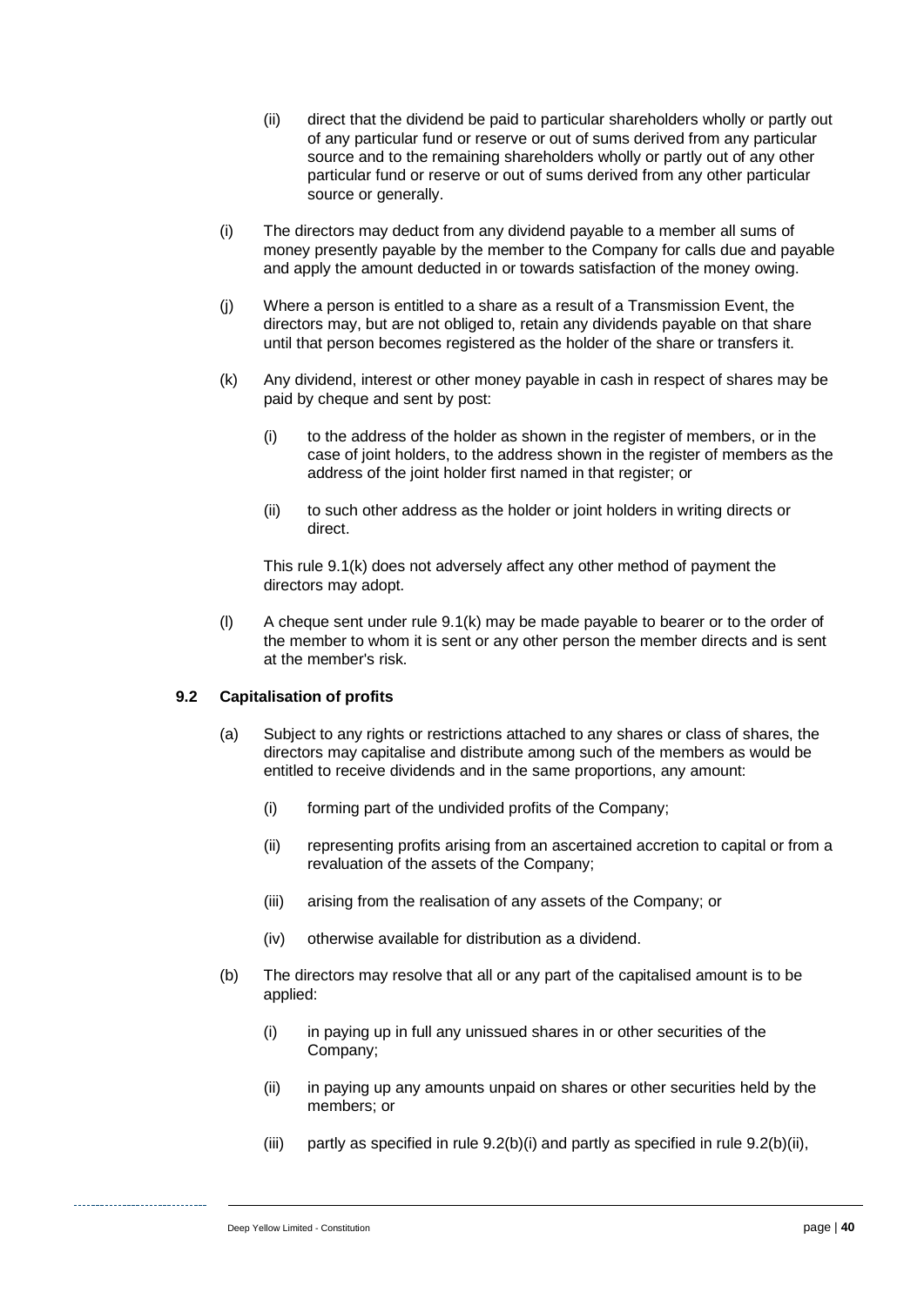(ii) direct that the dividend be paid to particular shareholders wholly or partly out of any particular fund or reserve or out of sums derived from any particular source and to the remaining shareholders wholly or partly out of any other particular fund or reserve or out of sums derived from any other particular source or generally.

(i) The directors may deduct from any dividend payable to a member all sums of money presently payable by the member to the Company for calls due and payable and apply the amount deducted in or towards satisfaction of the money owing.

(j) Where a person is entitled to a share as a result of a Transmission Event, the directors may, but are not obliged to, retain any dividends payable on that share until that person becomes registered as the holder of the share or transfers it.

(k) Any dividend, interest or other money payable in cash in respect of shares may be paid by cheque and sent by post:

(i) to the address of the holder as shown in the register of members, or in the case of joint holders, to the address shown in the register of members as the address of the joint holder first named in that register; or

(ii) to such other address as the holder or joint holders in writing directs or direct.

This rule 9.1(k) does not adversely affect any other method of payment the directors may adopt.

(l) A cheque sent under rule 9.1(k) may be made payable to bearer or to the order of the member to whom it is sent or any other person the member directs and is sent at the member's risk.

### 9.2 Capitalisation of profits

(a) Subject to any rights or restrictions attached to any shares or class of shares, the directors may capitalise and distribute among such of the members as would be entitled to receive dividends and in the same proportions, any amount:

(i) forming part of the undivided profits of the Company;

(ii) representing profits arising from an ascertained accretion to capital or from a revaluation of the assets of the Company;

(iii) arising from the realisation of any assets of the Company; or

(iv) otherwise available for distribution as a dividend.

(b) The directors may resolve that all or any part of the capitalised amount is to be applied:

(i) in paying up in full any unissued shares in or other securities of the Company;

(ii) in paying up any amounts unpaid on shares or other securities held by the members; or

(iii) partly as specified in rule 9.2(b)(i) and partly as specified in rule 9.2(b)(ii),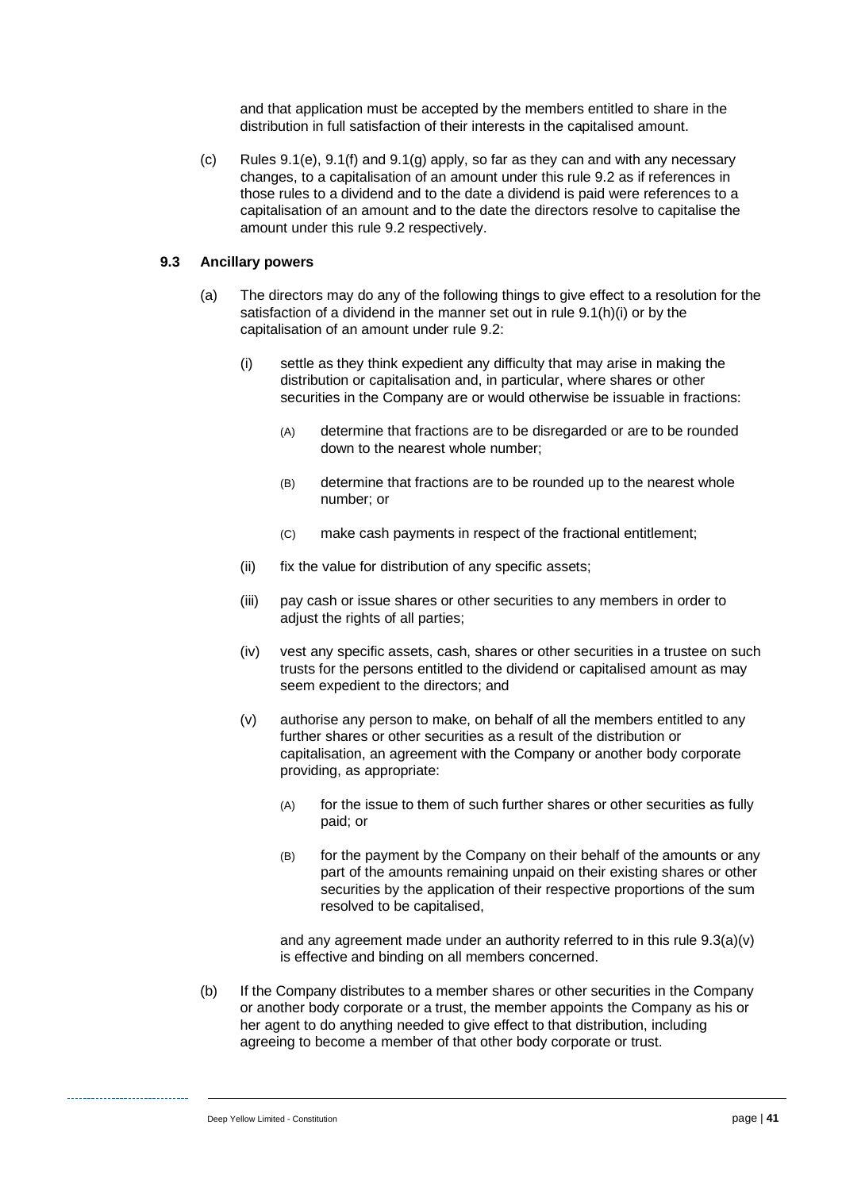and that application must be accepted by the members entitled to share in the distribution in full satisfaction of their interests in the capitalised amount.

(c) Rules 9.1(e), 9.1(f) and 9.1(g) apply, so far as they can and with any necessary changes, to a capitalisation of an amount under this rule 9.2 as if references in those rules to a dividend and to the date a dividend is paid were references to a capitalisation of an amount and to the date the directors resolve to capitalise the amount under this rule 9.2 respectively.

### 9.3 Ancillary powers

(a) The directors may do any of the following things to give effect to a resolution for the satisfaction of a dividend in the manner set out in rule 9.1(h)(i) or by the capitalisation of an amount under rule 9.2:

(i) settle as they think expedient any difficulty that may arise in making the distribution or capitalisation and, in particular, where shares or other securities in the Company are or would otherwise be issuable in fractions:

(A) determine that fractions are to be disregarded or are to be rounded down to the nearest whole number;

(B) determine that fractions are to be rounded up to the nearest whole number; or

(C) make cash payments in respect of the fractional entitlement;

(ii) fix the value for distribution of any specific assets;

(iii) pay cash or issue shares or other securities to any members in order to adjust the rights of all parties;

(iv) vest any specific assets, cash, shares or other securities in a trustee on such trusts for the persons entitled to the dividend or capitalised amount as may seem expedient to the directors; and

(v) authorise any person to make, on behalf of all the members entitled to any further shares or other securities as a result of the distribution or capitalisation, an agreement with the Company or another body corporate providing, as appropriate:

(A) for the issue to them of such further shares or other securities as fully paid; or

(B) for the payment by the Company on their behalf of the amounts or any part of the amounts remaining unpaid on their existing shares or other securities by the application of their respective proportions of the sum resolved to be capitalised,

and any agreement made under an authority referred to in this rule 9.3(a)(v) is effective and binding on all members concerned.

(b) If the Company distributes to a member shares or other securities in the Company or another body corporate or a trust, the member appoints the Company as his or her agent to do anything needed to give effect to that distribution, including agreeing to become a member of that other body corporate or trust.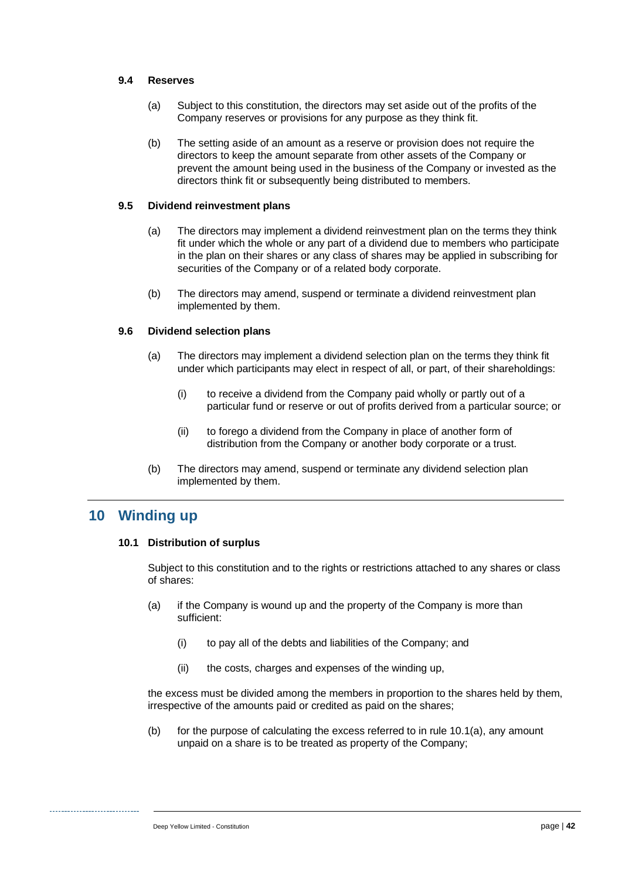### 9.4 Reserves

(a) Subject to this constitution, the directors may set aside out of the profits of the Company reserves or provisions for any purpose as they think fit.

(b) The setting aside of an amount as a reserve or provision does not require the directors to keep the amount separate from other assets of the Company or prevent the amount being used in the business of the Company or invested as the directors think fit or subsequently being distributed to members.

### 9.5 Dividend reinvestment plans

(a) The directors may implement a dividend reinvestment plan on the terms they think fit under which the whole or any part of a dividend due to members who participate in the plan on their shares or any class of shares may be applied in subscribing for securities of the Company or of a related body corporate.

(b) The directors may amend, suspend or terminate a dividend reinvestment plan implemented by them.

### 9.6 Dividend selection plans

(a) The directors may implement a dividend selection plan on the terms they think fit under which participants may elect in respect of all, or part, of their shareholdings:

(i) to receive a dividend from the Company paid wholly or partly out of a particular fund or reserve or out of profits derived from a particular source; or

(ii) to forego a dividend from the Company in place of another form of distribution from the Company or another body corporate or a trust.

(b) The directors may amend, suspend or terminate any dividend selection plan implemented by them.

## 10 Winding up

### 10.1 Distribution of surplus

Subject to this constitution and to the rights or restrictions attached to any shares or class of shares:

(a) if the Company is wound up and the property of the Company is more than sufficient:

(i) to pay all of the debts and liabilities of the Company; and

(ii) the costs, charges and expenses of the winding up,

the excess must be divided among the members in proportion to the shares held by them, irrespective of the amounts paid or credited as paid on the shares;

(b) for the purpose of calculating the excess referred to in rule 10.1(a), any amount unpaid on a share is to be treated as property of the Company;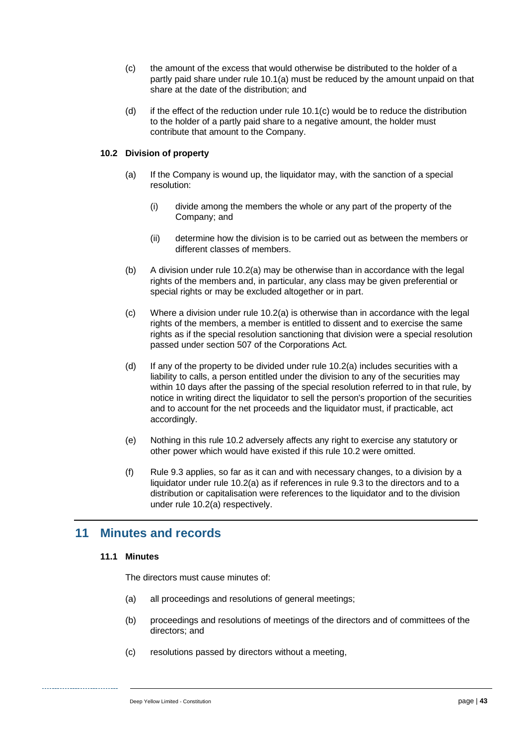(c) the amount of the excess that would otherwise be distributed to the holder of a partly paid share under rule 10.1(a) must be reduced by the amount unpaid on that share at the date of the distribution; and

(d) if the effect of the reduction under rule 10.1(c) would be to reduce the distribution to the holder of a partly paid share to a negative amount, the holder must contribute that amount to the Company.

### 10.2 Division of property

(a) If the Company is wound up, the liquidator may, with the sanction of a special resolution:

(i) divide among the members the whole or any part of the property of the Company; and

(ii) determine how the division is to be carried out as between the members or different classes of members.

(b) A division under rule 10.2(a) may be otherwise than in accordance with the legal rights of the members and, in particular, any class may be given preferential or special rights or may be excluded altogether or in part.

(c) Where a division under rule 10.2(a) is otherwise than in accordance with the legal rights of the members, a member is entitled to dissent and to exercise the same rights as if the special resolution sanctioning that division were a special resolution passed under section 507 of the Corporations Act.

(d) If any of the property to be divided under rule 10.2(a) includes securities with a liability to calls, a person entitled under the division to any of the securities may within 10 days after the passing of the special resolution referred to in that rule, by notice in writing direct the liquidator to sell the person's proportion of the securities and to account for the net proceeds and the liquidator must, if practicable, act accordingly.

(e) Nothing in this rule 10.2 adversely affects any right to exercise any statutory or other power which would have existed if this rule 10.2 were omitted.

(f) Rule 9.3 applies, so far as it can and with necessary changes, to a division by a liquidator under rule 10.2(a) as if references in rule 9.3 to the directors and to a distribution or capitalisation were references to the liquidator and to the division under rule 10.2(a) respectively.

## 11 Minutes and records

### 11.1 Minutes

The directors must cause minutes of:

(a) all proceedings and resolutions of general meetings;

(b) proceedings and resolutions of meetings of the directors and of committees of the directors; and

(c) resolutions passed by directors without a meeting,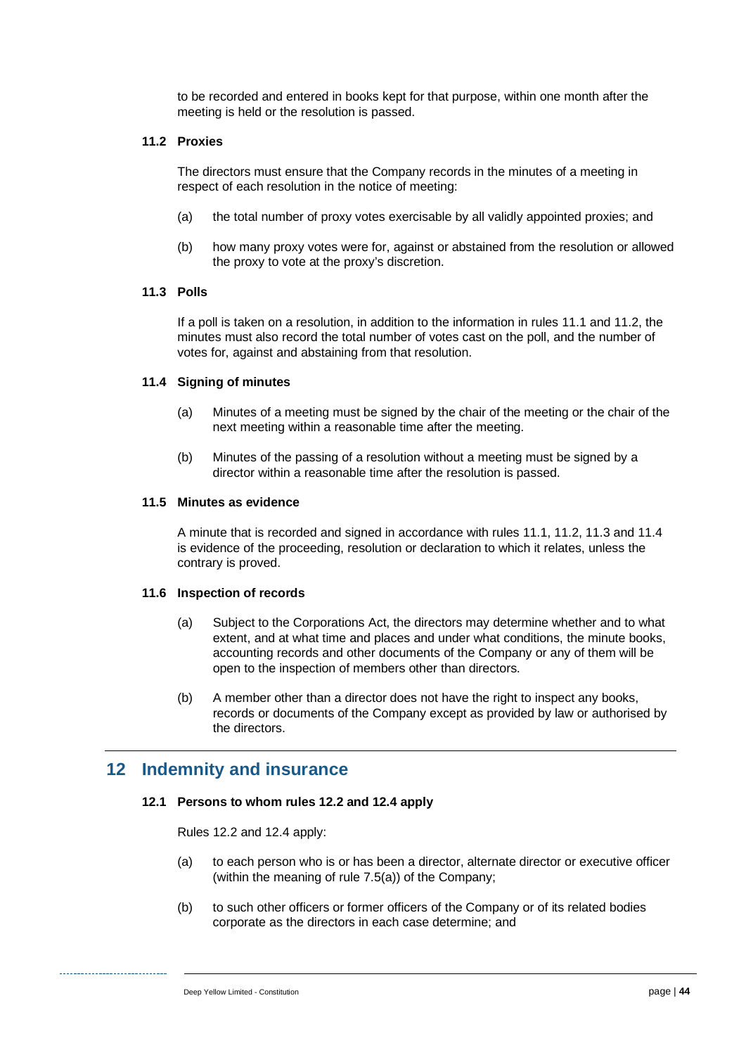to be recorded and entered in books kept for that purpose, within one month after the meeting is held or the resolution is passed.

### 11.2 Proxies

The directors must ensure that the Company records in the minutes of a meeting in respect of each resolution in the notice of meeting:

(a) the total number of proxy votes exercisable by all validly appointed proxies; and

(b) how many proxy votes were for, against or abstained from the resolution or allowed the proxy to vote at the proxy's discretion.

### 11.3 Polls

If a poll is taken on a resolution, in addition to the information in rules 11.1 and 11.2, the minutes must also record the total number of votes cast on the poll, and the number of votes for, against and abstaining from that resolution.

### 11.4 Signing of minutes

(a) Minutes of a meeting must be signed by the chair of the meeting or the chair of the next meeting within a reasonable time after the meeting.

(b) Minutes of the passing of a resolution without a meeting must be signed by a director within a reasonable time after the resolution is passed.

### 11.5 Minutes as evidence

A minute that is recorded and signed in accordance with rules 11.1, 11.2, 11.3 and 11.4 is evidence of the proceeding, resolution or declaration to which it relates, unless the contrary is proved.

### 11.6 Inspection of records

(a) Subject to the Corporations Act, the directors may determine whether and to what extent, and at what time and places and under what conditions, the minute books, accounting records and other documents of the Company or any of them will be open to the inspection of members other than directors.

(b) A member other than a director does not have the right to inspect any books, records or documents of the Company except as provided by law or authorised by the directors.

## 12 Indemnity and insurance

### 12.1 Persons to whom rules 12.2 and 12.4 apply

Rules 12.2 and 12.4 apply:

(a) to each person who is or has been a director, alternate director or executive officer (within the meaning of rule 7.5(a)) of the Company;

(b) to such other officers or former officers of the Company or of its related bodies corporate as the directors in each case determine; and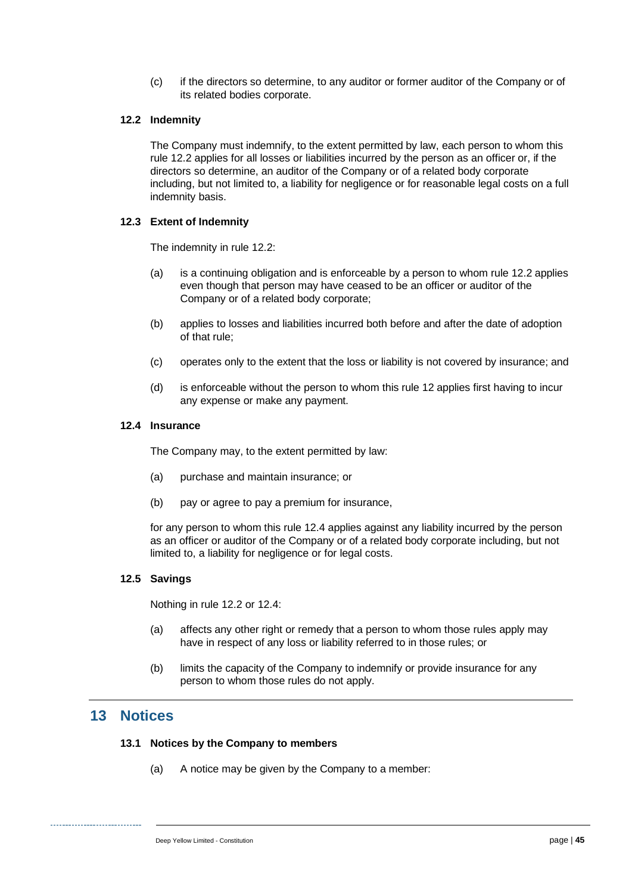(c) if the directors so determine, to any auditor or former auditor of the Company or of its related bodies corporate.

### 12.2 Indemnity

The Company must indemnify, to the extent permitted by law, each person to whom this rule 12.2 applies for all losses or liabilities incurred by the person as an officer or, if the directors so determine, an auditor of the Company or of a related body corporate including, but not limited to, a liability for negligence or for reasonable legal costs on a full indemnity basis.

### 12.3 Extent of Indemnity

The indemnity in rule 12.2:

(a) is a continuing obligation and is enforceable by a person to whom rule 12.2 applies even though that person may have ceased to be an officer or auditor of the Company or of a related body corporate;

(b) applies to losses and liabilities incurred both before and after the date of adoption of that rule;

(c) operates only to the extent that the loss or liability is not covered by insurance; and

(d) is enforceable without the person to whom this rule 12 applies first having to incur any expense or make any payment.

### 12.4 Insurance

The Company may, to the extent permitted by law:

(a) purchase and maintain insurance; or

(b) pay or agree to pay a premium for insurance,

for any person to whom this rule 12.4 applies against any liability incurred by the person as an officer or auditor of the Company or of a related body corporate including, but not limited to, a liability for negligence or for legal costs.

### 12.5 Savings

Nothing in rule 12.2 or 12.4:

(a) affects any other right or remedy that a person to whom those rules apply may have in respect of any loss or liability referred to in those rules; or

(b) limits the capacity of the Company to indemnify or provide insurance for any person to whom those rules do not apply.

## 13 Notices

### 13.1 Notices by the Company to members

(a) A notice may be given by the Company to a member: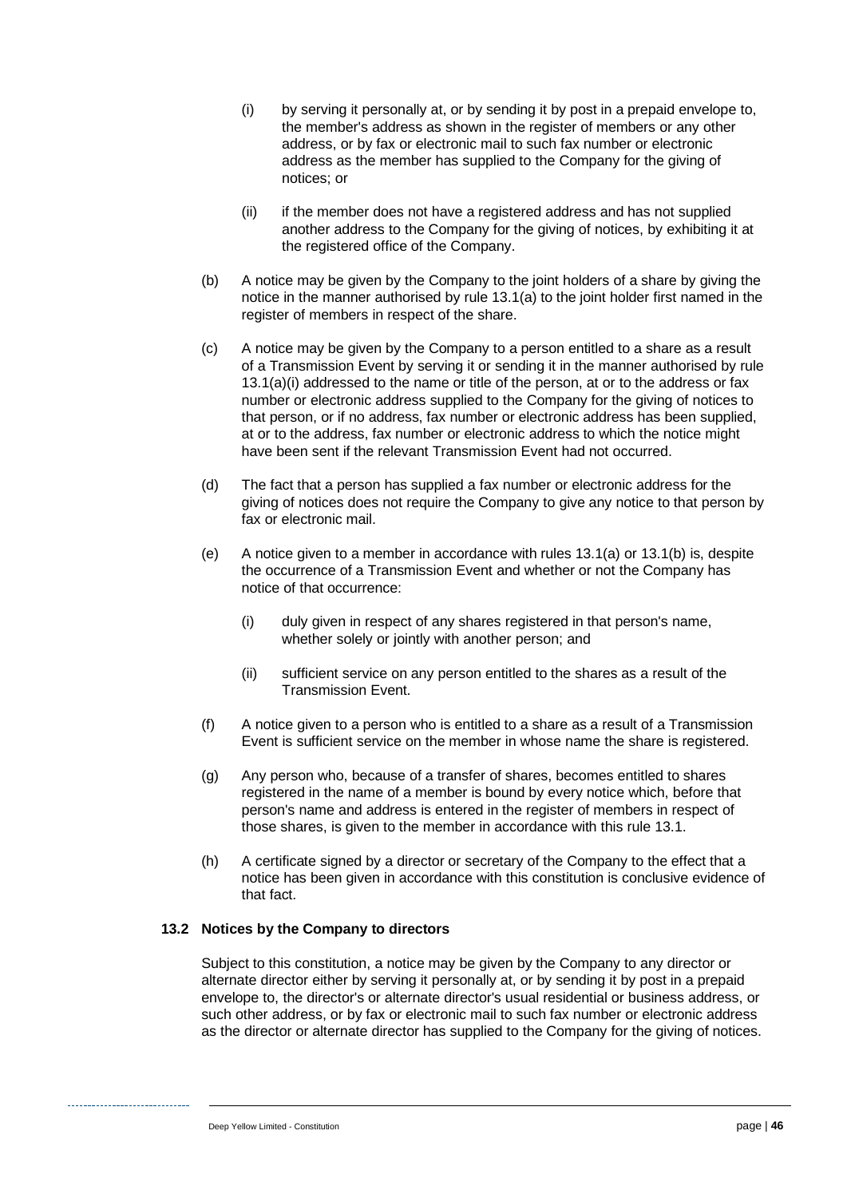(i) by serving it personally at, or by sending it by post in a prepaid envelope to, the member's address as shown in the register of members or any other address, or by fax or electronic mail to such fax number or electronic address as the member has supplied to the Company for the giving of notices; or

(ii) if the member does not have a registered address and has not supplied another address to the Company for the giving of notices, by exhibiting it at the registered office of the Company.

(b) A notice may be given by the Company to the joint holders of a share by giving the notice in the manner authorised by rule 13.1(a) to the joint holder first named in the register of members in respect of the share.

(c) A notice may be given by the Company to a person entitled to a share as a result of a Transmission Event by serving it or sending it in the manner authorised by rule 13.1(a)(i) addressed to the name or title of the person, at or to the address or fax number or electronic address supplied to the Company for the giving of notices to that person, or if no address, fax number or electronic address has been supplied, at or to the address, fax number or electronic address to which the notice might have been sent if the relevant Transmission Event had not occurred.

(d) The fact that a person has supplied a fax number or electronic address for the giving of notices does not require the Company to give any notice to that person by fax or electronic mail.

(e) A notice given to a member in accordance with rules 13.1(a) or 13.1(b) is, despite the occurrence of a Transmission Event and whether or not the Company has notice of that occurrence:

(i) duly given in respect of any shares registered in that person's name, whether solely or jointly with another person; and

(ii) sufficient service on any person entitled to the shares as a result of the Transmission Event.

(f) A notice given to a person who is entitled to a share as a result of a Transmission Event is sufficient service on the member in whose name the share is registered.

(g) Any person who, because of a transfer of shares, becomes entitled to shares registered in the name of a member is bound by every notice which, before that person's name and address is entered in the register of members in respect of those shares, is given to the member in accordance with this rule 13.1.

(h) A certificate signed by a director or secretary of the Company to the effect that a notice has been given in accordance with this constitution is conclusive evidence of that fact.

### 13.2 Notices by the Company to directors

Subject to this constitution, a notice may be given by the Company to any director or alternate director either by serving it personally at, or by sending it by post in a prepaid envelope to, the director's or alternate director's usual residential or business address, or such other address, or by fax or electronic mail to such fax number or electronic address as the director or alternate director has supplied to the Company for the giving of notices.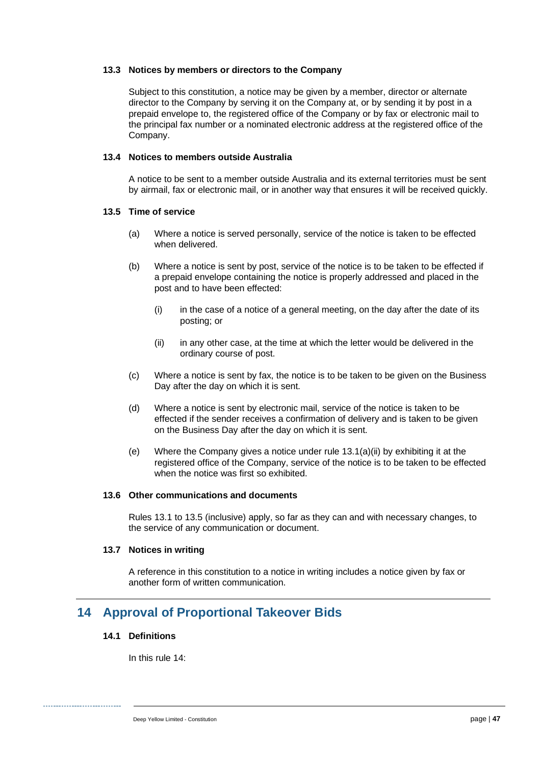### 13.3 Notices by members or directors to the Company

Subject to this constitution, a notice may be given by a member, director or alternate director to the Company by serving it on the Company at, or by sending it by post in a prepaid envelope to, the registered office of the Company or by fax or electronic mail to the principal fax number or a nominated electronic address at the registered office of the Company.

### 13.4 Notices to members outside Australia

A notice to be sent to a member outside Australia and its external territories must be sent by airmail, fax or electronic mail, or in another way that ensures it will be received quickly.

### 13.5 Time of service

(a) Where a notice is served personally, service of the notice is taken to be effected when delivered.

(b) Where a notice is sent by post, service of the notice is to be taken to be effected if a prepaid envelope containing the notice is properly addressed and placed in the post and to have been effected:

(i) in the case of a notice of a general meeting, on the day after the date of its posting; or

(ii) in any other case, at the time at which the letter would be delivered in the ordinary course of post.

(c) Where a notice is sent by fax, the notice is to be taken to be given on the Business Day after the day on which it is sent.

(d) Where a notice is sent by electronic mail, service of the notice is taken to be effected if the sender receives a confirmation of delivery and is taken to be given on the Business Day after the day on which it is sent.

(e) Where the Company gives a notice under rule 13.1(a)(ii) by exhibiting it at the registered office of the Company, service of the notice is to be taken to be effected when the notice was first so exhibited.

### 13.6 Other communications and documents

Rules 13.1 to 13.5 (inclusive) apply, so far as they can and with necessary changes, to the service of any communication or document.

### 13.7 Notices in writing

A reference in this constitution to a notice in writing includes a notice given by fax or another form of written communication.

## 14 Approval of Proportional Takeover Bids

### 14.1 Definitions

In this rule 14: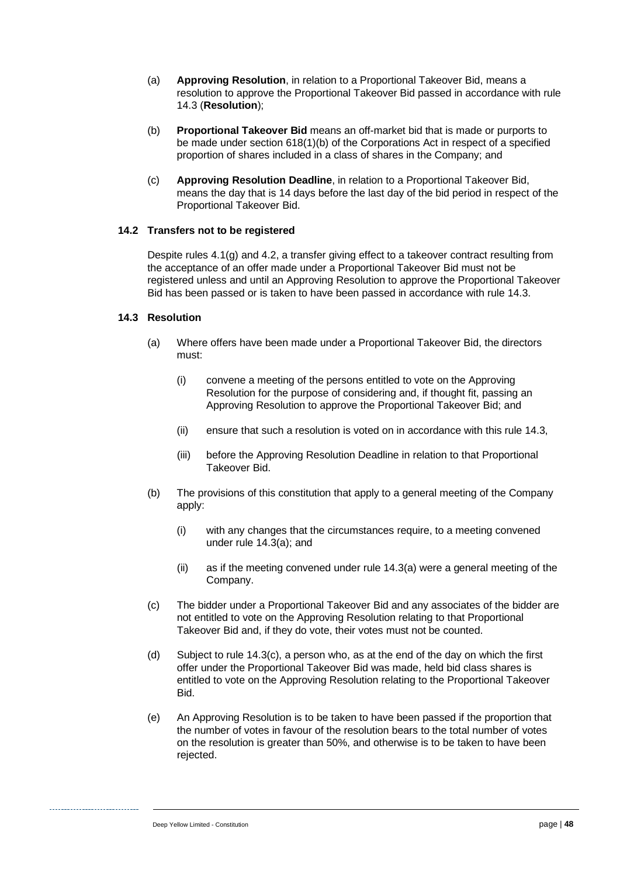(a) **Approving Resolution**, in relation to a Proportional Takeover Bid, means a resolution to approve the Proportional Takeover Bid passed in accordance with rule 14.3 (**Resolution**);

(b) **Proportional Takeover Bid** means an off-market bid that is made or purports to be made under section 618(1)(b) of the Corporations Act in respect of a specified proportion of shares included in a class of shares in the Company; and

(c) **Approving Resolution Deadline**, in relation to a Proportional Takeover Bid, means the day that is 14 days before the last day of the bid period in respect of the Proportional Takeover Bid.

### 14.2 Transfers not to be registered

Despite rules 4.1(g) and 4.2, a transfer giving effect to a takeover contract resulting from the acceptance of an offer made under a Proportional Takeover Bid must not be registered unless and until an Approving Resolution to approve the Proportional Takeover Bid has been passed or is taken to have been passed in accordance with rule 14.3.

### 14.3 Resolution

(a) Where offers have been made under a Proportional Takeover Bid, the directors must:

(i) convene a meeting of the persons entitled to vote on the Approving Resolution for the purpose of considering and, if thought fit, passing an Approving Resolution to approve the Proportional Takeover Bid; and

(ii) ensure that such a resolution is voted on in accordance with this rule 14.3,

(iii) before the Approving Resolution Deadline in relation to that Proportional Takeover Bid.

(b) The provisions of this constitution that apply to a general meeting of the Company apply:

(i) with any changes that the circumstances require, to a meeting convened under rule 14.3(a); and

(ii) as if the meeting convened under rule 14.3(a) were a general meeting of the Company.

(c) The bidder under a Proportional Takeover Bid and any associates of the bidder are not entitled to vote on the Approving Resolution relating to that Proportional Takeover Bid and, if they do vote, their votes must not be counted.

(d) Subject to rule 14.3(c), a person who, as at the end of the day on which the first offer under the Proportional Takeover Bid was made, held bid class shares is entitled to vote on the Approving Resolution relating to the Proportional Takeover Bid.

(e) An Approving Resolution is to be taken to have been passed if the proportion that the number of votes in favour of the resolution bears to the total number of votes on the resolution is greater than 50%, and otherwise is to be taken to have been rejected.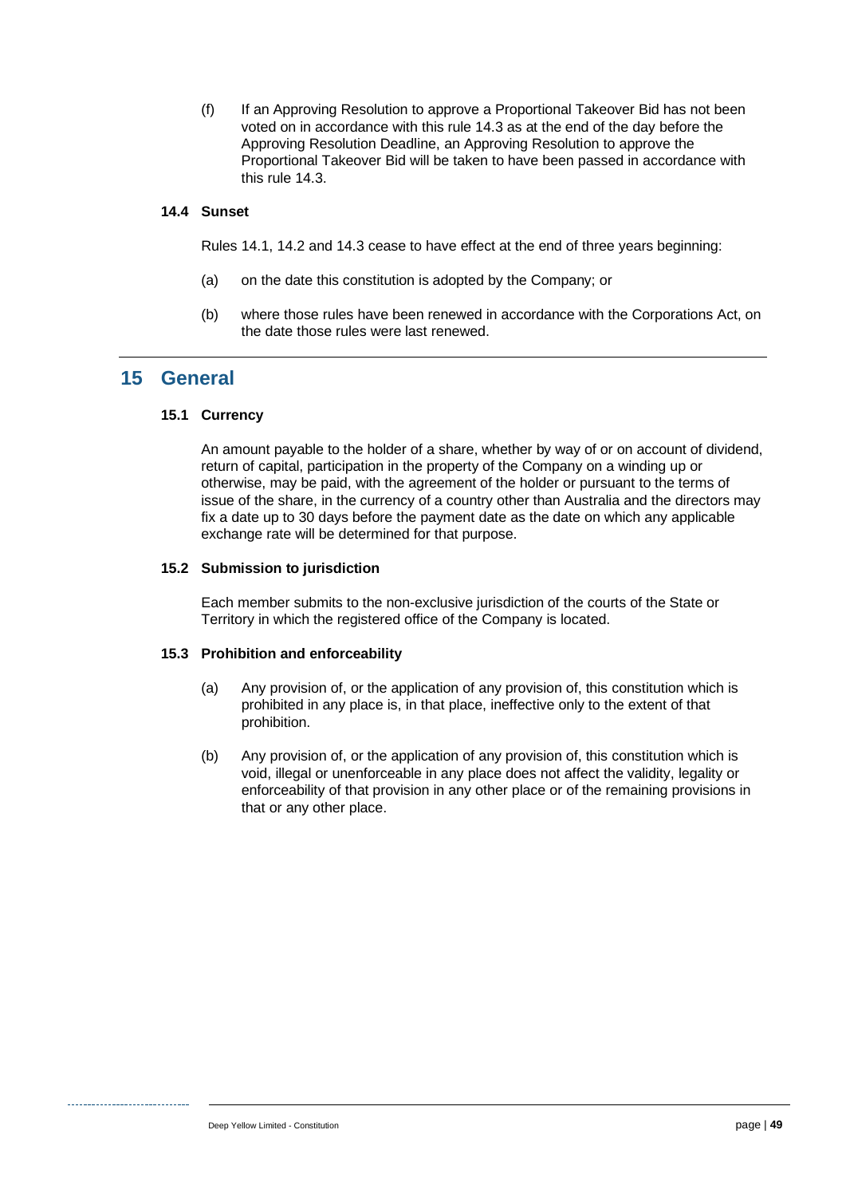(f) If an Approving Resolution to approve a Proportional Takeover Bid has not been voted on in accordance with this rule 14.3 as at the end of the day before the Approving Resolution Deadline, an Approving Resolution to approve the Proportional Takeover Bid will be taken to have been passed in accordance with this rule 14.3.

### 14.4 Sunset

Rules 14.1, 14.2 and 14.3 cease to have effect at the end of three years beginning:

(a) on the date this constitution is adopted by the Company; or

(b) where those rules have been renewed in accordance with the Corporations Act, on the date those rules were last renewed.

## 15 General

### 15.1 Currency

An amount payable to the holder of a share, whether by way of or on account of dividend, return of capital, participation in the property of the Company on a winding up or otherwise, may be paid, with the agreement of the holder or pursuant to the terms of issue of the share, in the currency of a country other than Australia and the directors may fix a date up to 30 days before the payment date as the date on which any applicable exchange rate will be determined for that purpose.

### 15.2 Submission to jurisdiction

Each member submits to the non-exclusive jurisdiction of the courts of the State or Territory in which the registered office of the Company is located.

### 15.3 Prohibition and enforceability

(a) Any provision of, or the application of any provision of, this constitution which is prohibited in any place is, in that place, ineffective only to the extent of that prohibition.

(b) Any provision of, or the application of any provision of, this constitution which is void, illegal or unenforceable in any place does not affect the validity, legality or enforceability of that provision in any other place or of the remaining provisions in that or any other place.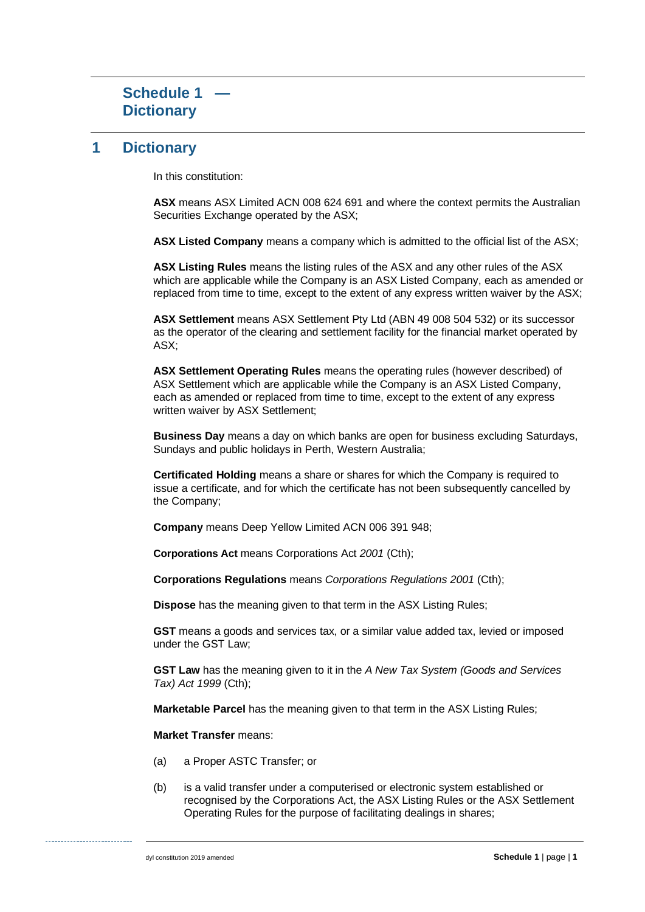# Schedule 1 — Dictionary

## 1 Dictionary

In this constitution:

**ASX** means ASX Limited ACN 008 624 691 and where the context permits the Australian Securities Exchange operated by the ASX;

**ASX Listed Company** means a company which is admitted to the official list of the ASX;

**ASX Listing Rules** means the listing rules of the ASX and any other rules of the ASX which are applicable while the Company is an ASX Listed Company, each as amended or replaced from time to time, except to the extent of any express written waiver by the ASX;

**ASX Settlement** means ASX Settlement Pty Ltd (ABN 49 008 504 532) or its successor as the operator of the clearing and settlement facility for the financial market operated by ASX;

**ASX Settlement Operating Rules** means the operating rules (however described) of ASX Settlement which are applicable while the Company is an ASX Listed Company, each as amended or replaced from time to time, except to the extent of any express written waiver by ASX Settlement;

**Business Day** means a day on which banks are open for business excluding Saturdays, Sundays and public holidays in Perth, Western Australia;

**Certificated Holding** means a share or shares for which the Company is required to issue a certificate, and for which the certificate has not been subsequently cancelled by the Company;

**Company** means Deep Yellow Limited ACN 006 391 948;

**Corporations Act** means Corporations Act *2001* (Cth);

**Corporations Regulations** means *Corporations Regulations 2001* (Cth);

**Dispose** has the meaning given to that term in the ASX Listing Rules;

**GST** means a goods and services tax, or a similar value added tax, levied or imposed under the GST Law;

**GST Law** has the meaning given to it in the *A New Tax System (Goods and Services Tax) Act 1999* (Cth);

**Marketable Parcel** has the meaning given to that term in the ASX Listing Rules;

**Market Transfer** means:

(a) a Proper ASTC Transfer; or

(b) is a valid transfer under a computerised or electronic system established or recognised by the Corporations Act, the ASX Listing Rules or the ASX Settlement Operating Rules for the purpose of facilitating dealings in shares;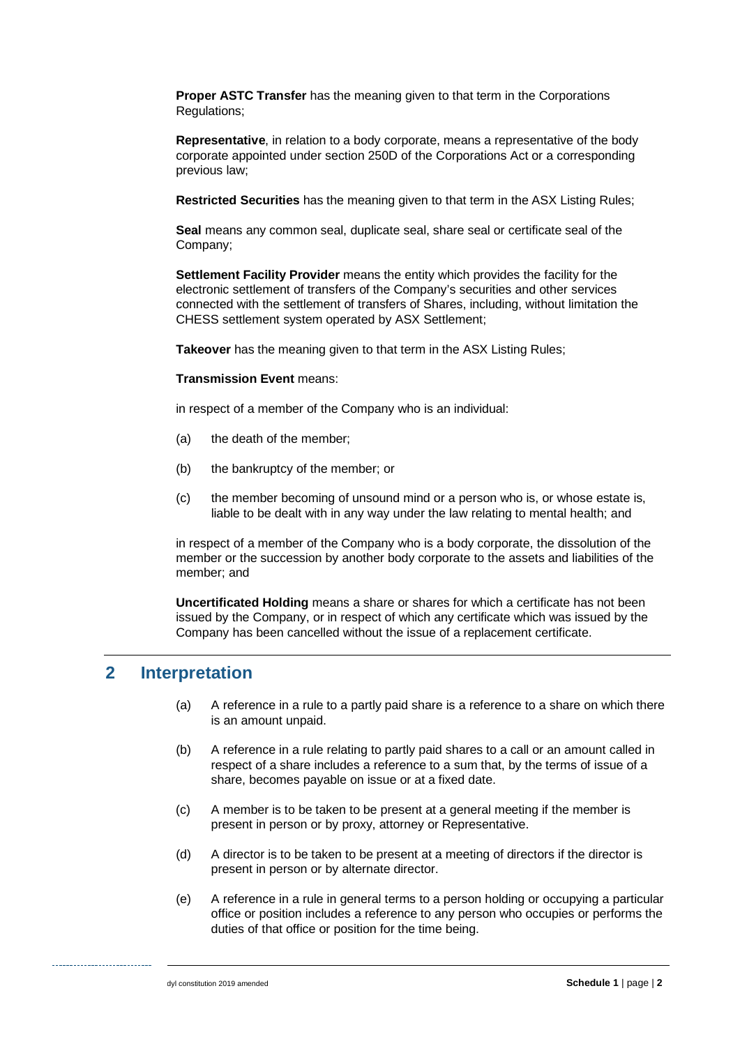**Proper ASTC Transfer** has the meaning given to that term in the Corporations Regulations;

**Representative**, in relation to a body corporate, means a representative of the body corporate appointed under section 250D of the Corporations Act or a corresponding previous law;

**Restricted Securities** has the meaning given to that term in the ASX Listing Rules;

**Seal** means any common seal, duplicate seal, share seal or certificate seal of the Company;

**Settlement Facility Provider** means the entity which provides the facility for the electronic settlement of transfers of the Company's securities and other services connected with the settlement of transfers of Shares, including, without limitation the CHESS settlement system operated by ASX Settlement;

**Takeover** has the meaning given to that term in the ASX Listing Rules;

**Transmission Event** means:

in respect of a member of the Company who is an individual:

(a) the death of the member;

(b) the bankruptcy of the member; or

(c) the member becoming of unsound mind or a person who is, or whose estate is, liable to be dealt with in any way under the law relating to mental health; and

in respect of a member of the Company who is a body corporate, the dissolution of the member or the succession by another body corporate to the assets and liabilities of the member; and

**Uncertificated Holding** means a share or shares for which a certificate has not been issued by the Company, or in respect of which any certificate which was issued by the Company has been cancelled without the issue of a replacement certificate.

## 2 Interpretation

(a) A reference in a rule to a partly paid share is a reference to a share on which there is an amount unpaid.

(b) A reference in a rule relating to partly paid shares to a call or an amount called in respect of a share includes a reference to a sum that, by the terms of issue of a share, becomes payable on issue or at a fixed date.

(c) A member is to be taken to be present at a general meeting if the member is present in person or by proxy, attorney or Representative.

(d) A director is to be taken to be present at a meeting of directors if the director is present in person or by alternate director.

(e) A reference in a rule in general terms to a person holding or occupying a particular office or position includes a reference to any person who occupies or performs the duties of that office or position for the time being.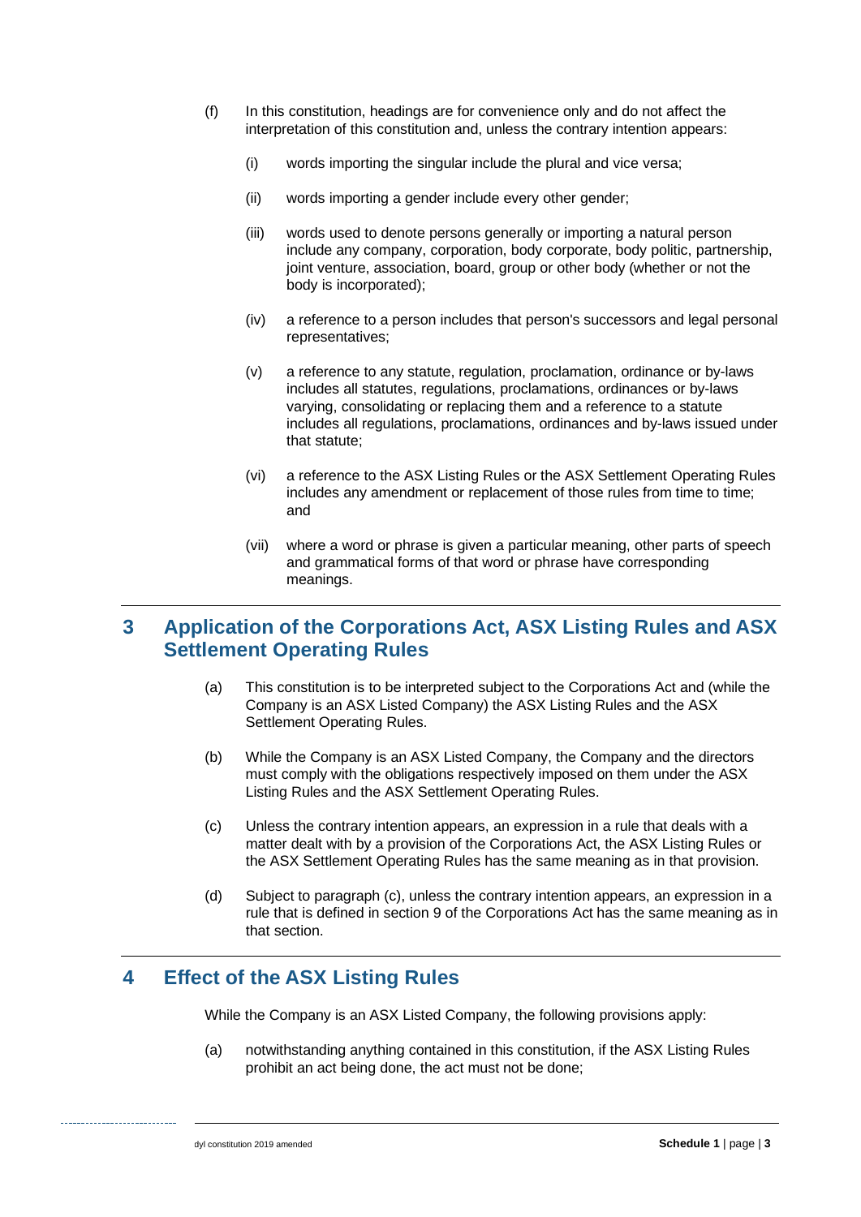(f) In this constitution, headings are for convenience only and do not affect the interpretation of this constitution and, unless the contrary intention appears:

  (i) words importing the singular include the plural and vice versa;

  (ii) words importing a gender include every other gender;

  (iii) words used to denote persons generally or importing a natural person include any company, corporation, body corporate, body politic, partnership, joint venture, association, board, group or other body (whether or not the body is incorporated);

  (iv) a reference to a person includes that person's successors and legal personal representatives;

  (v) a reference to any statute, regulation, proclamation, ordinance or by-laws includes all statutes, regulations, proclamations, ordinances or by-laws varying, consolidating or replacing them and a reference to a statute includes all regulations, proclamations, ordinances and by-laws issued under that statute;

  (vi) a reference to the ASX Listing Rules or the ASX Settlement Operating Rules includes any amendment or replacement of those rules from time to time; and

  (vii) where a word or phrase is given a particular meaning, other parts of speech and grammatical forms of that word or phrase have corresponding meanings.

## 3 Application of the Corporations Act, ASX Listing Rules and ASX Settlement Operating Rules

(a) This constitution is to be interpreted subject to the Corporations Act and (while the Company is an ASX Listed Company) the ASX Listing Rules and the ASX Settlement Operating Rules.

(b) While the Company is an ASX Listed Company, the Company and the directors must comply with the obligations respectively imposed on them under the ASX Listing Rules and the ASX Settlement Operating Rules.

(c) Unless the contrary intention appears, an expression in a rule that deals with a matter dealt with by a provision of the Corporations Act, the ASX Listing Rules or the ASX Settlement Operating Rules has the same meaning as in that provision.

(d) Subject to paragraph (c), unless the contrary intention appears, an expression in a rule that is defined in section 9 of the Corporations Act has the same meaning as in that section.

## 4 Effect of the ASX Listing Rules

While the Company is an ASX Listed Company, the following provisions apply:

(a) notwithstanding anything contained in this constitution, if the ASX Listing Rules prohibit an act being done, the act must not be done;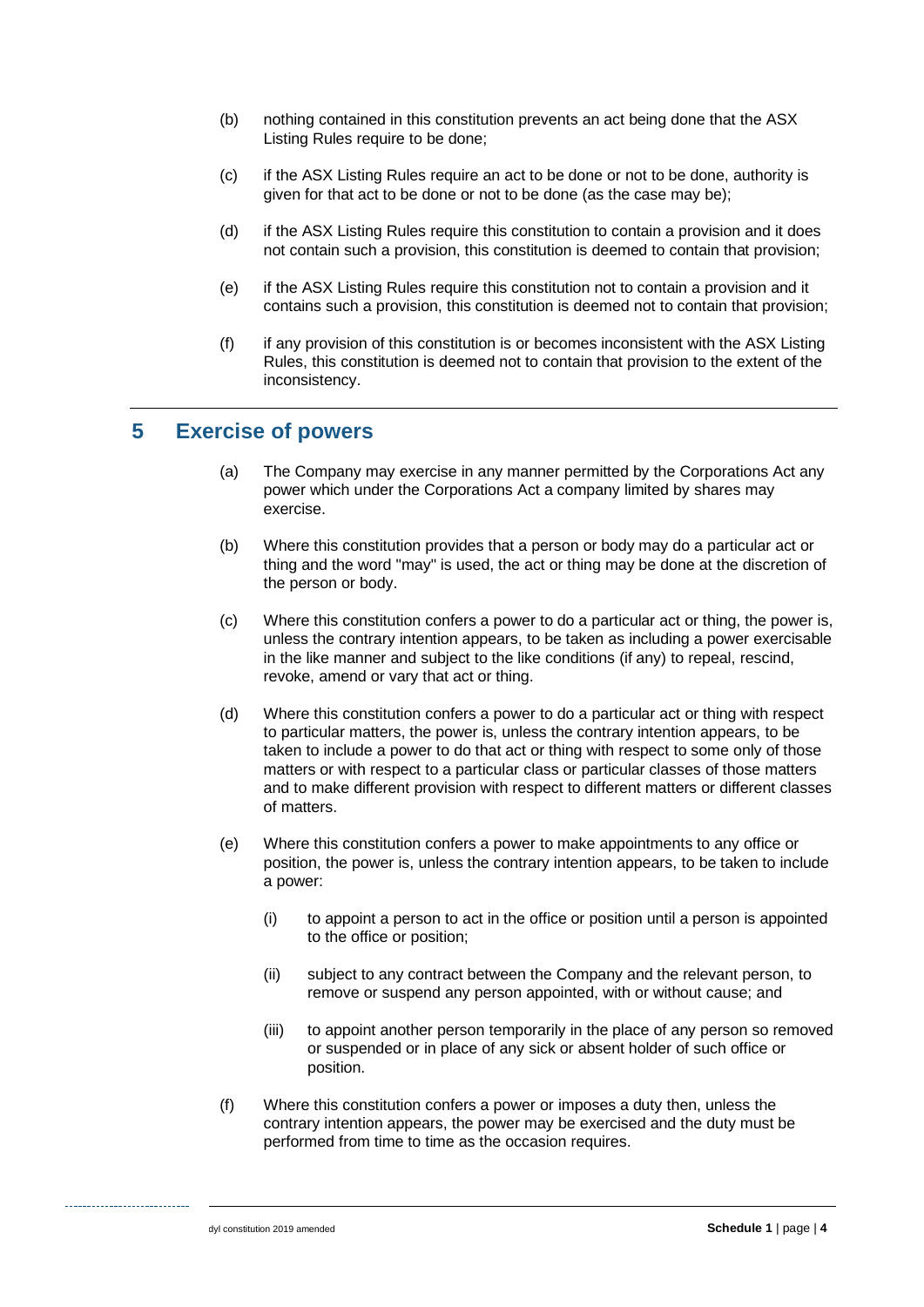(b) nothing contained in this constitution prevents an act being done that the ASX Listing Rules require to be done;

(c) if the ASX Listing Rules require an act to be done or not to be done, authority is given for that act to be done or not to be done (as the case may be);

(d) if the ASX Listing Rules require this constitution to contain a provision and it does not contain such a provision, this constitution is deemed to contain that provision;

(e) if the ASX Listing Rules require this constitution not to contain a provision and it contains such a provision, this constitution is deemed not to contain that provision;

(f) if any provision of this constitution is or becomes inconsistent with the ASX Listing Rules, this constitution is deemed not to contain that provision to the extent of the inconsistency.

## 5 Exercise of powers

(a) The Company may exercise in any manner permitted by the Corporations Act any power which under the Corporations Act a company limited by shares may exercise.

(b) Where this constitution provides that a person or body may do a particular act or thing and the word "may" is used, the act or thing may be done at the discretion of the person or body.

(c) Where this constitution confers a power to do a particular act or thing, the power is, unless the contrary intention appears, to be taken as including a power exercisable in the like manner and subject to the like conditions (if any) to repeal, rescind, revoke, amend or vary that act or thing.

(d) Where this constitution confers a power to do a particular act or thing with respect to particular matters, the power is, unless the contrary intention appears, to be taken to include a power to do that act or thing with respect to some only of those matters or with respect to a particular class or particular classes of those matters and to make different provision with respect to different matters or different classes of matters.

(e) Where this constitution confers a power to make appointments to any office or position, the power is, unless the contrary intention appears, to be taken to include a power:

  (i) to appoint a person to act in the office or position until a person is appointed to the office or position;

  (ii) subject to any contract between the Company and the relevant person, to remove or suspend any person appointed, with or without cause; and

  (iii) to appoint another person temporarily in the place of any person so removed or suspended or in place of any sick or absent holder of such office or position.

(f) Where this constitution confers a power or imposes a duty then, unless the contrary intention appears, the power may be exercised and the duty must be performed from time to time as the occasion requires.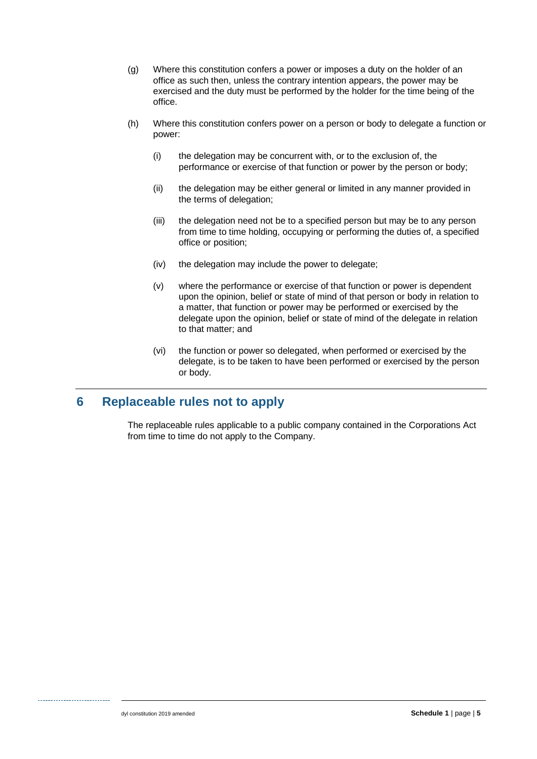(g) Where this constitution confers a power or imposes a duty on the holder of an office as such then, unless the contrary intention appears, the power may be exercised and the duty must be performed by the holder for the time being of the office.

(h) Where this constitution confers power on a person or body to delegate a function or power:

   (i) the delegation may be concurrent with, or to the exclusion of, the performance or exercise of that function or power by the person or body;

   (ii) the delegation may be either general or limited in any manner provided in the terms of delegation;

   (iii) the delegation need not be to a specified person but may be to any person from time to time holding, occupying or performing the duties of, a specified office or position;

   (iv) the delegation may include the power to delegate;

   (v) where the performance or exercise of that function or power is dependent upon the opinion, belief or state of mind of that person or body in relation to a matter, that function or power may be performed or exercised by the delegate upon the opinion, belief or state of mind of the delegate in relation to that matter; and

   (vi) the function or power so delegated, when performed or exercised by the delegate, is to be taken to have been performed or exercised by the person or body.

## 6 Replaceable rules not to apply

The replaceable rules applicable to a public company contained in the Corporations Act from time to time do not apply to the Company.